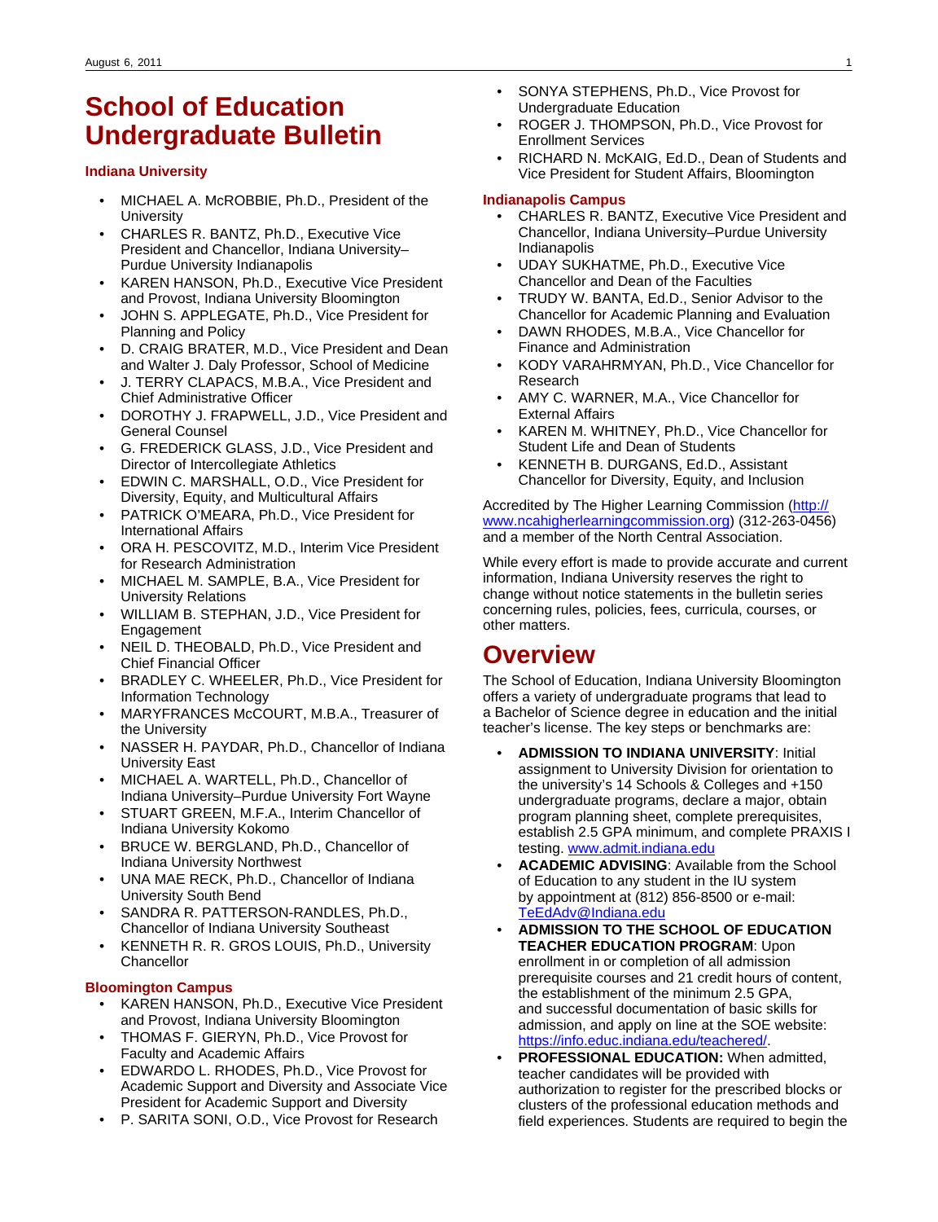# School of Education Undergraduate Bulletin

### Indiana University

- MICHAEL A. McROBBIE, Ph.D., President of the University
- CHARLES R. BANTZ, Ph.D., Executive Vice President and Chancellor, Indiana University–Purdue University Indianapolis
- KAREN HANSON, Ph.D., Executive Vice President and Provost, Indiana University Bloomington
- JOHN S. APPLEGATE, Ph.D., Vice President for Planning and Policy
- D. CRAIG BRATER, M.D., Vice President and Dean and Walter J. Daly Professor, School of Medicine
- J. TERRY CLAPACS, M.B.A., Vice President and Chief Administrative Officer
- DOROTHY J. FRAPWELL, J.D., Vice President and General Counsel
- G. FREDERICK GLASS, J.D., Vice President and Director of Intercollegiate Athletics
- EDWIN C. MARSHALL, O.D., Vice President for Diversity, Equity, and Multicultural Affairs
- PATRICK O'MEARA, Ph.D., Vice President for International Affairs
- ORA H. PESCOVITZ, M.D., Interim Vice President for Research Administration
- MICHAEL M. SAMPLE, B.A., Vice President for University Relations
- WILLIAM B. STEPHAN, J.D., Vice President for Engagement
- NEIL D. THEOBALD, Ph.D., Vice President and Chief Financial Officer
- BRADLEY C. WHEELER, Ph.D., Vice President for Information Technology
- MARYFRANCES McCOURT, M.B.A., Treasurer of the University
- NASSER H. PAYDAR, Ph.D., Chancellor of Indiana University East
- MICHAEL A. WARTELL, Ph.D., Chancellor of Indiana University–Purdue University Fort Wayne
- STUART GREEN, M.F.A., Interim Chancellor of Indiana University Kokomo
- BRUCE W. BERGLAND, Ph.D., Chancellor of Indiana University Northwest
- UNA MAE RECK, Ph.D., Chancellor of Indiana University South Bend
- SANDRA R. PATTERSON-RANDLES, Ph.D., Chancellor of Indiana University Southeast
- KENNETH R. R. GROS LOUIS, Ph.D., University Chancellor

### Bloomington Campus

- KAREN HANSON, Ph.D., Executive Vice President and Provost, Indiana University Bloomington
- THOMAS F. GIERYN, Ph.D., Vice Provost for Faculty and Academic Affairs
- EDWARDO L. RHODES, Ph.D., Vice Provost for Academic Support and Diversity and Associate Vice President for Academic Support and Diversity
- P. SARITA SONI, O.D., Vice Provost for Research
- SONYA STEPHENS, Ph.D., Vice Provost for Undergraduate Education
- ROGER J. THOMPSON, Ph.D., Vice Provost for Enrollment Services
- RICHARD N. McKAIG, Ed.D., Dean of Students and Vice President for Student Affairs, Bloomington

### Indianapolis Campus

- CHARLES R. BANTZ, Executive Vice President and Chancellor, Indiana University–Purdue University Indianapolis
- UDAY SUKHATME, Ph.D., Executive Vice Chancellor and Dean of the Faculties
- TRUDY W. BANTA, Ed.D., Senior Advisor to the Chancellor for Academic Planning and Evaluation
- DAWN RHODES, M.B.A., Vice Chancellor for Finance and Administration
- KODY VARAHRMYAN, Ph.D., Vice Chancellor for Research
- AMY C. WARNER, M.A., Vice Chancellor for External Affairs
- KAREN M. WHITNEY, Ph.D., Vice Chancellor for Student Life and Dean of Students
- KENNETH B. DURGANS, Ed.D., Assistant Chancellor for Diversity, Equity, and Inclusion

Accredited by The Higher Learning Commission (http://www.ncahigherlearningcommission.org) (312-263-0456) and a member of the North Central Association.

While every effort is made to provide accurate and current information, Indiana University reserves the right to change without notice statements in the bulletin series concerning rules, policies, fees, curricula, courses, or other matters.

# Overview

The School of Education, Indiana University Bloomington offers a variety of undergraduate programs that lead to a Bachelor of Science degree in education and the initial teacher's license. The key steps or benchmarks are:

- **ADMISSION TO INDIANA UNIVERSITY**: Initial assignment to University Division for orientation to the university's 14 Schools & Colleges and +150 undergraduate programs, declare a major, obtain program planning sheet, complete prerequisites, establish 2.5 GPA minimum, and complete PRAXIS I testing. www.admit.indiana.edu
- **ACADEMIC ADVISING**: Available from the School of Education to any student in the IU system by appointment at (812) 856-8500 or e-mail: TeEdAdv@Indiana.edu
- **ADMISSION TO THE SCHOOL OF EDUCATION TEACHER EDUCATION PROGRAM**: Upon enrollment in or completion of all admission prerequisite courses and 21 credit hours of content, the establishment of the minimum 2.5 GPA, and successful documentation of basic skills for admission, and apply on line at the SOE website: https://info.educ.indiana.edu/teachered/.
- **PROFESSIONAL EDUCATION:** When admitted, teacher candidates will be provided with authorization to register for the prescribed blocks or clusters of the professional education methods and field experiences. Students are required to begin the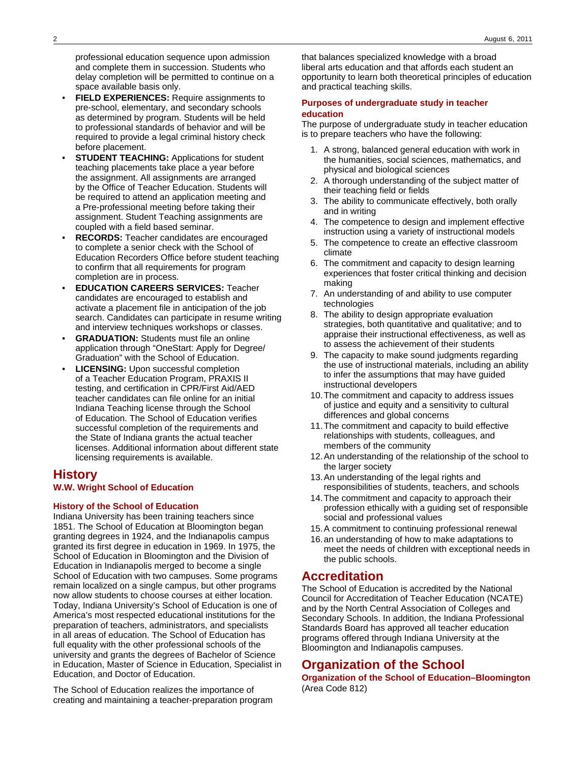professional education sequence upon admission and complete them in succession. Students who delay completion will be permitted to continue on a space available basis only.

- **FIELD EXPERIENCES:** Require assignments to pre-school, elementary, and secondary schools as determined by program. Students will be held to professional standards of behavior and will be required to provide a legal criminal history check before placement.
- **STUDENT TEACHING:** Applications for student teaching placements take place a year before the assignment. All assignments are arranged by the Office of Teacher Education. Students will be required to attend an application meeting and a Pre-professional meeting before taking their assignment. Student Teaching assignments are coupled with a field based seminar.
- **RECORDS:** Teacher candidates are encouraged to complete a senior check with the School of Education Recorders Office before student teaching to confirm that all requirements for program completion are in process.
- **EDUCATION CAREERS SERVICES:** Teacher candidates are encouraged to establish and activate a placement file in anticipation of the job search. Candidates can participate in resume writing and interview techniques workshops or classes.
- **GRADUATION:** Students must file an online application through "OneStart: Apply for Degree/ Graduation" with the School of Education.
- **LICENSING:** Upon successful completion of a Teacher Education Program, PRAXIS II testing, and certification in CPR/First Aid/AED teacher candidates can file online for an initial Indiana Teaching license through the School of Education. The School of Education verifies successful completion of the requirements and the State of Indiana grants the actual teacher licenses. Additional information about different state licensing requirements is available.

# History

### W.W. Wright School of Education

#### History of the School of Education

Indiana University has been training teachers since 1851. The School of Education at Bloomington began granting degrees in 1924, and the Indianapolis campus granted its first degree in education in 1969. In 1975, the School of Education in Bloomington and the Division of Education in Indianapolis merged to become a single School of Education with two campuses. Some programs remain localized on a single campus, but other programs now allow students to choose courses at either location. Today, Indiana University's School of Education is one of America's most respected educational institutions for the preparation of teachers, administrators, and specialists in all areas of education. The School of Education has full equality with the other professional schools of the university and grants the degrees of Bachelor of Science in Education, Master of Science in Education, Specialist in Education, and Doctor of Education.

The School of Education realizes the importance of creating and maintaining a teacher-preparation program that balances specialized knowledge with a broad liberal arts education and that affords each student an opportunity to learn both theoretical principles of education and practical teaching skills.

#### Purposes of undergraduate study in teacher education

The purpose of undergraduate study in teacher education is to prepare teachers who have the following:

1. A strong, balanced general education with work in the humanities, social sciences, mathematics, and physical and biological sciences
2. A thorough understanding of the subject matter of their teaching field or fields
3. The ability to communicate effectively, both orally and in writing
4. The competence to design and implement effective instruction using a variety of instructional models
5. The competence to create an effective classroom climate
6. The commitment and capacity to design learning experiences that foster critical thinking and decision making
7. An understanding of and ability to use computer technologies
8. The ability to design appropriate evaluation strategies, both quantitative and qualitative; and to appraise their instructional effectiveness, as well as to assess the achievement of their students
9. The capacity to make sound judgments regarding the use of instructional materials, including an ability to infer the assumptions that may have guided instructional developers
10. The commitment and capacity to address issues of justice and equity and a sensitivity to cultural differences and global concerns
11. The commitment and capacity to build effective relationships with students, colleagues, and members of the community
12. An understanding of the relationship of the school to the larger society
13. An understanding of the legal rights and responsibilities of students, teachers, and schools
14. The commitment and capacity to approach their profession ethically with a guiding set of responsible social and professional values
15. A commitment to continuing professional renewal
16. an understanding of how to make adaptations to meet the needs of children with exceptional needs in the public schools.

# Accreditation

The School of Education is accredited by the National Council for Accreditation of Teacher Education (NCATE) and by the North Central Association of Colleges and Secondary Schools. In addition, the Indiana Professional Standards Board has approved all teacher education programs offered through Indiana University at the Bloomington and Indianapolis campuses.

# Organization of the School

### Organization of the School of Education–Bloomington

(Area Code 812)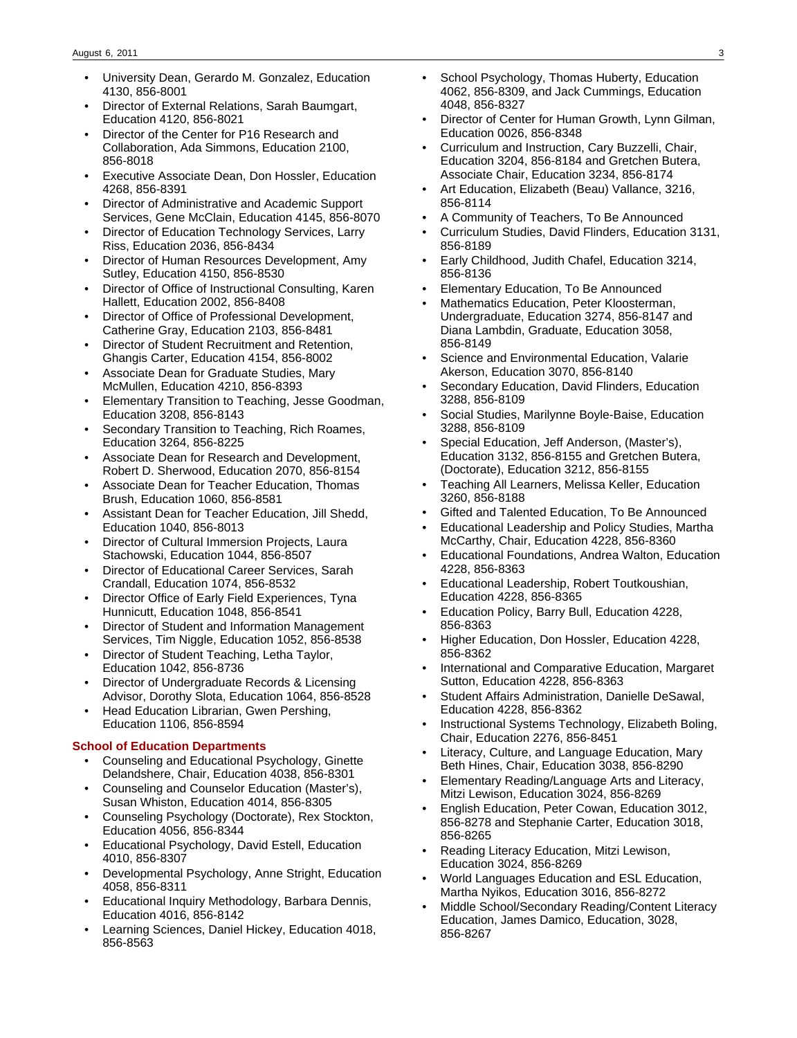- University Dean, Gerardo M. Gonzalez, Education 4130, 856-8001
- Director of External Relations, Sarah Baumgart, Education 4120, 856-8021
- Director of the Center for P16 Research and Collaboration, Ada Simmons, Education 2100, 856-8018
- Executive Associate Dean, Don Hossler, Education 4268, 856-8391
- Director of Administrative and Academic Support Services, Gene McClain, Education 4145, 856-8070
- Director of Education Technology Services, Larry Riss, Education 2036, 856-8434
- Director of Human Resources Development, Amy Sutley, Education 4150, 856-8530
- Director of Office of Instructional Consulting, Karen Hallett, Education 2002, 856-8408
- Director of Office of Professional Development, Catherine Gray, Education 2103, 856-8481
- Director of Student Recruitment and Retention, Ghangis Carter, Education 4154, 856-8002
- Associate Dean for Graduate Studies, Mary McMullen, Education 4210, 856-8393
- Elementary Transition to Teaching, Jesse Goodman, Education 3208, 856-8143
- Secondary Transition to Teaching, Rich Roames, Education 3264, 856-8225
- Associate Dean for Research and Development, Robert D. Sherwood, Education 2070, 856-8154
- Associate Dean for Teacher Education, Thomas Brush, Education 1060, 856-8581
- Assistant Dean for Teacher Education, Jill Shedd, Education 1040, 856-8013
- Director of Cultural Immersion Projects, Laura Stachowski, Education 1044, 856-8507
- Director of Educational Career Services, Sarah Crandall, Education 1074, 856-8532
- Director Office of Early Field Experiences, Tyna Hunnicutt, Education 1048, 856-8541
- Director of Student and Information Management Services, Tim Niggle, Education 1052, 856-8538
- Director of Student Teaching, Letha Taylor, Education 1042, 856-8736
- Director of Undergraduate Records & Licensing Advisor, Dorothy Slota, Education 1064, 856-8528
- Head Education Librarian, Gwen Pershing, Education 1106, 856-8594

### School of Education Departments

- Counseling and Educational Psychology, Ginette Delandshere, Chair, Education 4038, 856-8301
- Counseling and Counselor Education (Master's), Susan Whiston, Education 4014, 856-8305
- Counseling Psychology (Doctorate), Rex Stockton, Education 4056, 856-8344
- Educational Psychology, David Estell, Education 4010, 856-8307
- Developmental Psychology, Anne Stright, Education 4058, 856-8311
- Educational Inquiry Methodology, Barbara Dennis, Education 4016, 856-8142
- Learning Sciences, Daniel Hickey, Education 4018, 856-8563
- School Psychology, Thomas Huberty, Education 4062, 856-8309, and Jack Cummings, Education 4048, 856-8327
- Director of Center for Human Growth, Lynn Gilman, Education 0026, 856-8348
- Curriculum and Instruction, Cary Buzzelli, Chair, Education 3204, 856-8184 and Gretchen Butera, Associate Chair, Education 3234, 856-8174
- Art Education, Elizabeth (Beau) Vallance, 3216, 856-8114
- A Community of Teachers, To Be Announced
- Curriculum Studies, David Flinders, Education 3131, 856-8189
- Early Childhood, Judith Chafel, Education 3214, 856-8136
- Elementary Education, To Be Announced
- Mathematics Education, Peter Kloosterman, Undergraduate, Education 3274, 856-8147 and Diana Lambdin, Graduate, Education 3058, 856-8149
- Science and Environmental Education, Valarie Akerson, Education 3070, 856-8140
- Secondary Education, David Flinders, Education 3288, 856-8109
- Social Studies, Marilynne Boyle-Baise, Education 3288, 856-8109
- Special Education, Jeff Anderson, (Master's), Education 3132, 856-8155 and Gretchen Butera, (Doctorate), Education 3212, 856-8155
- Teaching All Learners, Melissa Keller, Education 3260, 856-8188
- Gifted and Talented Education, To Be Announced
- Educational Leadership and Policy Studies, Martha McCarthy, Chair, Education 4228, 856-8360
- Educational Foundations, Andrea Walton, Education 4228, 856-8363
- Educational Leadership, Robert Toutkoushian, Education 4228, 856-8365
- Education Policy, Barry Bull, Education 4228, 856-8363
- Higher Education, Don Hossler, Education 4228, 856-8362
- International and Comparative Education, Margaret Sutton, Education 4228, 856-8363
- Student Affairs Administration, Danielle DeSawal, Education 4228, 856-8362
- Instructional Systems Technology, Elizabeth Boling, Chair, Education 2276, 856-8451
- Literacy, Culture, and Language Education, Mary Beth Hines, Chair, Education 3038, 856-8290
- Elementary Reading/Language Arts and Literacy, Mitzi Lewison, Education 3024, 856-8269
- English Education, Peter Cowan, Education 3012, 856-8278 and Stephanie Carter, Education 3018, 856-8265
- Reading Literacy Education, Mitzi Lewison, Education 3024, 856-8269
- World Languages Education and ESL Education, Martha Nyikos, Education 3016, 856-8272
- Middle School/Secondary Reading/Content Literacy Education, James Damico, Education, 3028, 856-8267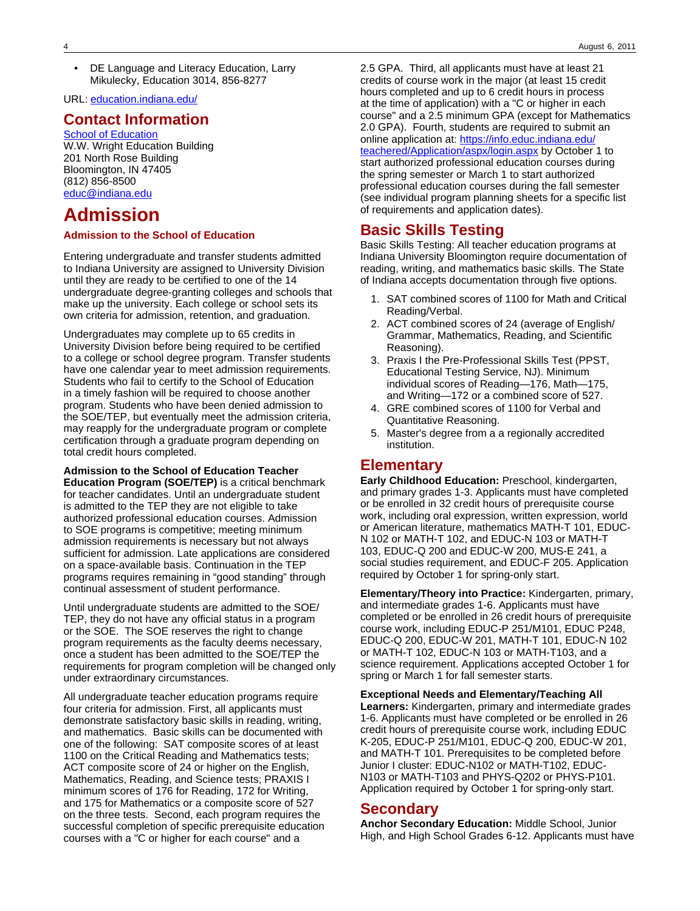- DE Language and Literacy Education, Larry Mikulecky, Education 3014, 856-8277

URL: [education.indiana.edu/](http://education.indiana.edu/)

## Contact Information

[School of Education](http://education.indiana.edu/)
W.W. Wright Education Building
201 North Rose Building
Bloomington, IN 47405
(812) 856-8500
[educ@indiana.edu](mailto:educ@indiana.edu)

# Admission

### Admission to the School of Education

Entering undergraduate and transfer students admitted to Indiana University are assigned to University Division until they are ready to be certified to one of the 14 undergraduate degree-granting colleges and schools that make up the university. Each college or school sets its own criteria for admission, retention, and graduation.

Undergraduates may complete up to 65 credits in University Division before being required to be certified to a college or school degree program. Transfer students have one calendar year to meet admission requirements. Students who fail to certify to the School of Education in a timely fashion will be required to choose another program. Students who have been denied admission to the SOE/TEP, but eventually meet the admission criteria, may reapply for the undergraduate program or complete certification through a graduate program depending on total credit hours completed.

**Admission to the School of Education Teacher Education Program (SOE/TEP)** is a critical benchmark for teacher candidates. Until an undergraduate student is admitted to the TEP they are not eligible to take authorized professional education courses. Admission to SOE programs is competitive; meeting minimum admission requirements is necessary but not always sufficient for admission. Late applications are considered on a space-available basis. Continuation in the TEP programs requires remaining in "good standing" through continual assessment of student performance.

Until undergraduate students are admitted to the SOE/TEP, they do not have any official status in a program or the SOE. The SOE reserves the right to change program requirements as the faculty deems necessary, once a student has been admitted to the SOE/TEP the requirements for program completion will be changed only under extraordinary circumstances.

All undergraduate teacher education programs require four criteria for admission. First, all applicants must demonstrate satisfactory basic skills in reading, writing, and mathematics. Basic skills can be documented with one of the following: SAT composite scores of at least 1100 on the Critical Reading and Mathematics tests; ACT composite score of 24 or higher on the English, Mathematics, Reading, and Science tests; PRAXIS I minimum scores of 176 for Reading, 172 for Writing, and 175 for Mathematics or a composite score of 527 on the three tests. Second, each program requires the successful completion of specific prerequisite education courses with a "C or higher for each course" and a 2.5 GPA. Third, all applicants must have at least 21 credits of course work in the major (at least 15 credit hours completed and up to 6 credit hours in process at the time of application) with a "C or higher in each course" and a 2.5 minimum GPA (except for Mathematics 2.0 GPA). Fourth, students are required to submit an online application at: [https://info.educ.indiana.edu/teachered/Application/aspx/login.aspx](https://info.educ.indiana.edu/teachered/Application/aspx/login.aspx) by October 1 to start authorized professional education courses during the spring semester or March 1 to start authorized professional education courses during the fall semester (see individual program planning sheets for a specific list of requirements and application dates).

## Basic Skills Testing

Basic Skills Testing: All teacher education programs at Indiana University Bloomington require documentation of reading, writing, and mathematics basic skills. The State of Indiana accepts documentation through five options.

1. SAT combined scores of 1100 for Math and Critical Reading/Verbal.
2. ACT combined scores of 24 (average of English/Grammar, Mathematics, Reading, and Scientific Reasoning).
3. Praxis I the Pre-Professional Skills Test (PPST, Educational Testing Service, NJ). Minimum individual scores of Reading—176, Math—175, and Writing—172 or a combined score of 527.
4. GRE combined scores of 1100 for Verbal and Quantitative Reasoning.
5. Master's degree from a a regionally accredited institution.

## Elementary

**Early Childhood Education:** Preschool, kindergarten, and primary grades 1-3. Applicants must have completed or be enrolled in 32 credit hours of prerequisite course work, including oral expression, written expression, world or American literature, mathematics MATH-T 101, EDUC-N 102 or MATH-T 102, and EDUC-N 103 or MATH-T 103, EDUC-Q 200 and EDUC-W 200, MUS-E 241, a social studies requirement, and EDUC-F 205. Application required by October 1 for spring-only start.

**Elementary/Theory into Practice:** Kindergarten, primary, and intermediate grades 1-6. Applicants must have completed or be enrolled in 26 credit hours of prerequisite course work, including EDUC-P 251/M101, EDUC P248, EDUC-Q 200, EDUC-W 201, MATH-T 101, EDUC-N 102 or MATH-T 102, EDUC-N 103 or MATH-T103, and a science requirement. Applications accepted October 1 for spring or March 1 for fall semester starts.

**Exceptional Needs and Elementary/Teaching All Learners:** Kindergarten, primary and intermediate grades 1-6. Applicants must have completed or be enrolled in 26 credit hours of prerequisite course work, including EDUC K-205, EDUC-P 251/M101, EDUC-Q 200, EDUC-W 201, and MATH-T 101. Prerequisites to be completed before Junior I cluster: EDUC-N102 or MATH-T102, EDUC-N103 or MATH-T103 and PHYS-Q202 or PHYS-P101. Application required by October 1 for spring-only start.

## Secondary

**Anchor Secondary Education:** Middle School, Junior High, and High School Grades 6-12. Applicants must have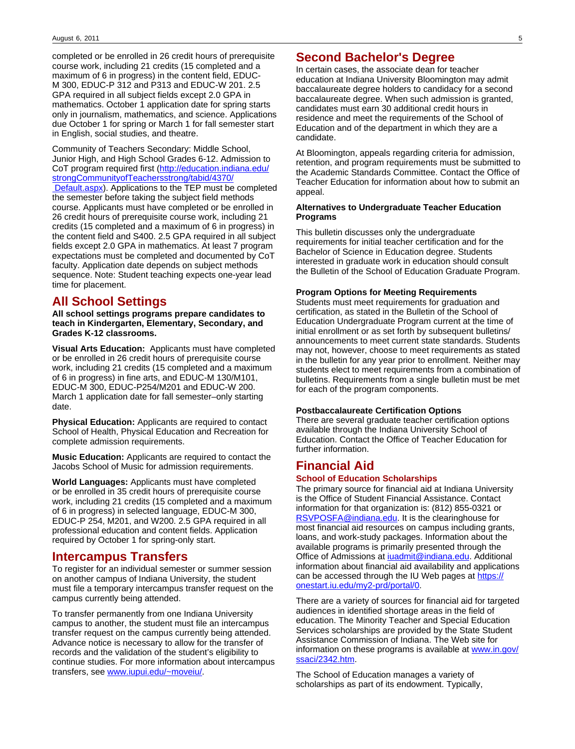completed or be enrolled in 26 credit hours of prerequisite course work, including 21 credits (15 completed and a maximum of 6 in progress) in the content field, EDUC-M 300, EDUC-P 312 and P313 and EDUC-W 201. 2.5 GPA required in all subject fields except 2.0 GPA in mathematics. October 1 application date for spring starts only in journalism, mathematics, and science. Applications due October 1 for spring or March 1 for fall semester start in English, social studies, and theatre.

Community of Teachers Secondary: Middle School, Junior High, and High School Grades 6-12. Admission to CoT program required first (http://education.indiana.edu/strongCommunityofTeachersstrong/tabid/4370/Default.aspx). Applications to the TEP must be completed the semester before taking the subject field methods course. Applicants must have completed or be enrolled in 26 credit hours of prerequisite course work, including 21 credits (15 completed and a maximum of 6 in progress) in the content field and S400. 2.5 GPA required in all subject fields except 2.0 GPA in mathematics. At least 7 program expectations must be completed and documented by CoT faculty. Application date depends on subject methods sequence. Note: Student teaching expects one-year lead time for placement.

## All School Settings

**All school settings programs prepare candidates to teach in Kindergarten, Elementary, Secondary, and Grades K-12 classrooms.**

**Visual Arts Education:** Applicants must have completed or be enrolled in 26 credit hours of prerequisite course work, including 21 credits (15 completed and a maximum of 6 in progress) in fine arts, and EDUC-M 130/M101, EDUC-M 300, EDUC-P254/M201 and EDUC-W 200. March 1 application date for fall semester–only starting date.

**Physical Education:** Applicants are required to contact School of Health, Physical Education and Recreation for complete admission requirements.

**Music Education:** Applicants are required to contact the Jacobs School of Music for admission requirements.

**World Languages:** Applicants must have completed or be enrolled in 35 credit hours of prerequisite course work, including 21 credits (15 completed and a maximum of 6 in progress) in selected language, EDUC-M 300, EDUC-P 254, M201, and W200. 2.5 GPA required in all professional education and content fields. Application required by October 1 for spring-only start.

## Intercampus Transfers

To register for an individual semester or summer session on another campus of Indiana University, the student must file a temporary intercampus transfer request on the campus currently being attended.

To transfer permanently from one Indiana University campus to another, the student must file an intercampus transfer request on the campus currently being attended. Advance notice is necessary to allow for the transfer of records and the validation of the student's eligibility to continue studies. For more information about intercampus transfers, see www.iupui.edu/~moveiu/.

## Second Bachelor's Degree

In certain cases, the associate dean for teacher education at Indiana University Bloomington may admit baccalaureate degree holders to candidacy for a second baccalaureate degree. When such admission is granted, candidates must earn 30 additional credit hours in residence and meet the requirements of the School of Education and of the department in which they are a candidate.

At Bloomington, appeals regarding criteria for admission, retention, and program requirements must be submitted to the Academic Standards Committee. Contact the Office of Teacher Education for information about how to submit an appeal.

**Alternatives to Undergraduate Teacher Education Programs**

This bulletin discusses only the undergraduate requirements for initial teacher certification and for the Bachelor of Science in Education degree. Students interested in graduate work in education should consult the Bulletin of the School of Education Graduate Program.

**Program Options for Meeting Requirements**

Students must meet requirements for graduation and certification, as stated in the Bulletin of the School of Education Undergraduate Program current at the time of initial enrollment or as set forth by subsequent bulletins/announcements to meet current state standards. Students may not, however, choose to meet requirements as stated in the bulletin for any year prior to enrollment. Neither may students elect to meet requirements from a combination of bulletins. Requirements from a single bulletin must be met for each of the program components.

**Postbaccalaureate Certification Options**

There are several graduate teacher certification options available through the Indiana University School of Education. Contact the Office of Teacher Education for further information.

## Financial Aid

### School of Education Scholarships

The primary source for financial aid at Indiana University is the Office of Student Financial Assistance. Contact information for that organization is: (812) 855-0321 or RSVPOSFA@indiana.edu. It is the clearinghouse for most financial aid resources on campus including grants, loans, and work-study packages. Information about the available programs is primarily presented through the Office of Admissions at iuadmit@indiana.edu. Additional information about financial aid availability and applications can be accessed through the IU Web pages at https://onestart.iu.edu/my2-prd/portal/0.

There are a variety of sources for financial aid for targeted audiences in identified shortage areas in the field of education. The Minority Teacher and Special Education Services scholarships are provided by the State Student Assistance Commission of Indiana. The Web site for information on these programs is available at www.in.gov/ssaci/2342.htm.

The School of Education manages a variety of scholarships as part of its endowment. Typically,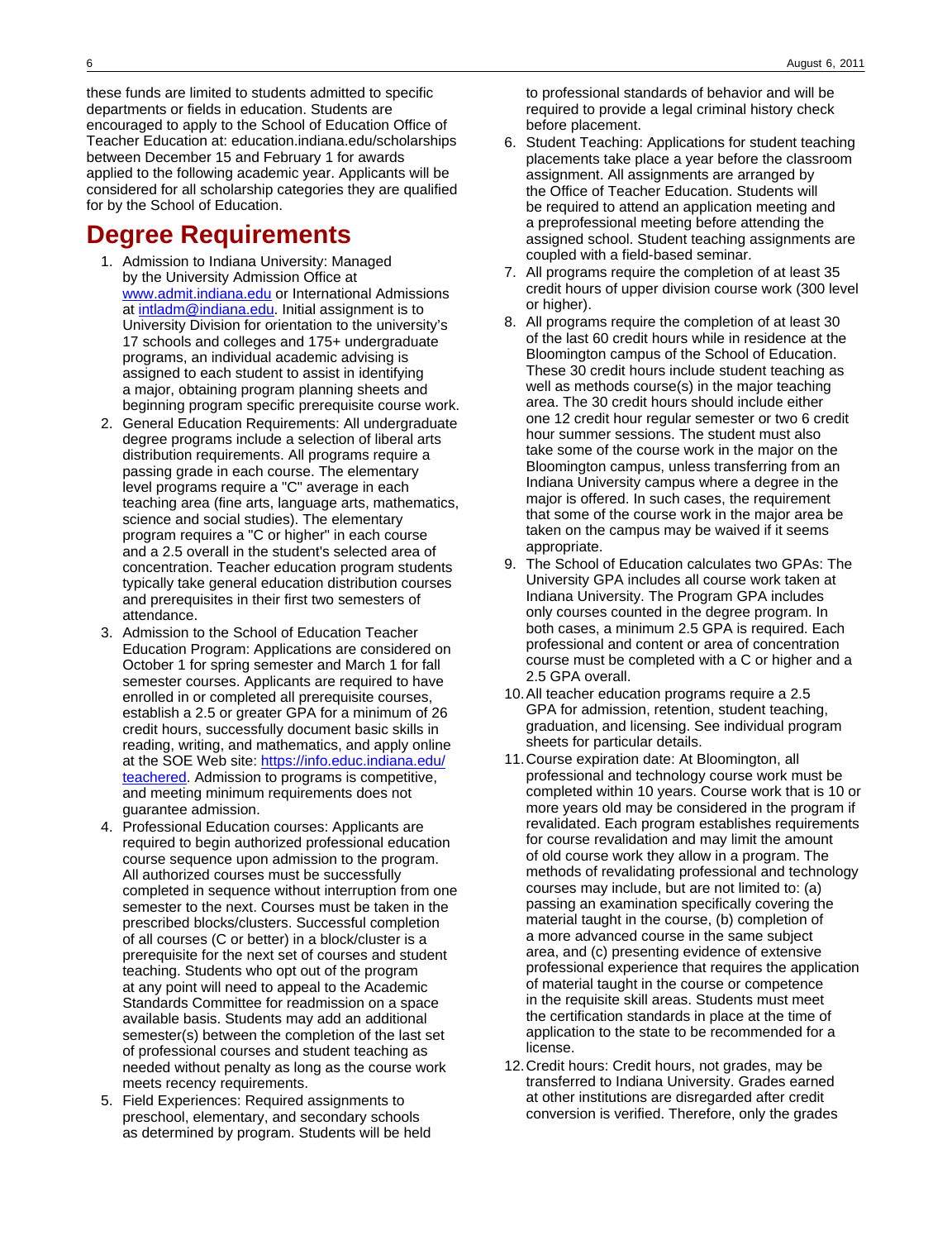these funds are limited to students admitted to specific departments or fields in education. Students are encouraged to apply to the School of Education Office of Teacher Education at: education.indiana.edu/scholarships between December 15 and February 1 for awards applied to the following academic year. Applicants will be considered for all scholarship categories they are qualified for by the School of Education.

# Degree Requirements

1. Admission to Indiana University: Managed by the University Admission Office at [www.admit.indiana.edu](www.admit.indiana.edu) or International Admissions at [intladm@indiana.edu](mailto:intladm@indiana.edu). Initial assignment is to University Division for orientation to the university's 17 schools and colleges and 175+ undergraduate programs, an individual academic advising is assigned to each student to assist in identifying a major, obtaining program planning sheets and beginning program specific prerequisite course work.
2. General Education Requirements: All undergraduate degree programs include a selection of liberal arts distribution requirements. All programs require a passing grade in each course. The elementary level programs require a "C" average in each teaching area (fine arts, language arts, mathematics, science and social studies). The elementary program requires a "C or higher" in each course and a 2.5 overall in the student's selected area of concentration. Teacher education program students typically take general education distribution courses and prerequisites in their first two semesters of attendance.
3. Admission to the School of Education Teacher Education Program: Applications are considered on October 1 for spring semester and March 1 for fall semester courses. Applicants are required to have enrolled in or completed all prerequisite courses, establish a 2.5 or greater GPA for a minimum of 26 credit hours, successfully document basic skills in reading, writing, and mathematics, and apply online at the SOE Web site: [https://info.educ.indiana.edu/teachered](https://info.educ.indiana.edu/teachered). Admission to programs is competitive, and meeting minimum requirements does not guarantee admission.
4. Professional Education courses: Applicants are required to begin authorized professional education course sequence upon admission to the program. All authorized courses must be successfully completed in sequence without interruption from one semester to the next. Courses must be taken in the prescribed blocks/clusters. Successful completion of all courses (C or better) in a block/cluster is a prerequisite for the next set of courses and student teaching. Students who opt out of the program at any point will need to appeal to the Academic Standards Committee for readmission on a space available basis. Students may add an additional semester(s) between the completion of the last set of professional courses and student teaching as needed without penalty as long as the course work meets recency requirements.
5. Field Experiences: Required assignments to preschool, elementary, and secondary schools as determined by program. Students will be held to professional standards of behavior and will be required to provide a legal criminal history check before placement.
6. Student Teaching: Applications for student teaching placements take place a year before the classroom assignment. All assignments are arranged by the Office of Teacher Education. Students will be required to attend an application meeting and a preprofessional meeting before attending the assigned school. Student teaching assignments are coupled with a field-based seminar.
7. All programs require the completion of at least 35 credit hours of upper division course work (300 level or higher).
8. All programs require the completion of at least 30 of the last 60 credit hours while in residence at the Bloomington campus of the School of Education. These 30 credit hours include student teaching as well as methods course(s) in the major teaching area. The 30 credit hours should include either one 12 credit hour regular semester or two 6 credit hour summer sessions. The student must also take some of the course work in the major on the Bloomington campus, unless transferring from an Indiana University campus where a degree in the major is offered. In such cases, the requirement that some of the course work in the major area be taken on the campus may be waived if it seems appropriate.
9. The School of Education calculates two GPAs: The University GPA includes all course work taken at Indiana University. The Program GPA includes only courses counted in the degree program. In both cases, a minimum 2.5 GPA is required. Each professional and content or area of concentration course must be completed with a C or higher and a 2.5 GPA overall.
10. All teacher education programs require a 2.5 GPA for admission, retention, student teaching, graduation, and licensing. See individual program sheets for particular details.
11. Course expiration date: At Bloomington, all professional and technology course work must be completed within 10 years. Course work that is 10 or more years old may be considered in the program if revalidated. Each program establishes requirements for course revalidation and may limit the amount of old course work they allow in a program. The methods of revalidating professional and technology courses may include, but are not limited to: (a) passing an examination specifically covering the material taught in the course, (b) completion of a more advanced course in the same subject area, and (c) presenting evidence of extensive professional experience that requires the application of material taught in the course or competence in the requisite skill areas. Students must meet the certification standards in place at the time of application to the state to be recommended for a license.
12. Credit hours: Credit hours, not grades, may be transferred to Indiana University. Grades earned at other institutions are disregarded after credit conversion is verified. Therefore, only the grades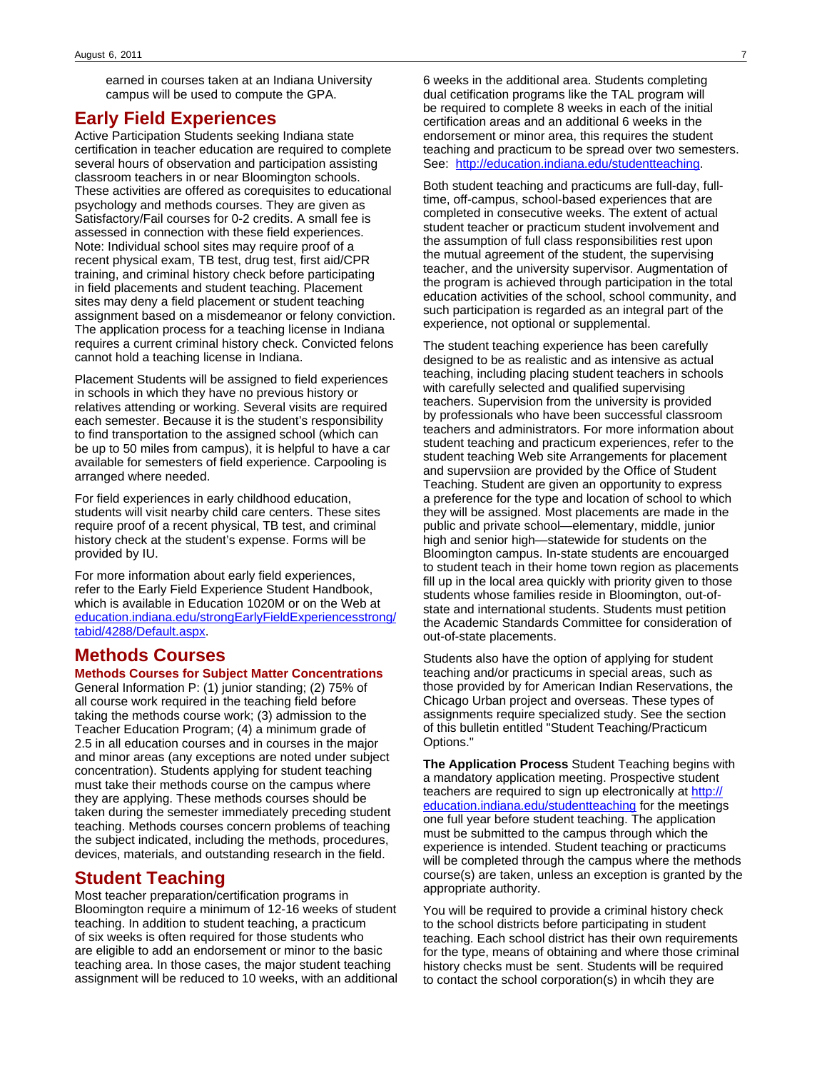earned in courses taken at an Indiana University campus will be used to compute the GPA.

## Early Field Experiences

Active Participation Students seeking Indiana state certification in teacher education are required to complete several hours of observation and participation assisting classroom teachers in or near Bloomington schools. These activities are offered as corequisites to educational psychology and methods courses. They are given as Satisfactory/Fail courses for 0-2 credits. A small fee is assessed in connection with these field experiences. Note: Individual school sites may require proof of a recent physical exam, TB test, drug test, first aid/CPR training, and criminal history check before participating in field placements and student teaching. Placement sites may deny a field placement or student teaching assignment based on a misdemeanor or felony conviction. The application process for a teaching license in Indiana requires a current criminal history check. Convicted felons cannot hold a teaching license in Indiana.

Placement Students will be assigned to field experiences in schools in which they have no previous history or relatives attending or working. Several visits are required each semester. Because it is the student's responsibility to find transportation to the assigned school (which can be up to 50 miles from campus), it is helpful to have a car available for semesters of field experience. Carpooling is arranged where needed.

For field experiences in early childhood education, students will visit nearby child care centers. These sites require proof of a recent physical, TB test, and criminal history check at the student's expense. Forms will be provided by IU.

For more information about early field experiences, refer to the Early Field Experience Student Handbook, which is available in Education 1020M or on the Web at education.indiana.edu/strongEarlyFieldExperiencesstrong/tabid/4288/Default.aspx.

## Methods Courses

### Methods Courses for Subject Matter Concentrations

General Information P: (1) junior standing; (2) 75% of all course work required in the teaching field before taking the methods course work; (3) admission to the Teacher Education Program; (4) a minimum grade of 2.5 in all education courses and in courses in the major and minor areas (any exceptions are noted under subject concentration). Students applying for student teaching must take their methods course on the campus where they are applying. These methods courses should be taken during the semester immediately preceding student teaching. Methods courses concern problems of teaching the subject indicated, including the methods, procedures, devices, materials, and outstanding research in the field.

## Student Teaching

Most teacher preparation/certification programs in Bloomington require a minimum of 12-16 weeks of student teaching. In addition to student teaching, a practicum of six weeks is often required for those students who are eligible to add an endorsement or minor to the basic teaching area. In those cases, the major student teaching assignment will be reduced to 10 weeks, with an additional 6 weeks in the additional area. Students completing dual cetification programs like the TAL program will be required to complete 8 weeks in each of the initial certification areas and an additional 6 weeks in the endorsement or minor area, this requires the student teaching and practicum to be spread over two semesters. See: http://education.indiana.edu/studentteaching.

Both student teaching and practicums are full-day, full-time, off-campus, school-based experiences that are completed in consecutive weeks. The extent of actual student teacher or practicum student involvement and the assumption of full class responsibilities rest upon the mutual agreement of the student, the supervising teacher, and the university supervisor. Augmentation of the program is achieved through participation in the total education activities of the school, school community, and such participation is regarded as an integral part of the experience, not optional or supplemental.

The student teaching experience has been carefully designed to be as realistic and as intensive as actual teaching, including placing student teachers in schools with carefully selected and qualified supervising teachers. Supervision from the university is provided by professionals who have been successful classroom teachers and administrators. For more information about student teaching and practicum experiences, refer to the student teaching Web site Arrangements for placement and supervsiion are provided by the Office of Student Teaching. Student are given an opportunity to express a preference for the type and location of school to which they will be assigned. Most placements are made in the public and private school—elementary, middle, junior high and senior high—statewide for students on the Bloomington campus. In-state students are encouarged to student teach in their home town region as placements fill up in the local area quickly with priority given to those students whose families reside in Bloomington, out-of-state and international students. Students must petition the Academic Standards Committee for consideration of out-of-state placements.

Students also have the option of applying for student teaching and/or practicums in special areas, such as those provided by for American Indian Reservations, the Chicago Urban project and overseas. These types of assignments require specialized study. See the section of this bulletin entitled "Student Teaching/Practicum Options."

**The Application Process** Student Teaching begins with a mandatory application meeting. Prospective student teachers are required to sign up electronically at http://education.indiana.edu/studentteaching for the meetings one full year before student teaching. The application must be submitted to the campus through which the experience is intended. Student teaching or practicums will be completed through the campus where the methods course(s) are taken, unless an exception is granted by the appropriate authority.

You will be required to provide a criminal history check to the school districts before participating in student teaching. Each school district has their own requirements for the type, means of obtaining and where those criminal history checks must be sent. Students will be required to contact the school corporation(s) in whcih they are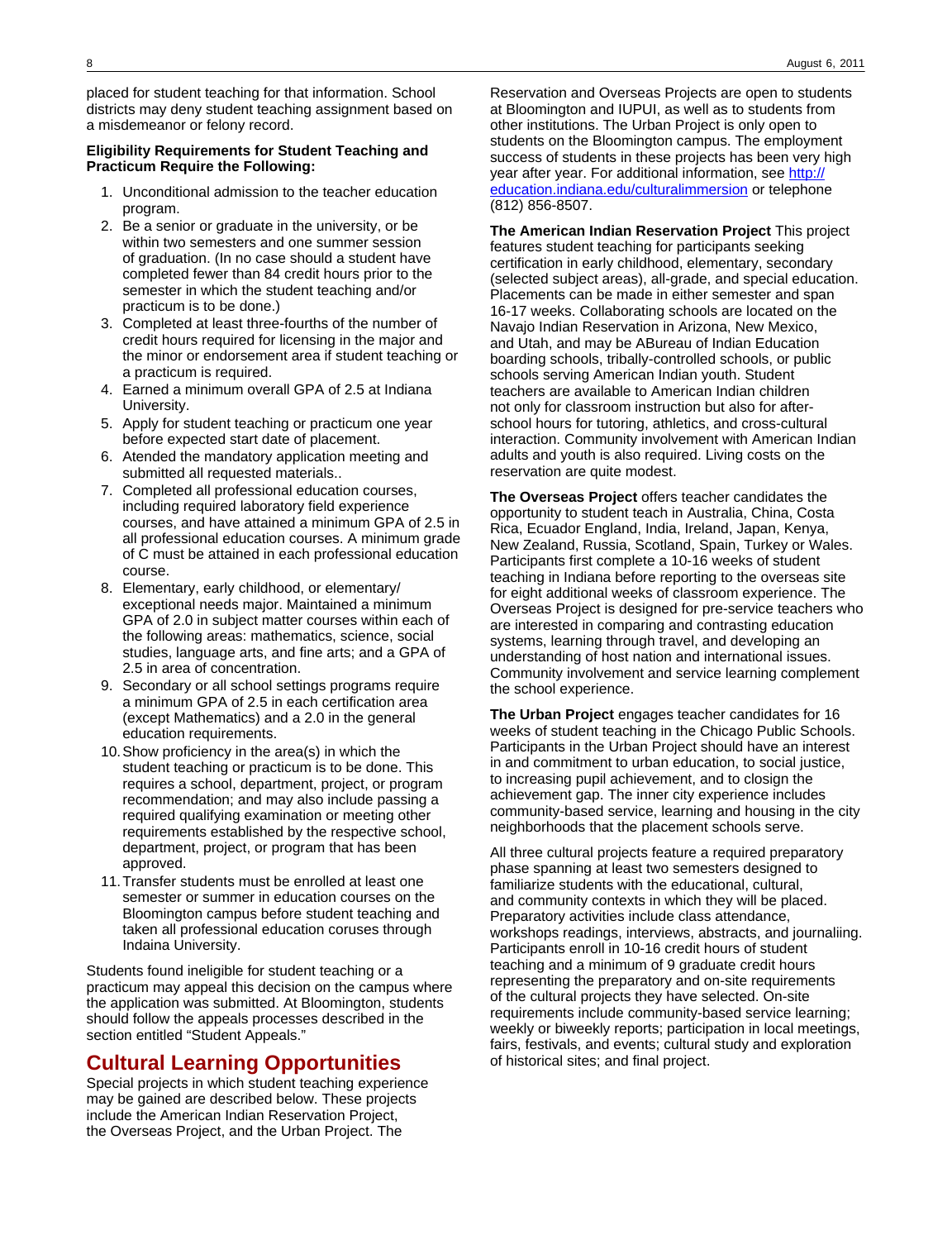placed for student teaching for that information. School districts may deny student teaching assignment based on a misdemeanor or felony record.

**Eligibility Requirements for Student Teaching and Practicum Require the Following:**

1. Unconditional admission to the teacher education program.
2. Be a senior or graduate in the university, or be within two semesters and one summer session of graduation. (In no case should a student have completed fewer than 84 credit hours prior to the semester in which the student teaching and/or practicum is to be done.)
3. Completed at least three-fourths of the number of credit hours required for licensing in the major and the minor or endorsement area if student teaching or a practicum is required.
4. Earned a minimum overall GPA of 2.5 at Indiana University.
5. Apply for student teaching or practicum one year before expected start date of placement.
6. Atended the mandatory application meeting and submitted all requested materials..
7. Completed all professional education courses, including required laboratory field experience courses, and have attained a minimum GPA of 2.5 in all professional education courses. A minimum grade of C must be attained in each professional education course.
8. Elementary, early childhood, or elementary/ exceptional needs major. Maintained a minimum GPA of 2.0 in subject matter courses within each of the following areas: mathematics, science, social studies, language arts, and fine arts; and a GPA of 2.5 in area of concentration.
9. Secondary or all school settings programs require a minimum GPA of 2.5 in each certification area (except Mathematics) and a 2.0 in the general education requirements.
10. Show proficiency in the area(s) in which the student teaching or practicum is to be done. This requires a school, department, project, or program recommendation; and may also include passing a required qualifying examination or meeting other requirements established by the respective school, department, project, or program that has been approved.
11. Transfer students must be enrolled at least one semester or summer in education courses on the Bloomington campus before student teaching and taken all professional education coruses through Indaina University.

Students found ineligible for student teaching or a practicum may appeal this decision on the campus where the application was submitted. At Bloomington, students should follow the appeals processes described in the section entitled "Student Appeals."

## Cultural Learning Opportunities

Special projects in which student teaching experience may be gained are described below. These projects include the American Indian Reservation Project, the Overseas Project, and the Urban Project. The Reservation and Overseas Projects are open to students at Bloomington and IUPUI, as well as to students from other institutions. The Urban Project is only open to students on the Bloomington campus. The employment success of students in these projects has been very high year after year. For additional information, see http://education.indiana.edu/culturalimmersion or telephone (812) 856-8507.

**The American Indian Reservation Project** This project features student teaching for participants seeking certification in early childhood, elementary, secondary (selected subject areas), all-grade, and special education. Placements can be made in either semester and span 16-17 weeks. Collaborating schools are located on the Navajo Indian Reservation in Arizona, New Mexico, and Utah, and may be ABureau of Indian Education boarding schools, tribally-controlled schools, or public schools serving American Indian youth. Student teachers are available to American Indian children not only for classroom instruction but also for after-school hours for tutoring, athletics, and cross-cultural interaction. Community involvement with American Indian adults and youth is also required. Living costs on the reservation are quite modest.

**The Overseas Project** offers teacher candidates the opportunity to student teach in Australia, China, Costa Rica, Ecuador England, India, Ireland, Japan, Kenya, New Zealand, Russia, Scotland, Spain, Turkey or Wales. Participants first complete a 10-16 weeks of student teaching in Indiana before reporting to the overseas site for eight additional weeks of classroom experience. The Overseas Project is designed for pre-service teachers who are interested in comparing and contrasting education systems, learning through travel, and developing an understanding of host nation and international issues. Community involvement and service learning complement the school experience.

**The Urban Project** engages teacher candidates for 16 weeks of student teaching in the Chicago Public Schools. Participants in the Urban Project should have an interest in and commitment to urban education, to social justice, to increasing pupil achievement, and to closign the achievement gap. The inner city experience includes community-based service, learning and housing in the city neighborhoods that the placement schools serve.

All three cultural projects feature a required preparatory phase spanning at least two semesters designed to familiarize students with the educational, cultural, and community contexts in which they will be placed. Preparatory activities include class attendance, workshops readings, interviews, abstracts, and journaliing. Participants enroll in 10-16 credit hours of student teaching and a minimum of 9 graduate credit hours representing the preparatory and on-site requirements of the cultural projects they have selected. On-site requirements include community-based service learning; weekly or biweekly reports; participation in local meetings, fairs, festivals, and events; cultural study and exploration of historical sites; and final project.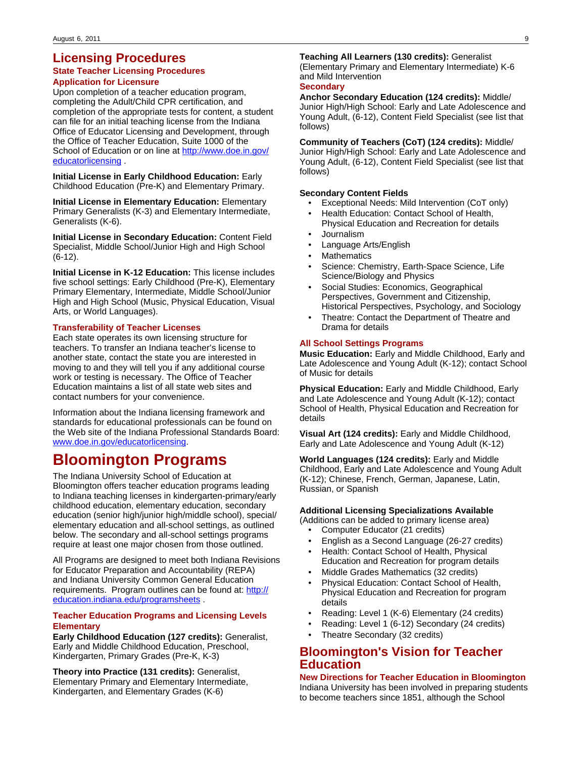## Licensing Procedures

### State Teacher Licensing Procedures

### Application for Licensure

Upon completion of a teacher education program, completing the Adult/Child CPR certification, and completion of the appropriate tests for content, a student can file for an initial teaching license from the Indiana Office of Educator Licensing and Development, through the Office of Teacher Education, Suite 1000 of the School of Education or on line at [http://www.doe.in.gov/educatorlicensing](http://www.doe.in.gov/educatorlicensing) .

**Initial License in Early Childhood Education:** Early Childhood Education (Pre-K) and Elementary Primary.

**Initial License in Elementary Education:** Elementary Primary Generalists (K-3) and Elementary Intermediate, Generalists (K-6).

**Initial License in Secondary Education:** Content Field Specialist, Middle School/Junior High and High School (6-12).

**Initial License in K-12 Education:** This license includes five school settings: Early Childhood (Pre-K), Elementary Primary Elementary, Intermediate, Middle School/Junior High and High School (Music, Physical Education, Visual Arts, or World Languages).

### Transferability of Teacher Licenses

Each state operates its own licensing structure for teachers. To transfer an Indiana teacher's license to another state, contact the state you are interested in moving to and they will tell you if any additional course work or testing is necessary. The Office of Teacher Education maintains a list of all state web sites and contact numbers for your convenience.

Information about the Indiana licensing framework and standards for educational professionals can be found on the Web site of the Indiana Professional Standards Board: [www.doe.in.gov/educatorlicensing](http://www.doe.in.gov/educatorlicensing).

# Bloomington Programs

The Indiana University School of Education at Bloomington offers teacher education programs leading to Indiana teaching licenses in kindergarten-primary/early childhood education, elementary education, secondary education (senior high/junior high/middle school), special/elementary education and all-school settings, as outlined below. The secondary and all-school settings programs require at least one major chosen from those outlined.

All Programs are designed to meet both Indiana Revisions for Educator Preparation and Accountability (REPA) and Indiana University Common General Education requirements. Program outlines can be found at: [http://education.indiana.edu/programsheets](http://education.indiana.edu/programsheets) .

### Teacher Education Programs and Licensing Levels

### Elementary

**Early Childhood Education (127 credits):** Generalist, Early and Middle Childhood Education, Preschool, Kindergarten, Primary Grades (Pre-K, K-3)

**Theory into Practice (131 credits):** Generalist, Elementary Primary and Elementary Intermediate, Kindergarten, and Elementary Grades (K-6)

**Teaching All Learners (130 credits):** Generalist (Elementary Primary and Elementary Intermediate) K-6 and Mild Intervention

### Secondary

**Anchor Secondary Education (124 credits):** Middle/Junior High/High School: Early and Late Adolescence and Young Adult, (6-12), Content Field Specialist (see list that follows)

**Community of Teachers (CoT) (124 credits):** Middle/Junior High/High School: Early and Late Adolescence and Young Adult, (6-12), Content Field Specialist (see list that follows)

**Secondary Content Fields**

- Exceptional Needs: Mild Intervention (CoT only)
- Health Education: Contact School of Health, Physical Education and Recreation for details
- Journalism
- Language Arts/English
- Mathematics
- Science: Chemistry, Earth-Space Science, Life Science/Biology and Physics
- Social Studies: Economics, Geographical Perspectives, Government and Citizenship, Historical Perspectives, Psychology, and Sociology
- Theatre: Contact the Department of Theatre and Drama for details

### All School Settings Programs

**Music Education:** Early and Middle Childhood, Early and Late Adolescence and Young Adult (K-12); contact School of Music for details

**Physical Education:** Early and Middle Childhood, Early and Late Adolescence and Young Adult (K-12); contact School of Health, Physical Education and Recreation for details

**Visual Art (124 credits):** Early and Middle Childhood, Early and Late Adolescence and Young Adult (K-12)

**World Languages (124 credits):** Early and Middle Childhood, Early and Late Adolescence and Young Adult (K-12); Chinese, French, German, Japanese, Latin, Russian, or Spanish

**Additional Licensing Specializations Available**

(Additions can be added to primary license area)

- Computer Educator (21 credits)
- English as a Second Language (26-27 credits)
- Health: Contact School of Health, Physical Education and Recreation for program details
- Middle Grades Mathematics (32 credits)
- Physical Education: Contact School of Health, Physical Education and Recreation for program details
- Reading: Level 1 (K-6) Elementary (24 credits)
- Reading: Level 1 (6-12) Secondary (24 credits)
- Theatre Secondary (32 credits)

## Bloomington's Vision for Teacher Education

### New Directions for Teacher Education in Bloomington

Indiana University has been involved in preparing students to become teachers since 1851, although the School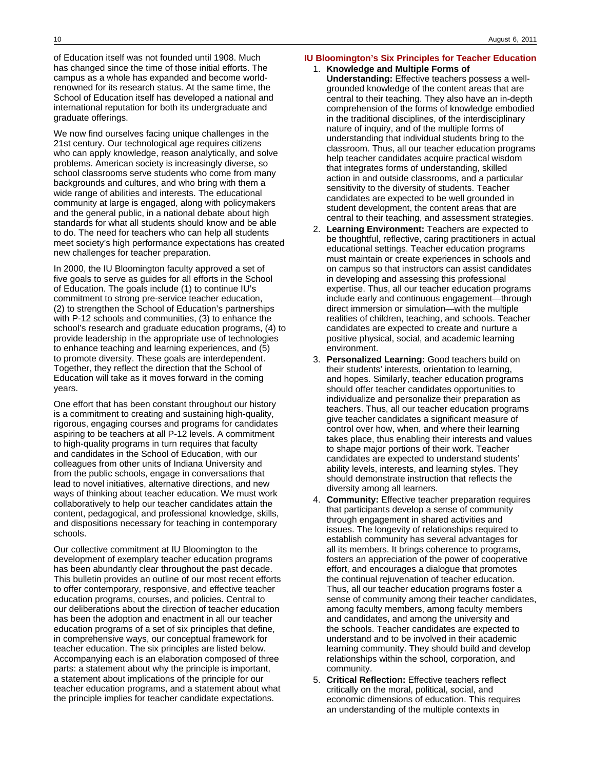of Education itself was not founded until 1908. Much has changed since the time of those initial efforts. The campus as a whole has expanded and become world-renowned for its research status. At the same time, the School of Education itself has developed a national and international reputation for both its undergraduate and graduate offerings.

We now find ourselves facing unique challenges in the 21st century. Our technological age requires citizens who can apply knowledge, reason analytically, and solve problems. American society is increasingly diverse, so school classrooms serve students who come from many backgrounds and cultures, and who bring with them a wide range of abilities and interests. The educational community at large is engaged, along with policymakers and the general public, in a national debate about high standards for what all students should know and be able to do. The need for teachers who can help all students meet society's high performance expectations has created new challenges for teacher preparation.

In 2000, the IU Bloomington faculty approved a set of five goals to serve as guides for all efforts in the School of Education. The goals include (1) to continue IU's commitment to strong pre-service teacher education, (2) to strengthen the School of Education's partnerships with P-12 schools and communities, (3) to enhance the school's research and graduate education programs, (4) to provide leadership in the appropriate use of technologies to enhance teaching and learning experiences, and (5) to promote diversity. These goals are interdependent. Together, they reflect the direction that the School of Education will take as it moves forward in the coming years.

One effort that has been constant throughout our history is a commitment to creating and sustaining high-quality, rigorous, engaging courses and programs for candidates aspiring to be teachers at all P-12 levels. A commitment to high-quality programs in turn requires that faculty and candidates in the School of Education, with our colleagues from other units of Indiana University and from the public schools, engage in conversations that lead to novel initiatives, alternative directions, and new ways of thinking about teacher education. We must work collaboratively to help our teacher candidates attain the content, pedagogical, and professional knowledge, skills, and dispositions necessary for teaching in contemporary schools.

Our collective commitment at IU Bloomington to the development of exemplary teacher education programs has been abundantly clear throughout the past decade. This bulletin provides an outline of our most recent efforts to offer contemporary, responsive, and effective teacher education programs, courses, and policies. Central to our deliberations about the direction of teacher education has been the adoption and enactment in all our teacher education programs of a set of six principles that define, in comprehensive ways, our conceptual framework for teacher education. The six principles are listed below. Accompanying each is an elaboration composed of three parts: a statement about why the principle is important, a statement about implications of the principle for our teacher education programs, and a statement about what the principle implies for teacher candidate expectations.

### IU Bloomington's Six Principles for Teacher Education

1. **Knowledge and Multiple Forms of Understanding:** Effective teachers possess a well-grounded knowledge of the content areas that are central to their teaching. They also have an in-depth comprehension of the forms of knowledge embodied in the traditional disciplines, of the interdisciplinary nature of inquiry, and of the multiple forms of understanding that individual students bring to the classroom. Thus, all our teacher education programs help teacher candidates acquire practical wisdom that integrates forms of understanding, skilled action in and outside classrooms, and a particular sensitivity to the diversity of students. Teacher candidates are expected to be well grounded in student development, the content areas that are central to their teaching, and assessment strategies.
2. **Learning Environment:** Teachers are expected to be thoughtful, reflective, caring practitioners in actual educational settings. Teacher education programs must maintain or create experiences in schools and on campus so that instructors can assist candidates in developing and assessing this professional expertise. Thus, all our teacher education programs include early and continuous engagement—through direct immersion or simulation—with the multiple realities of children, teaching, and schools. Teacher candidates are expected to create and nurture a positive physical, social, and academic learning environment.
3. **Personalized Learning:** Good teachers build on their students' interests, orientation to learning, and hopes. Similarly, teacher education programs should offer teacher candidates opportunities to individualize and personalize their preparation as teachers. Thus, all our teacher education programs give teacher candidates a significant measure of control over how, when, and where their learning takes place, thus enabling their interests and values to shape major portions of their work. Teacher candidates are expected to understand students' ability levels, interests, and learning styles. They should demonstrate instruction that reflects the diversity among all learners.
4. **Community:** Effective teacher preparation requires that participants develop a sense of community through engagement in shared activities and issues. The longevity of relationships required to establish community has several advantages for all its members. It brings coherence to programs, fosters an appreciation of the power of cooperative effort, and encourages a dialogue that promotes the continual rejuvenation of teacher education. Thus, all our teacher education programs foster a sense of community among their teacher candidates, among faculty members, among faculty members and candidates, and among the university and the schools. Teacher candidates are expected to understand and to be involved in their academic learning community. They should build and develop relationships within the school, corporation, and community.
5. **Critical Reflection:** Effective teachers reflect critically on the moral, political, social, and economic dimensions of education. This requires an understanding of the multiple contexts in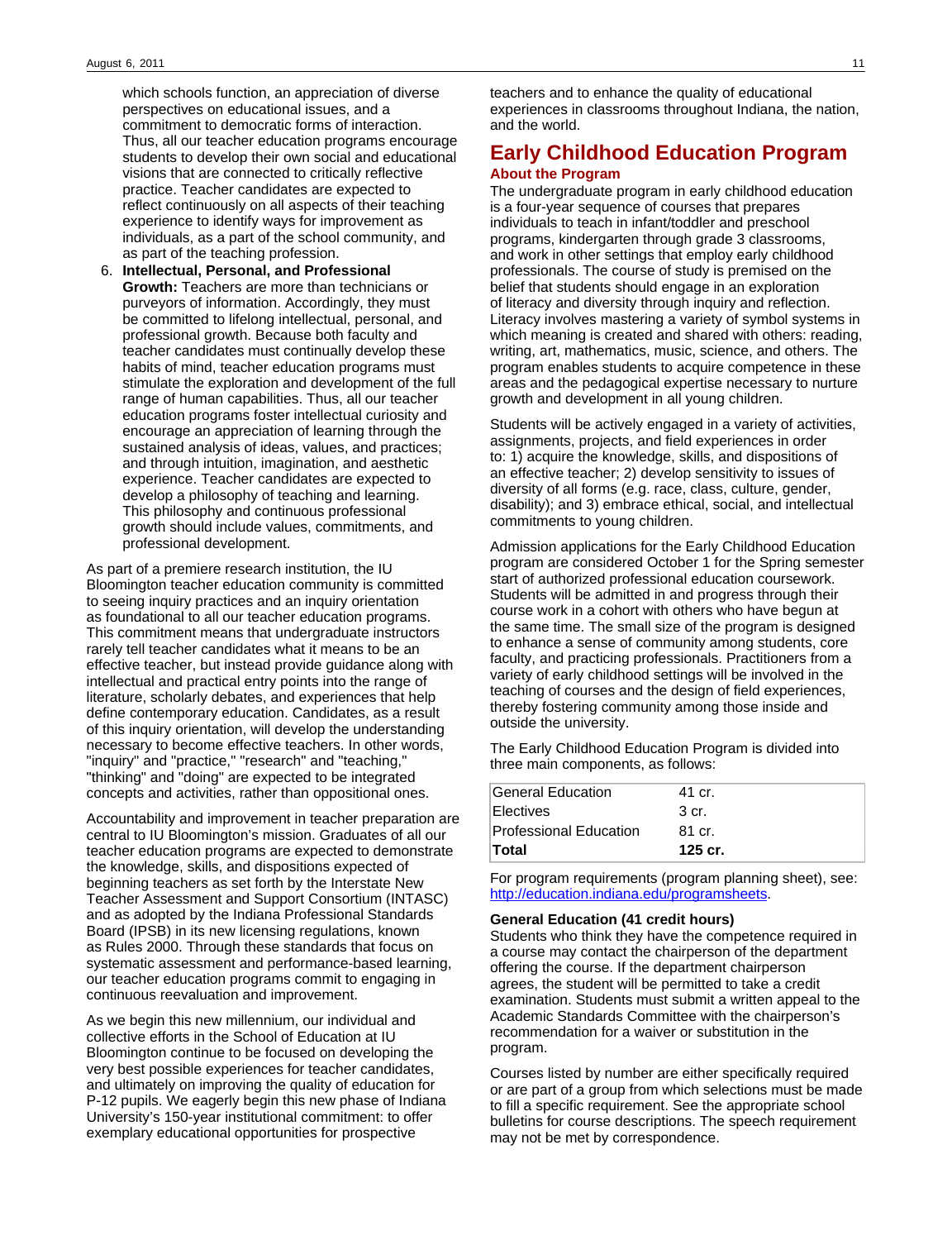which schools function, an appreciation of diverse perspectives on educational issues, and a commitment to democratic forms of interaction. Thus, all our teacher education programs encourage students to develop their own social and educational visions that are connected to critically reflective practice. Teacher candidates are expected to reflect continuously on all aspects of their teaching experience to identify ways for improvement as individuals, as a part of the school community, and as part of the teaching profession.

6. **Intellectual, Personal, and Professional Growth:** Teachers are more than technicians or purveyors of information. Accordingly, they must be committed to lifelong intellectual, personal, and professional growth. Because both faculty and teacher candidates must continually develop these habits of mind, teacher education programs must stimulate the exploration and development of the full range of human capabilities. Thus, all our teacher education programs foster intellectual curiosity and encourage an appreciation of learning through the sustained analysis of ideas, values, and practices; and through intuition, imagination, and aesthetic experience. Teacher candidates are expected to develop a philosophy of teaching and learning. This philosophy and continuous professional growth should include values, commitments, and professional development.

As part of a premiere research institution, the IU Bloomington teacher education community is committed to seeing inquiry practices and an inquiry orientation as foundational to all our teacher education programs. This commitment means that undergraduate instructors rarely tell teacher candidates what it means to be an effective teacher, but instead provide guidance along with intellectual and practical entry points into the range of literature, scholarly debates, and experiences that help define contemporary education. Candidates, as a result of this inquiry orientation, will develop the understanding necessary to become effective teachers. In other words, "inquiry" and "practice," "research" and "teaching," "thinking" and "doing" are expected to be integrated concepts and activities, rather than oppositional ones.

Accountability and improvement in teacher preparation are central to IU Bloomington's mission. Graduates of all our teacher education programs are expected to demonstrate the knowledge, skills, and dispositions expected of beginning teachers as set forth by the Interstate New Teacher Assessment and Support Consortium (INTASC) and as adopted by the Indiana Professional Standards Board (IPSB) in its new licensing regulations, known as Rules 2000. Through these standards that focus on systematic assessment and performance-based learning, our teacher education programs commit to engaging in continuous reevaluation and improvement.

As we begin this new millennium, our individual and collective efforts in the School of Education at IU Bloomington continue to be focused on developing the very best possible experiences for teacher candidates, and ultimately on improving the quality of education for P-12 pupils. We eagerly begin this new phase of Indiana University's 150-year institutional commitment: to offer exemplary educational opportunities for prospective teachers and to enhance the quality of educational experiences in classrooms throughout Indiana, the nation, and the world.

# Early Childhood Education Program

### About the Program

The undergraduate program in early childhood education is a four-year sequence of courses that prepares individuals to teach in infant/toddler and preschool programs, kindergarten through grade 3 classrooms, and work in other settings that employ early childhood professionals. The course of study is premised on the belief that students should engage in an exploration of literacy and diversity through inquiry and reflection. Literacy involves mastering a variety of symbol systems in which meaning is created and shared with others: reading, writing, art, mathematics, music, science, and others. The program enables students to acquire competence in these areas and the pedagogical expertise necessary to nurture growth and development in all young children.

Students will be actively engaged in a variety of activities, assignments, projects, and field experiences in order to: 1) acquire the knowledge, skills, and dispositions of an effective teacher; 2) develop sensitivity to issues of diversity of all forms (e.g. race, class, culture, gender, disability); and 3) embrace ethical, social, and intellectual commitments to young children.

Admission applications for the Early Childhood Education program are considered October 1 for the Spring semester start of authorized professional education coursework. Students will be admitted in and progress through their course work in a cohort with others who have begun at the same time. The small size of the program is designed to enhance a sense of community among students, core faculty, and practicing professionals. Practitioners from a variety of early childhood settings will be involved in the teaching of courses and the design of field experiences, thereby fostering community among those inside and outside the university.

The Early Childhood Education Program is divided into three main components, as follows:

| | |
|---|---|
| General Education | 41 cr. |
| Electives | 3 cr. |
| Professional Education | 81 cr. |
| **Total** | **125 cr.** |

For program requirements (program planning sheet), see: http://education.indiana.edu/programsheets.

**General Education (41 credit hours)**

Students who think they have the competence required in a course may contact the chairperson of the department offering the course. If the department chairperson agrees, the student will be permitted to take a credit examination. Students must submit a written appeal to the Academic Standards Committee with the chairperson's recommendation for a waiver or substitution in the program.

Courses listed by number are either specifically required or are part of a group from which selections must be made to fill a specific requirement. See the appropriate school bulletins for course descriptions. The speech requirement may not be met by correspondence.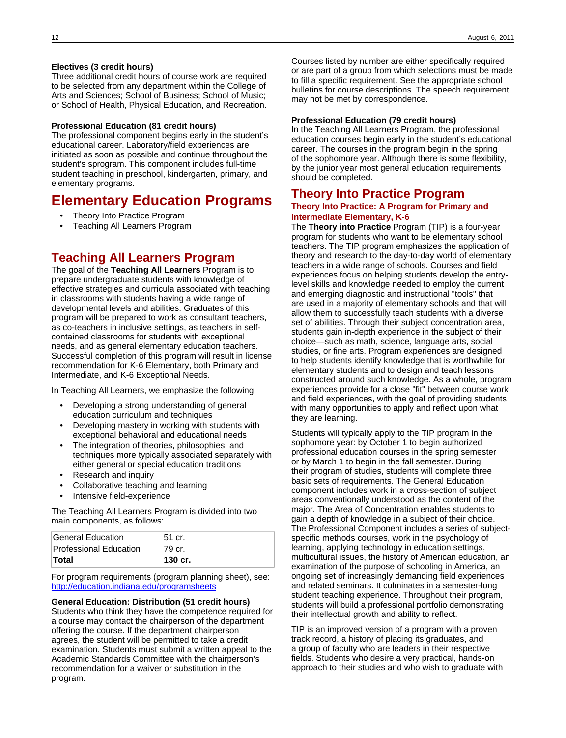**Electives (3 credit hours)**
Three additional credit hours of course work are required to be selected from any department within the College of Arts and Sciences; School of Business; School of Music; or School of Health, Physical Education, and Recreation.

**Professional Education (81 credit hours)**
The professional component begins early in the student's educational career. Laboratory/field experiences are initiated as soon as possible and continue throughout the student's sprogram. This component includes full-time student teaching in preschool, kindergarten, primary, and elementary programs.

# Elementary Education Programs

- Theory Into Practice Program
- Teaching All Learners Program

## Teaching All Learners Program

The goal of the **Teaching All Learners** Program is to prepare undergraduate students with knowledge of effective strategies and curricula associated with teaching in classrooms with students having a wide range of developmental levels and abilities. Graduates of this program will be prepared to work as consultant teachers, as co-teachers in inclusive settings, as teachers in self-contained classrooms for students with exceptional needs, and as general elementary education teachers. Successful completion of this program will result in license recommendation for K-6 Elementary, both Primary and Intermediate, and K-6 Exceptional Needs.

In Teaching All Learners, we emphasize the following:

- Developing a strong understanding of general education curriculum and techniques
- Developing mastery in working with students with exceptional behavioral and educational needs
- The integration of theories, philosophies, and techniques more typically associated separately with either general or special education traditions
- Research and inquiry
- Collaborative teaching and learning
- Intensive field-experience

The Teaching All Learners Program is divided into two main components, as follows:

| | |
|---|---|
| General Education | 51 cr. |
| Professional Education | 79 cr. |
| **Total** | **130 cr.** |

For program requirements (program planning sheet), see: http://education.indiana.edu/programsheets

**General Education: Distribution (51 credit hours)**
Students who think they have the competence required for a course may contact the chairperson of the department offering the course. If the department chairperson agrees, the student will be permitted to take a credit examination. Students must submit a written appeal to the Academic Standards Committee with the chairperson's recommendation for a waiver or substitution in the program.

Courses listed by number are either specifically required or are part of a group from which selections must be made to fill a specific requirement. See the appropriate school bulletins for course descriptions. The speech requirement may not be met by correspondence.

**Professional Education (79 credit hours)**
In the Teaching All Learners Program, the professional education courses begin early in the student's educational career. The courses in the program begin in the spring of the sophomore year. Although there is some flexibility, by the junior year most general education requirements should be completed.

## Theory Into Practice Program

### Theory Into Practice: A Program for Primary and Intermediate Elementary, K-6

The **Theory into Practice** Program (TIP) is a four-year program for students who want to be elementary school teachers. The TIP program emphasizes the application of theory and research to the day-to-day world of elementary teachers in a wide range of schools. Courses and field experiences focus on helping students develop the entry-level skills and knowledge needed to employ the current and emerging diagnostic and instructional "tools" that are used in a majority of elementary schools and that will allow them to successfully teach students with a diverse set of abilities. Through their subject concentration area, students gain in-depth experience in the subject of their choice—such as math, science, language arts, social studies, or fine arts. Program experiences are designed to help students identify knowledge that is worthwhile for elementary students and to design and teach lessons constructed around such knowledge. As a whole, program experiences provide for a close "fit" between course work and field experiences, with the goal of providing students with many opportunities to apply and reflect upon what they are learning.

Students will typically apply to the TIP program in the sophomore year: by October 1 to begin authorized professional education courses in the spring semester or by March 1 to begin in the fall semester. During their program of studies, students will complete three basic sets of requirements. The General Education component includes work in a cross-section of subject areas conventionally understood as the content of the major. The Area of Concentration enables students to gain a depth of knowledge in a subject of their choice. The Professional Component includes a series of subject-specific methods courses, work in the psychology of learning, applying technology in education settings, multicultural issues, the history of American education, an examination of the purpose of schooling in America, an ongoing set of increasingly demanding field experiences and related seminars. It culminates in a semester-long student teaching experience. Throughout their program, students will build a professional portfolio demonstrating their intellectual growth and ability to reflect.

TIP is an improved version of a program with a proven track record, a history of placing its graduates, and a group of faculty who are leaders in their respective fields. Students who desire a very practical, hands-on approach to their studies and who wish to graduate with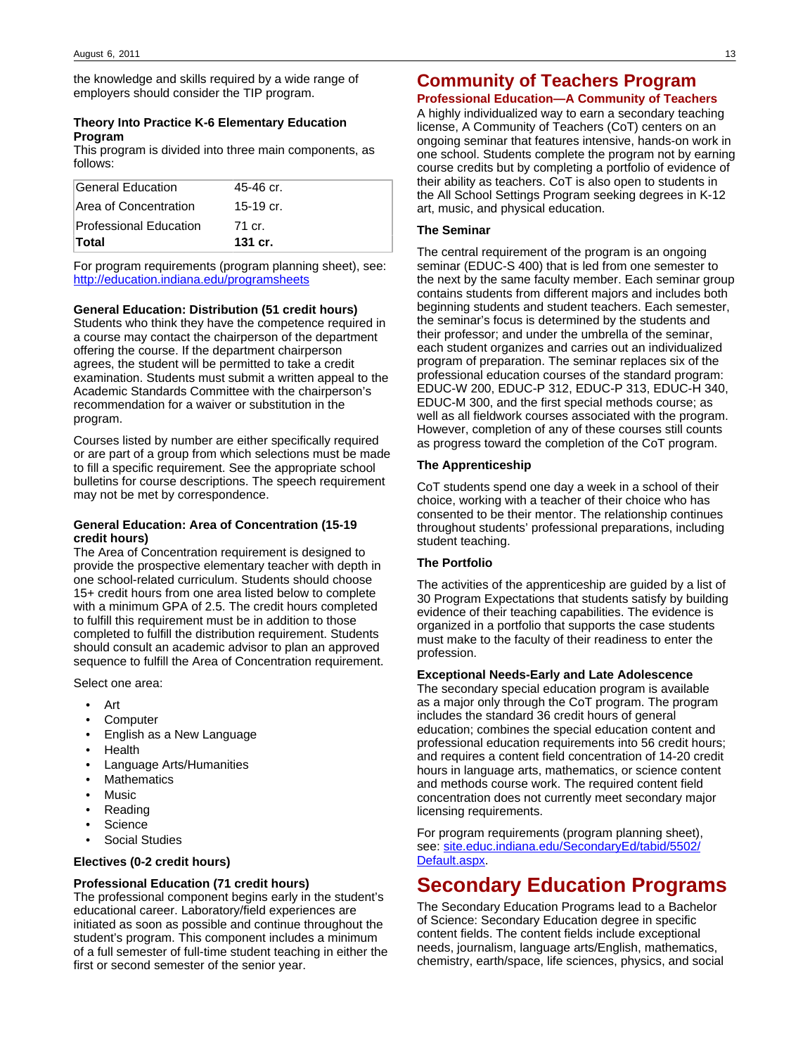the knowledge and skills required by a wide range of employers should consider the TIP program.

**Theory Into Practice K-6 Elementary Education Program**

This program is divided into three main components, as follows:

| | |
|---|---|
| General Education | 45-46 cr. |
| Area of Concentration | 15-19 cr. |
| Professional Education | 71 cr. |
| **Total** | **131 cr.** |

For program requirements (program planning sheet), see: http://education.indiana.edu/programsheets

**General Education: Distribution (51 credit hours)**

Students who think they have the competence required in a course may contact the chairperson of the department offering the course. If the department chairperson agrees, the student will be permitted to take a credit examination. Students must submit a written appeal to the Academic Standards Committee with the chairperson's recommendation for a waiver or substitution in the program.

Courses listed by number are either specifically required or are part of a group from which selections must be made to fill a specific requirement. See the appropriate school bulletins for course descriptions. The speech requirement may not be met by correspondence.

**General Education: Area of Concentration (15-19 credit hours)**

The Area of Concentration requirement is designed to provide the prospective elementary teacher with depth in one school-related curriculum. Students should choose 15+ credit hours from one area listed below to complete with a minimum GPA of 2.5. The credit hours completed to fulfill this requirement must be in addition to those completed to fulfill the distribution requirement. Students should consult an academic advisor to plan an approved sequence to fulfill the Area of Concentration requirement.

Select one area:

- Art
- Computer
- English as a New Language
- Health
- Language Arts/Humanities
- Mathematics
- Music
- Reading
- Science
- Social Studies

**Electives (0-2 credit hours)**

**Professional Education (71 credit hours)**

The professional component begins early in the student's educational career. Laboratory/field experiences are initiated as soon as possible and continue throughout the student's program. This component includes a minimum of a full semester of full-time student teaching in either the first or second semester of the senior year.

# Community of Teachers Program

### Professional Education—A Community of Teachers

A highly individualized way to earn a secondary teaching license, A Community of Teachers (CoT) centers on an ongoing seminar that features intensive, hands-on work in one school. Students complete the program not by earning course credits but by completing a portfolio of evidence of their ability as teachers. CoT is also open to students in the All School Settings Program seeking degrees in K-12 art, music, and physical education.

**The Seminar**

The central requirement of the program is an ongoing seminar (EDUC-S 400) that is led from one semester to the next by the same faculty member. Each seminar group contains students from different majors and includes both beginning students and student teachers. Each semester, the seminar's focus is determined by the students and their professor; and under the umbrella of the seminar, each student organizes and carries out an individualized program of preparation. The seminar replaces six of the professional education courses of the standard program: EDUC-W 200, EDUC-P 312, EDUC-P 313, EDUC-H 340, EDUC-M 300, and the first special methods course; as well as all fieldwork courses associated with the program. However, completion of any of these courses still counts as progress toward the completion of the CoT program.

**The Apprenticeship**

CoT students spend one day a week in a school of their choice, working with a teacher of their choice who has consented to be their mentor. The relationship continues throughout students' professional preparations, including student teaching.

**The Portfolio**

The activities of the apprenticeship are guided by a list of 30 Program Expectations that students satisfy by building evidence of their teaching capabilities. The evidence is organized in a portfolio that supports the case students must make to the faculty of their readiness to enter the profession.

**Exceptional Needs-Early and Late Adolescence**

The secondary special education program is available as a major only through the CoT program. The program includes the standard 36 credit hours of general education; combines the special education content and professional education requirements into 56 credit hours; and requires a content field concentration of 14-20 credit hours in language arts, mathematics, or science content and methods course work. The required content field concentration does not currently meet secondary major licensing requirements.

For program requirements (program planning sheet), see: site.educ.indiana.edu/SecondaryEd/tabid/5502/Default.aspx.

# Secondary Education Programs

The Secondary Education Programs lead to a Bachelor of Science: Secondary Education degree in specific content fields. The content fields include exceptional needs, journalism, language arts/English, mathematics, chemistry, earth/space, life sciences, physics, and social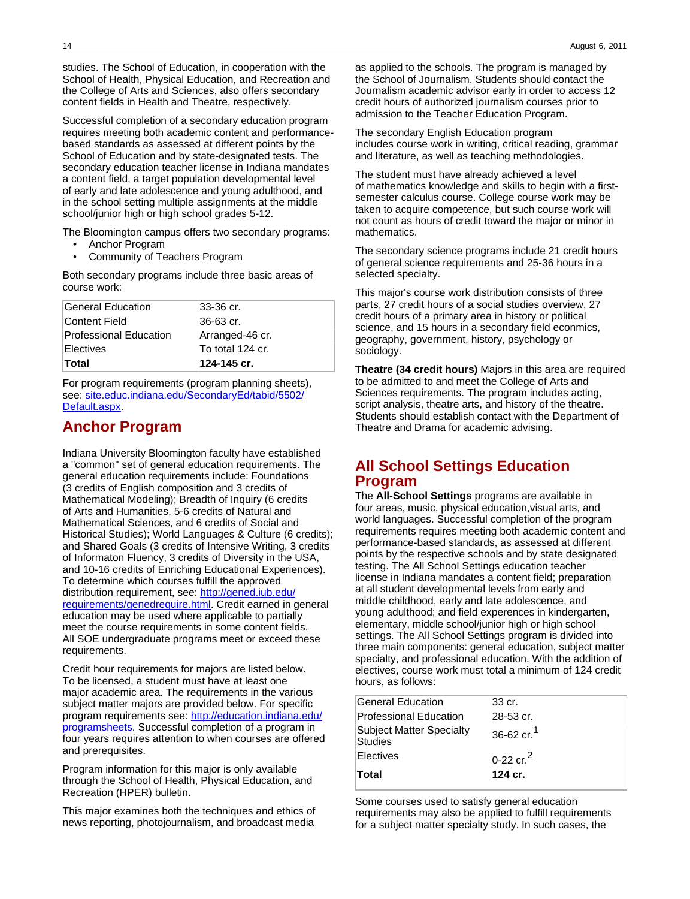studies. The School of Education, in cooperation with the School of Health, Physical Education, and Recreation and the College of Arts and Sciences, also offers secondary content fields in Health and Theatre, respectively.

Successful completion of a secondary education program requires meeting both academic content and performance-based standards as assessed at different points by the School of Education and by state-designated tests. The secondary education teacher license in Indiana mandates a content field, a target population developmental level of early and late adolescence and young adulthood, and in the school setting multiple assignments at the middle school/junior high or high school grades 5-12.

The Bloomington campus offers two secondary programs:

- Anchor Program
- Community of Teachers Program

Both secondary programs include three basic areas of course work:

| | |
|---|---|
| General Education | 33-36 cr. |
| Content Field | 36-63 cr. |
| Professional Education | Arranged-46 cr. |
| Electives | To total 124 cr. |
| **Total** | **124-145 cr.** |

For program requirements (program planning sheets), see: site.educ.indiana.edu/SecondaryEd/tabid/5502/Default.aspx.

## Anchor Program

Indiana University Bloomington faculty have established a "common" set of general education requirements. The general education requirements include: Foundations (3 credits of English composition and 3 credits of Mathematical Modeling); Breadth of Inquiry (6 credits of Arts and Humanities, 5-6 credits of Natural and Mathematical Sciences, and 6 credits of Social and Historical Studies); World Languages & Culture (6 credits); and Shared Goals (3 credits of Intensive Writing, 3 credits of Informaton Fluency, 3 credits of Diversity in the USA, and 10-16 credits of Enriching Educational Experiences). To determine which courses fulfill the approved distribution requirement, see: http://gened.iub.edu/requirements/genedrequire.html. Credit earned in general education may be used where applicable to partially meet the course requirements in some content fields. All SOE undergraduate programs meet or exceed these requirements.

Credit hour requirements for majors are listed below. To be licensed, a student must have at least one major academic area. The requirements in the various subject matter majors are provided below. For specific program requirements see: http://education.indiana.edu/programsheets. Successful completion of a program in four years requires attention to when courses are offered and prerequisites.

Program information for this major is only available through the School of Health, Physical Education, and Recreation (HPER) bulletin.

This major examines both the techniques and ethics of news reporting, photojournalism, and broadcast media as applied to the schools. The program is managed by the School of Journalism. Students should contact the Journalism academic advisor early in order to access 12 credit hours of authorized journalism courses prior to admission to the Teacher Education Program.

The secondary English Education program includes course work in writing, critical reading, grammar and literature, as well as teaching methodologies.

The student must have already achieved a level of mathematics knowledge and skills to begin with a first-semester calculus course. College course work may be taken to acquire competence, but such course work will not count as hours of credit toward the major or minor in mathematics.

The secondary science programs include 21 credit hours of general science requirements and 25-36 hours in a selected specialty.

This major's course work distribution consists of three parts, 27 credit hours of a social studies overview, 27 credit hours of a primary area in history or political science, and 15 hours in a secondary field econmics, geography, government, history, psychology or sociology.

**Theatre (34 credit hours)** Majors in this area are required to be admitted to and meet the College of Arts and Sciences requirements. The program includes acting, script analysis, theatre arts, and history of the theatre. Students should establish contact with the Department of Theatre and Drama for academic advising.

## All School Settings Education Program

The **All-School Settings** programs are available in four areas, music, physical education,visual arts, and world languages. Successful completion of the program requirements requires meeting both academic content and performance-based standards, as assessed at different points by the respective schools and by state designated testing. The All School Settings education teacher license in Indiana mandates a content field; preparation at all student developmental levels from early and middle childhood, early and late adolescence, and young adulthood; and field experences in kindergarten, elementary, middle school/junior high or high school settings. The All School Settings program is divided into three main components: general education, subject matter specialty, and professional education. With the addition of electives, course work must total a minimum of 124 credit hours, as follows:

| | |
|---|---|
| General Education | 33 cr. |
| Professional Education | 28-53 cr. |
| Subject Matter Specialty Studies | 36-62 cr.[1] |
| Electives | 0-22 cr.[2] |
| **Total** | **124 cr.** |

Some courses used to satisfy general education requirements may also be applied to fulfill requirements for a subject matter specialty study. In such cases, the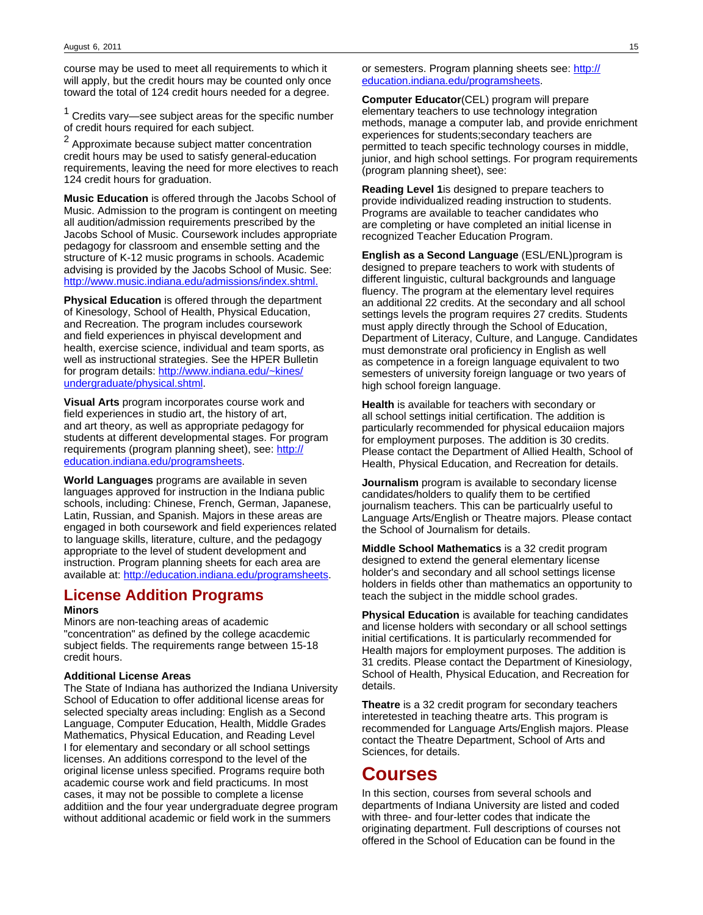course may be used to meet all requirements to which it will apply, but the credit hours may be counted only once toward the total of 124 credit hours needed for a degree.

[1] Credits vary—see subject areas for the specific number of credit hours required for each subject.

[2] Approximate because subject matter concentration credit hours may be used to satisfy general-education requirements, leaving the need for more electives to reach 124 credit hours for graduation.

**Music Education** is offered through the Jacobs School of Music. Admission to the program is contingent on meeting all audition/admission requirements prescribed by the Jacobs School of Music. Coursework includes appropriate pedagogy for classroom and ensemble setting and the structure of K-12 music programs in schools. Academic advising is provided by the Jacobs School of Music. See: http://www.music.indiana.edu/admissions/index.shtml.

**Physical Education** is offered through the department of Kinesology, School of Health, Physical Education, and Recreation. The program includes coursework and field experiences in phyiscal development and health, exercise science, individual and team sports, as well as instructional strategies. See the HPER Bulletin for program details: http://www.indiana.edu/~kines/undergraduate/physical.shtml.

**Visual Arts** program incorporates course work and field experiences in studio art, the history of art, and art theory, as well as appropriate pedagogy for students at different developmental stages. For program requirements (program planning sheet), see: http://education.indiana.edu/programsheets.

**World Languages** programs are available in seven languages approved for instruction in the Indiana public schools, including: Chinese, French, German, Japanese, Latin, Russian, and Spanish. Majors in these areas are engaged in both coursework and field experiences related to language skills, literature, culture, and the pedagogy appropriate to the level of student development and instruction. Program planning sheets for each area are available at: http://education.indiana.edu/programsheets.

## License Addition Programs

### Minors

Minors are non-teaching areas of academic "concentration" as defined by the college acacdemic subject fields. The requirements range between 15-18 credit hours.

### Additional License Areas

The State of Indiana has authorized the Indiana University School of Education to offer additional license areas for selected specialty areas including: English as a Second Language, Computer Education, Health, Middle Grades Mathematics, Physical Education, and Reading Level I for elementary and secondary or all school settings licenses. An additions correspond to the level of the original license unless specified. Programs require both academic course work and field practicums. In most cases, it may not be possible to complete a license additiion and the four year undergraduate degree program without additional academic or field work in the summers or semesters. Program planning sheets see: http://education.indiana.edu/programsheets.

**Computer Educator**(CEL) program will prepare elementary teachers to use technology integration methods, manage a computer lab, and provide enrichment experiences for students;secondary teachers are permitted to teach specific technology courses in middle, junior, and high school settings. For program requirements (program planning sheet), see:

**Reading Level 1**is designed to prepare teachers to provide individualized reading instruction to students. Programs are available to teacher candidates who are completing or have completed an initial license in recognized Teacher Education Program.

**English as a Second Language** (ESL/ENL)program is designed to prepare teachers to work with students of different linguistic, cultural backgrounds and language fluency. The program at the elementary level requires an additional 22 credits. At the secondary and all school settings levels the program requires 27 credits. Students must apply directly through the School of Education, Department of Literacy, Culture, and Languge. Candidates must demonstrate oral proficiency in English as well as competence in a foreign language equivalent to two semesters of university foreign language or two years of high school foreign language.

**Health** is available for teachers with secondary or all school settings initial certification. The addition is particularly recommended for physical educaiion majors for employment purposes. The addition is 30 credits. Please contact the Department of Allied Health, School of Health, Physical Education, and Recreation for details.

**Journalism** program is available to secondary license candidates/holders to qualify them to be certified journalism teachers. This can be particualrly useful to Language Arts/English or Theatre majors. Please contact the School of Journalism for details.

**Middle School Mathematics** is a 32 credit program designed to extend the general elementary license holder's and secondary and all school settings license holders in fields other than mathematics an opportunity to teach the subject in the middle school grades.

**Physical Education** is available for teaching candidates and license holders with secondary or all school settings initial certifications. It is particularly recommended for Health majors for employment purposes. The addition is 31 credits. Please contact the Department of Kinesiology, School of Health, Physical Education, and Recreation for details.

**Theatre** is a 32 credit program for secondary teachers interetested in teaching theatre arts. This program is recommended for Language Arts/English majors. Please contact the Theatre Department, School of Arts and Sciences, for details.

# Courses

In this section, courses from several schools and departments of Indiana University are listed and coded with three- and four-letter codes that indicate the originating department. Full descriptions of courses not offered in the School of Education can be found in the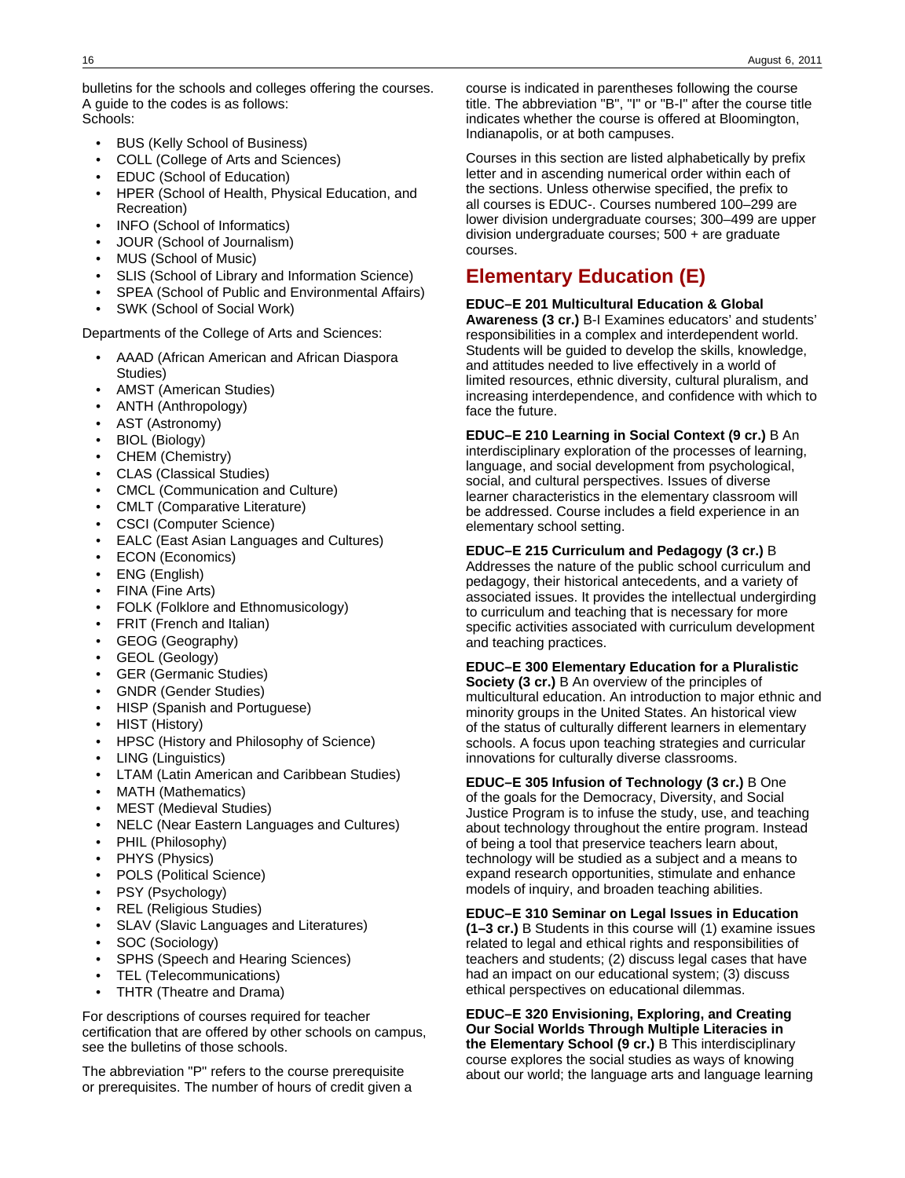bulletins for the schools and colleges offering the courses. A guide to the codes is as follows:
Schools:

- BUS (Kelly School of Business)
- COLL (College of Arts and Sciences)
- EDUC (School of Education)
- HPER (School of Health, Physical Education, and Recreation)
- INFO (School of Informatics)
- JOUR (School of Journalism)
- MUS (School of Music)
- SLIS (School of Library and Information Science)
- SPEA (School of Public and Environmental Affairs)
- SWK (School of Social Work)

Departments of the College of Arts and Sciences:

- AAAD (African American and African Diaspora Studies)
- AMST (American Studies)
- ANTH (Anthropology)
- AST (Astronomy)
- BIOL (Biology)
- CHEM (Chemistry)
- CLAS (Classical Studies)
- CMCL (Communication and Culture)
- CMLT (Comparative Literature)
- CSCI (Computer Science)
- EALC (East Asian Languages and Cultures)
- ECON (Economics)
- ENG (English)
- FINA (Fine Arts)
- FOLK (Folklore and Ethnomusicology)
- FRIT (French and Italian)
- GEOG (Geography)
- GEOL (Geology)
- GER (Germanic Studies)
- GNDR (Gender Studies)
- HISP (Spanish and Portuguese)
- HIST (History)
- HPSC (History and Philosophy of Science)
- LING (Linguistics)
- LTAM (Latin American and Caribbean Studies)
- MATH (Mathematics)
- MEST (Medieval Studies)
- NELC (Near Eastern Languages and Cultures)
- PHIL (Philosophy)
- PHYS (Physics)
- POLS (Political Science)
- PSY (Psychology)
- REL (Religious Studies)
- SLAV (Slavic Languages and Literatures)
- SOC (Sociology)
- SPHS (Speech and Hearing Sciences)
- TEL (Telecommunications)
- THTR (Theatre and Drama)

For descriptions of courses required for teacher certification that are offered by other schools on campus, see the bulletins of those schools.

The abbreviation "P" refers to the course prerequisite or prerequisites. The number of hours of credit given a course is indicated in parentheses following the course title. The abbreviation "B", "I" or "B-I" after the course title indicates whether the course is offered at Bloomington, Indianapolis, or at both campuses.

Courses in this section are listed alphabetically by prefix letter and in ascending numerical order within each of the sections. Unless otherwise specified, the prefix to all courses is EDUC-. Courses numbered 100–299 are lower division undergraduate courses; 300–499 are upper division undergraduate courses; 500 + are graduate courses.

## Elementary Education (E)

**EDUC–E 201 Multicultural Education & Global Awareness (3 cr.)** B-I Examines educators' and students' responsibilities in a complex and interdependent world. Students will be guided to develop the skills, knowledge, and attitudes needed to live effectively in a world of limited resources, ethnic diversity, cultural pluralism, and increasing interdependence, and confidence with which to face the future.

**EDUC–E 210 Learning in Social Context (9 cr.)** B An interdisciplinary exploration of the processes of learning, language, and social development from psychological, social, and cultural perspectives. Issues of diverse learner characteristics in the elementary classroom will be addressed. Course includes a field experience in an elementary school setting.

**EDUC–E 215 Curriculum and Pedagogy (3 cr.)** B Addresses the nature of the public school curriculum and pedagogy, their historical antecedents, and a variety of associated issues. It provides the intellectual undergirding to curriculum and teaching that is necessary for more specific activities associated with curriculum development and teaching practices.

**EDUC–E 300 Elementary Education for a Pluralistic Society (3 cr.)** B An overview of the principles of multicultural education. An introduction to major ethnic and minority groups in the United States. An historical view of the status of culturally different learners in elementary schools. A focus upon teaching strategies and curricular innovations for culturally diverse classrooms.

**EDUC–E 305 Infusion of Technology (3 cr.)** B One of the goals for the Democracy, Diversity, and Social Justice Program is to infuse the study, use, and teaching about technology throughout the entire program. Instead of being a tool that preservice teachers learn about, technology will be studied as a subject and a means to expand research opportunities, stimulate and enhance models of inquiry, and broaden teaching abilities.

**EDUC–E 310 Seminar on Legal Issues in Education (1–3 cr.)** B Students in this course will (1) examine issues related to legal and ethical rights and responsibilities of teachers and students; (2) discuss legal cases that have had an impact on our educational system; (3) discuss ethical perspectives on educational dilemmas.

**EDUC–E 320 Envisioning, Exploring, and Creating Our Social Worlds Through Multiple Literacies in the Elementary School (9 cr.)** B This interdisciplinary course explores the social studies as ways of knowing about our world; the language arts and language learning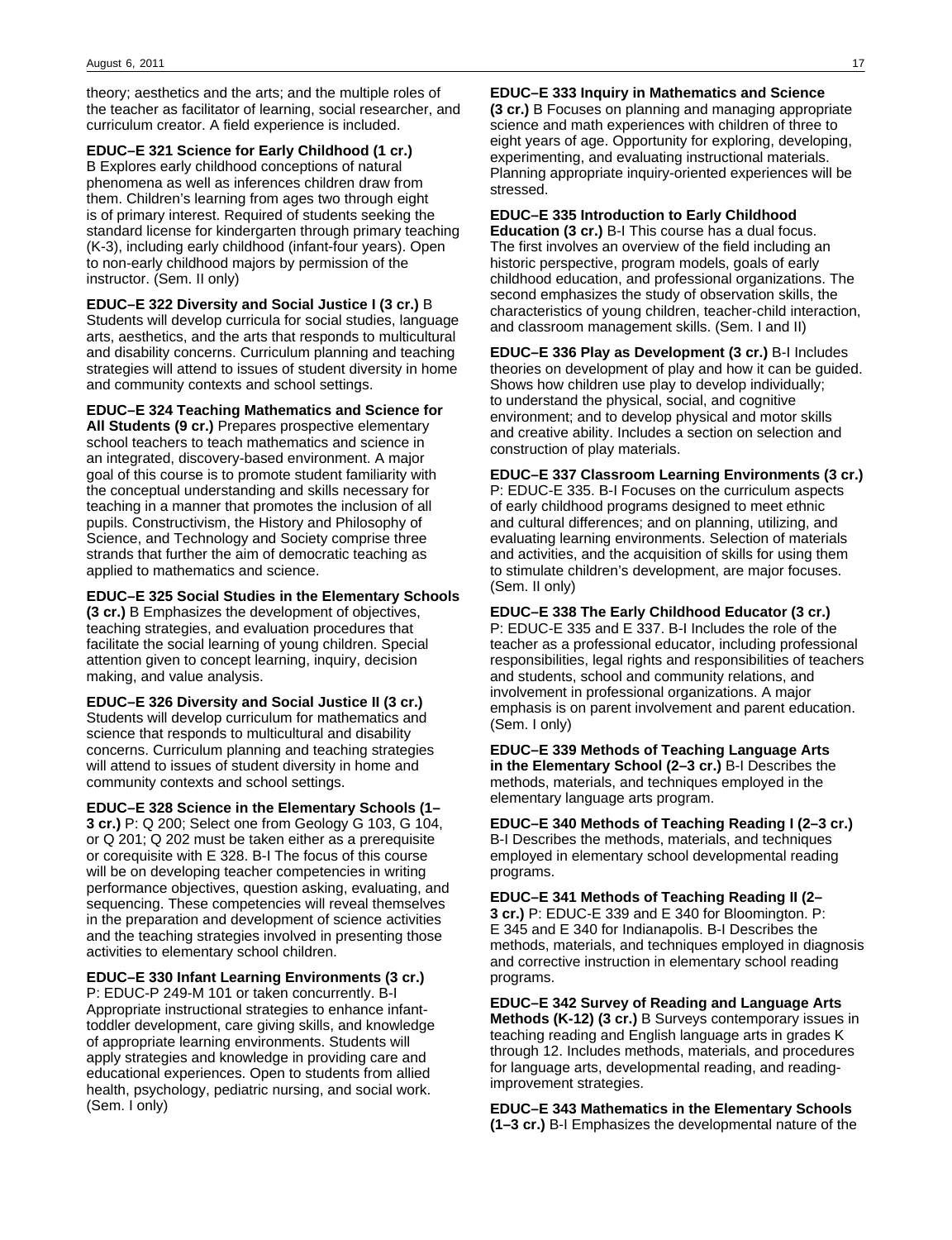theory; aesthetics and the arts; and the multiple roles of the teacher as facilitator of learning, social researcher, and curriculum creator. A field experience is included.

**EDUC–E 321 Science for Early Childhood (1 cr.)** B Explores early childhood conceptions of natural phenomena as well as inferences children draw from them. Children's learning from ages two through eight is of primary interest. Required of students seeking the standard license for kindergarten through primary teaching (K-3), including early childhood (infant-four years). Open to non-early childhood majors by permission of the instructor. (Sem. II only)

**EDUC–E 322 Diversity and Social Justice I (3 cr.)** B Students will develop curricula for social studies, language arts, aesthetics, and the arts that responds to multicultural and disability concerns. Curriculum planning and teaching strategies will attend to issues of student diversity in home and community contexts and school settings.

**EDUC–E 324 Teaching Mathematics and Science for All Students (9 cr.)** Prepares prospective elementary school teachers to teach mathematics and science in an integrated, discovery-based environment. A major goal of this course is to promote student familiarity with the conceptual understanding and skills necessary for teaching in a manner that promotes the inclusion of all pupils. Constructivism, the History and Philosophy of Science, and Technology and Society comprise three strands that further the aim of democratic teaching as applied to mathematics and science.

**EDUC–E 325 Social Studies in the Elementary Schools (3 cr.)** B Emphasizes the development of objectives, teaching strategies, and evaluation procedures that facilitate the social learning of young children. Special attention given to concept learning, inquiry, decision making, and value analysis.

**EDUC–E 326 Diversity and Social Justice II (3 cr.)** Students will develop curriculum for mathematics and science that responds to multicultural and disability concerns. Curriculum planning and teaching strategies will attend to issues of student diversity in home and community contexts and school settings.

**EDUC–E 328 Science in the Elementary Schools (1–3 cr.)** P: Q 200; Select one from Geology G 103, G 104, or Q 201; Q 202 must be taken either as a prerequisite or corequisite with E 328. B-I The focus of this course will be on developing teacher competencies in writing performance objectives, question asking, evaluating, and sequencing. These competencies will reveal themselves in the preparation and development of science activities and the teaching strategies involved in presenting those activities to elementary school children.

**EDUC–E 330 Infant Learning Environments (3 cr.)** P: EDUC-P 249-M 101 or taken concurrently. B-I Appropriate instructional strategies to enhance infant-toddler development, care giving skills, and knowledge of appropriate learning environments. Students will apply strategies and knowledge in providing care and educational experiences. Open to students from allied health, psychology, pediatric nursing, and social work. (Sem. I only)

**EDUC–E 333 Inquiry in Mathematics and Science (3 cr.)** B Focuses on planning and managing appropriate science and math experiences with children of three to eight years of age. Opportunity for exploring, developing, experimenting, and evaluating instructional materials. Planning appropriate inquiry-oriented experiences will be stressed.

**EDUC–E 335 Introduction to Early Childhood Education (3 cr.)** B-I This course has a dual focus. The first involves an overview of the field including an historic perspective, program models, goals of early childhood education, and professional organizations. The second emphasizes the study of observation skills, the characteristics of young children, teacher-child interaction, and classroom management skills. (Sem. I and II)

**EDUC–E 336 Play as Development (3 cr.)** B-I Includes theories on development of play and how it can be guided. Shows how children use play to develop individually; to understand the physical, social, and cognitive environment; and to develop physical and motor skills and creative ability. Includes a section on selection and construction of play materials.

**EDUC–E 337 Classroom Learning Environments (3 cr.)** P: EDUC-E 335. B-I Focuses on the curriculum aspects of early childhood programs designed to meet ethnic and cultural differences; and on planning, utilizing, and evaluating learning environments. Selection of materials and activities, and the acquisition of skills for using them to stimulate children's development, are major focuses. (Sem. II only)

**EDUC–E 338 The Early Childhood Educator (3 cr.)** P: EDUC-E 335 and E 337. B-I Includes the role of the teacher as a professional educator, including professional responsibilities, legal rights and responsibilities of teachers and students, school and community relations, and involvement in professional organizations. A major emphasis is on parent involvement and parent education. (Sem. I only)

**EDUC–E 339 Methods of Teaching Language Arts in the Elementary School (2–3 cr.)** B-I Describes the methods, materials, and techniques employed in the elementary language arts program.

**EDUC–E 340 Methods of Teaching Reading I (2–3 cr.)** B-I Describes the methods, materials, and techniques employed in elementary school developmental reading programs.

**EDUC–E 341 Methods of Teaching Reading II (2–3 cr.)** P: EDUC-E 339 and E 340 for Bloomington. P: E 345 and E 340 for Indianapolis. B-I Describes the methods, materials, and techniques employed in diagnosis and corrective instruction in elementary school reading programs.

**EDUC–E 342 Survey of Reading and Language Arts Methods (K-12) (3 cr.)** B Surveys contemporary issues in teaching reading and English language arts in grades K through 12. Includes methods, materials, and procedures for language arts, developmental reading, and reading-improvement strategies.

**EDUC–E 343 Mathematics in the Elementary Schools (1–3 cr.)** B-I Emphasizes the developmental nature of the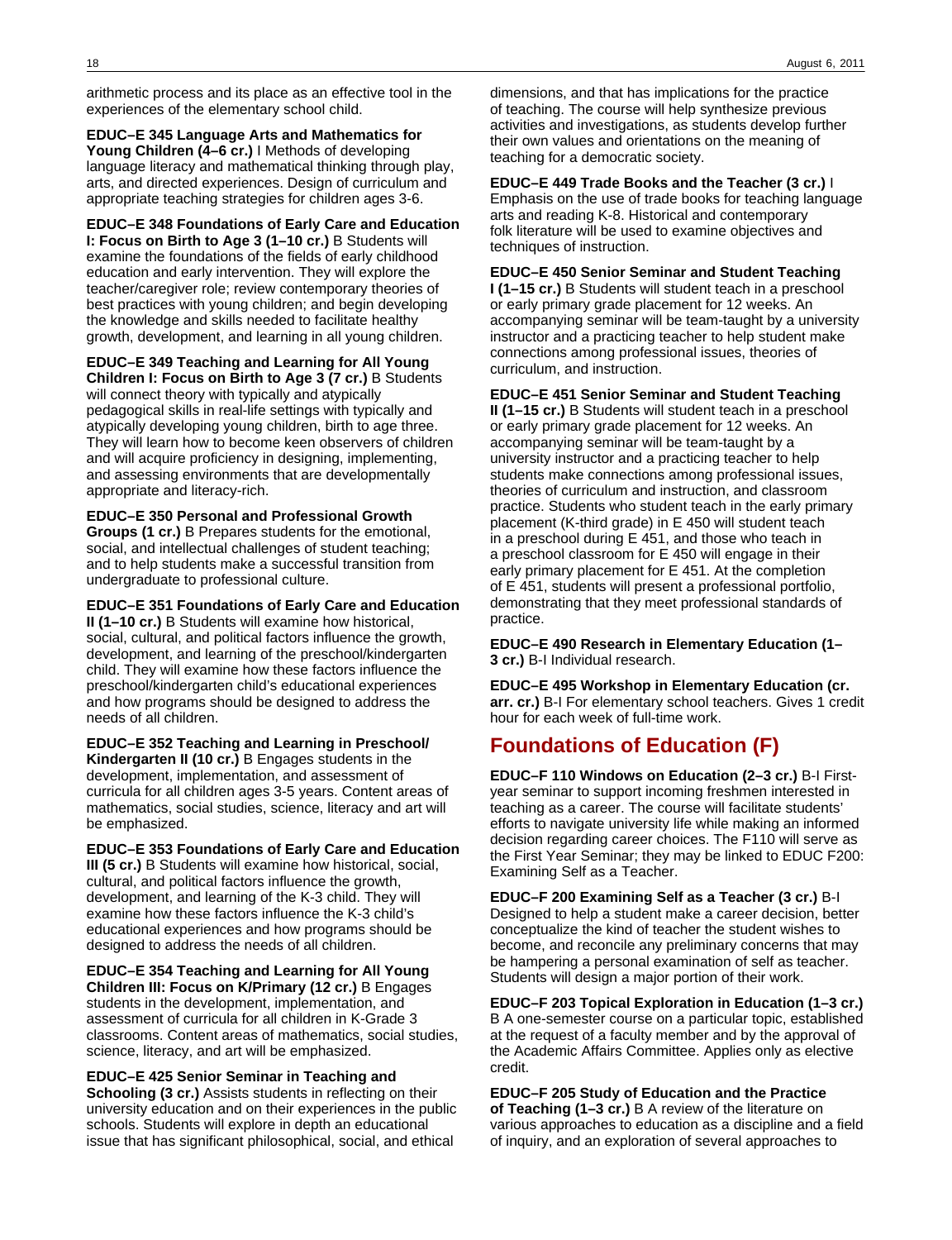arithmetic process and its place as an effective tool in the experiences of the elementary school child.

**EDUC–E 345 Language Arts and Mathematics for Young Children (4–6 cr.)** I Methods of developing language literacy and mathematical thinking through play, arts, and directed experiences. Design of curriculum and appropriate teaching strategies for children ages 3-6.

**EDUC–E 348 Foundations of Early Care and Education I: Focus on Birth to Age 3 (1–10 cr.)** B Students will examine the foundations of the fields of early childhood education and early intervention. They will explore the teacher/caregiver role; review contemporary theories of best practices with young children; and begin developing the knowledge and skills needed to facilitate healthy growth, development, and learning in all young children.

**EDUC–E 349 Teaching and Learning for All Young Children I: Focus on Birth to Age 3 (7 cr.)** B Students will connect theory with typically and atypically pedagogical skills in real-life settings with typically and atypically developing young children, birth to age three. They will learn how to become keen observers of children and will acquire proficiency in designing, implementing, and assessing environments that are developmentally appropriate and literacy-rich.

**EDUC–E 350 Personal and Professional Growth Groups (1 cr.)** B Prepares students for the emotional, social, and intellectual challenges of student teaching; and to help students make a successful transition from undergraduate to professional culture.

**EDUC–E 351 Foundations of Early Care and Education II (1–10 cr.)** B Students will examine how historical, social, cultural, and political factors influence the growth, development, and learning of the preschool/kindergarten child. They will examine how these factors influence the preschool/kindergarten child's educational experiences and how programs should be designed to address the needs of all children.

**EDUC–E 352 Teaching and Learning in Preschool/ Kindergarten II (10 cr.)** B Engages students in the development, implementation, and assessment of curricula for all children ages 3-5 years. Content areas of mathematics, social studies, science, literacy and art will be emphasized.

**EDUC–E 353 Foundations of Early Care and Education III (5 cr.)** B Students will examine how historical, social, cultural, and political factors influence the growth, development, and learning of the K-3 child. They will examine how these factors influence the K-3 child's educational experiences and how programs should be designed to address the needs of all children.

**EDUC–E 354 Teaching and Learning for All Young Children III: Focus on K/Primary (12 cr.)** B Engages students in the development, implementation, and assessment of curricula for all children in K-Grade 3 classrooms. Content areas of mathematics, social studies, science, literacy, and art will be emphasized.

**EDUC–E 425 Senior Seminar in Teaching and Schooling (3 cr.)** Assists students in reflecting on their university education and on their experiences in the public schools. Students will explore in depth an educational issue that has significant philosophical, social, and ethical dimensions, and that has implications for the practice of teaching. The course will help synthesize previous activities and investigations, as students develop further their own values and orientations on the meaning of teaching for a democratic society.

**EDUC–E 449 Trade Books and the Teacher (3 cr.)** I Emphasis on the use of trade books for teaching language arts and reading K-8. Historical and contemporary folk literature will be used to examine objectives and techniques of instruction.

**EDUC–E 450 Senior Seminar and Student Teaching I (1–15 cr.)** B Students will student teach in a preschool or early primary grade placement for 12 weeks. An accompanying seminar will be team-taught by a university instructor and a practicing teacher to help student make connections among professional issues, theories of curriculum, and instruction.

**EDUC–E 451 Senior Seminar and Student Teaching II (1–15 cr.)** B Students will student teach in a preschool or early primary grade placement for 12 weeks. An accompanying seminar will be team-taught by a university instructor and a practicing teacher to help students make connections among professional issues, theories of curriculum and instruction, and classroom practice. Students who student teach in the early primary placement (K-third grade) in E 450 will student teach in a preschool during E 451, and those who teach in a preschool classroom for E 450 will engage in their early primary placement for E 451. At the completion of E 451, students will present a professional portfolio, demonstrating that they meet professional standards of practice.

**EDUC–E 490 Research in Elementary Education (1–3 cr.)** B-I Individual research.

**EDUC–E 495 Workshop in Elementary Education (cr. arr. cr.)** B-I For elementary school teachers. Gives 1 credit hour for each week of full-time work.

## Foundations of Education (F)

**EDUC–F 110 Windows on Education (2–3 cr.)** B-I First-year seminar to support incoming freshmen interested in teaching as a career. The course will facilitate students' efforts to navigate university life while making an informed decision regarding career choices. The F110 will serve as the First Year Seminar; they may be linked to EDUC F200: Examining Self as a Teacher.

**EDUC–F 200 Examining Self as a Teacher (3 cr.)** B-I Designed to help a student make a career decision, better conceptualize the kind of teacher the student wishes to become, and reconcile any preliminary concerns that may be hampering a personal examination of self as teacher. Students will design a major portion of their work.

**EDUC–F 203 Topical Exploration in Education (1–3 cr.)** B A one-semester course on a particular topic, established at the request of a faculty member and by the approval of the Academic Affairs Committee. Applies only as elective credit.

**EDUC–F 205 Study of Education and the Practice of Teaching (1–3 cr.)** B A review of the literature on various approaches to education as a discipline and a field of inquiry, and an exploration of several approaches to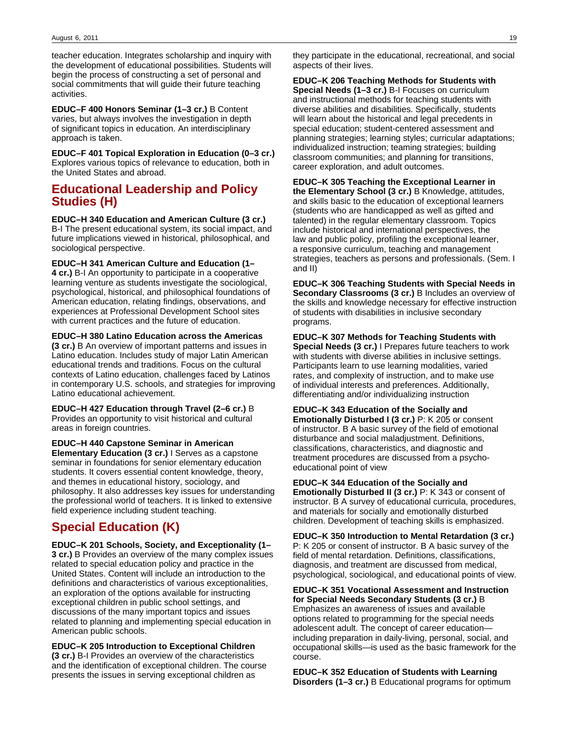teacher education. Integrates scholarship and inquiry with the development of educational possibilities. Students will begin the process of constructing a set of personal and social commitments that will guide their future teaching activities.

**EDUC–F 400 Honors Seminar (1–3 cr.)** B Content varies, but always involves the investigation in depth of significant topics in education. An interdisciplinary approach is taken.

**EDUC–F 401 Topical Exploration in Education (0–3 cr.)** Explores various topics of relevance to education, both in the United States and abroad.

## Educational Leadership and Policy Studies (H)

**EDUC–H 340 Education and American Culture (3 cr.)** B-I The present educational system, its social impact, and future implications viewed in historical, philosophical, and sociological perspective.

**EDUC–H 341 American Culture and Education (1–4 cr.)** B-I An opportunity to participate in a cooperative learning venture as students investigate the sociological, psychological, historical, and philosophical foundations of American education, relating findings, observations, and experiences at Professional Development School sites with current practices and the future of education.

**EDUC–H 380 Latino Education across the Americas (3 cr.)** B An overview of important patterns and issues in Latino education. Includes study of major Latin American educational trends and traditions. Focus on the cultural contexts of Latino education, challenges faced by Latinos in contemporary U.S. schools, and strategies for improving Latino educational achievement.

**EDUC–H 427 Education through Travel (2–6 cr.)** B Provides an opportunity to visit historical and cultural areas in foreign countries.

**EDUC–H 440 Capstone Seminar in American Elementary Education (3 cr.)** I Serves as a capstone seminar in foundations for senior elementary education students. It covers essential content knowledge, theory, and themes in educational history, sociology, and philosophy. It also addresses key issues for understanding the professional world of teachers. It is linked to extensive field experience including student teaching.

## Special Education (K)

**EDUC–K 201 Schools, Society, and Exceptionality (1–3 cr.)** B Provides an overview of the many complex issues related to special education policy and practice in the United States. Content will include an introduction to the definitions and characteristics of various exceptionalities, an exploration of the options available for instructing exceptional children in public school settings, and discussions of the many important topics and issues related to planning and implementing special education in American public schools.

**EDUC–K 205 Introduction to Exceptional Children (3 cr.)** B-I Provides an overview of the characteristics and the identification of exceptional children. The course presents the issues in serving exceptional children as they participate in the educational, recreational, and social aspects of their lives.

**EDUC–K 206 Teaching Methods for Students with Special Needs (1–3 cr.)** B-I Focuses on curriculum and instructional methods for teaching students with diverse abilities and disabilities. Specifically, students will learn about the historical and legal precedents in special education; student-centered assessment and planning strategies; learning styles; curricular adaptations; individualized instruction; teaming strategies; building classroom communities; and planning for transitions, career exploration, and adult outcomes.

**EDUC–K 305 Teaching the Exceptional Learner in the Elementary School (3 cr.)** B Knowledge, attitudes, and skills basic to the education of exceptional learners (students who are handicapped as well as gifted and talented) in the regular elementary classroom. Topics include historical and international perspectives, the law and public policy, profiling the exceptional learner, a responsive curriculum, teaching and management strategies, teachers as persons and professionals. (Sem. I and II)

**EDUC–K 306 Teaching Students with Special Needs in Secondary Classrooms (3 cr.)** B Includes an overview of the skills and knowledge necessary for effective instruction of students with disabilities in inclusive secondary programs.

**EDUC–K 307 Methods for Teaching Students with Special Needs (3 cr.)** I Prepares future teachers to work with students with diverse abilities in inclusive settings. Participants learn to use learning modalities, varied rates, and complexity of instruction, and to make use of individual interests and preferences. Additionally, differentiating and/or individualizing instruction

**EDUC–K 343 Education of the Socially and Emotionally Disturbed I (3 cr.)** P: K 205 or consent of instructor. B A basic survey of the field of emotional disturbance and social maladjustment. Definitions, classifications, characteristics, and diagnostic and treatment procedures are discussed from a psycho-educational point of view

**EDUC–K 344 Education of the Socially and Emotionally Disturbed II (3 cr.)** P: K 343 or consent of instructor. B A survey of educational curricula, procedures, and materials for socially and emotionally disturbed children. Development of teaching skills is emphasized.

**EDUC–K 350 Introduction to Mental Retardation (3 cr.)** P: K 205 or consent of instructor. B A basic survey of the field of mental retardation. Definitions, classifications, diagnosis, and treatment are discussed from medical, psychological, sociological, and educational points of view.

**EDUC–K 351 Vocational Assessment and Instruction for Special Needs Secondary Students (3 cr.)** B Emphasizes an awareness of issues and available options related to programming for the special needs adolescent adult. The concept of career education—including preparation in daily-living, personal, social, and occupational skills—is used as the basic framework for the course.

**EDUC–K 352 Education of Students with Learning Disorders (1–3 cr.)** B Educational programs for optimum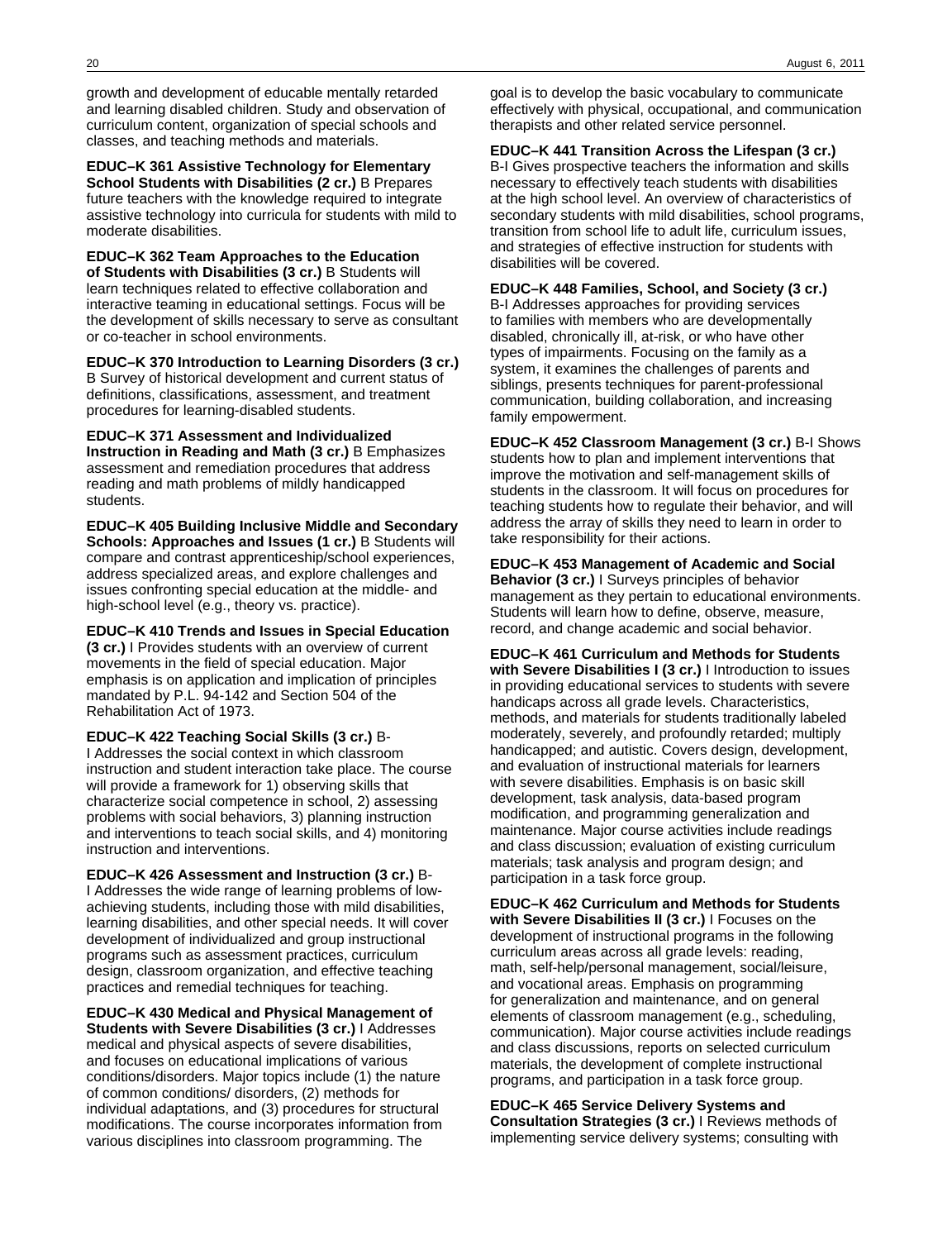growth and development of educable mentally retarded and learning disabled children. Study and observation of curriculum content, organization of special schools and classes, and teaching methods and materials.

**EDUC–K 361 Assistive Technology for Elementary School Students with Disabilities (2 cr.)** B Prepares future teachers with the knowledge required to integrate assistive technology into curricula for students with mild to moderate disabilities.

**EDUC–K 362 Team Approaches to the Education of Students with Disabilities (3 cr.)** B Students will learn techniques related to effective collaboration and interactive teaming in educational settings. Focus will be the development of skills necessary to serve as consultant or co-teacher in school environments.

**EDUC–K 370 Introduction to Learning Disorders (3 cr.)** B Survey of historical development and current status of definitions, classifications, assessment, and treatment procedures for learning-disabled students.

**EDUC–K 371 Assessment and Individualized Instruction in Reading and Math (3 cr.)** B Emphasizes assessment and remediation procedures that address reading and math problems of mildly handicapped students.

**EDUC–K 405 Building Inclusive Middle and Secondary Schools: Approaches and Issues (1 cr.)** B Students will compare and contrast apprenticeship/school experiences, address specialized areas, and explore challenges and issues confronting special education at the middle- and high-school level (e.g., theory vs. practice).

**EDUC–K 410 Trends and Issues in Special Education (3 cr.)** I Provides students with an overview of current movements in the field of special education. Major emphasis is on application and implication of principles mandated by P.L. 94-142 and Section 504 of the Rehabilitation Act of 1973.

**EDUC–K 422 Teaching Social Skills (3 cr.)** B-I Addresses the social context in which classroom instruction and student interaction take place. The course will provide a framework for 1) observing skills that characterize social competence in school, 2) assessing problems with social behaviors, 3) planning instruction and interventions to teach social skills, and 4) monitoring instruction and interventions.

**EDUC–K 426 Assessment and Instruction (3 cr.)** B-I Addresses the wide range of learning problems of low-achieving students, including those with mild disabilities, learning disabilities, and other special needs. It will cover development of individualized and group instructional programs such as assessment practices, curriculum design, classroom organization, and effective teaching practices and remedial techniques for teaching.

**EDUC–K 430 Medical and Physical Management of Students with Severe Disabilities (3 cr.)** I Addresses medical and physical aspects of severe disabilities, and focuses on educational implications of various conditions/disorders. Major topics include (1) the nature of common conditions/ disorders, (2) methods for individual adaptations, and (3) procedures for structural modifications. The course incorporates information from various disciplines into classroom programming. The goal is to develop the basic vocabulary to communicate effectively with physical, occupational, and communication therapists and other related service personnel.

**EDUC–K 441 Transition Across the Lifespan (3 cr.)** B-I Gives prospective teachers the information and skills necessary to effectively teach students with disabilities at the high school level. An overview of characteristics of secondary students with mild disabilities, school programs, transition from school life to adult life, curriculum issues, and strategies of effective instruction for students with disabilities will be covered.

**EDUC–K 448 Families, School, and Society (3 cr.)** B-I Addresses approaches for providing services to families with members who are developmentally disabled, chronically ill, at-risk, or who have other types of impairments. Focusing on the family as a system, it examines the challenges of parents and siblings, presents techniques for parent-professional communication, building collaboration, and increasing family empowerment.

**EDUC–K 452 Classroom Management (3 cr.)** B-I Shows students how to plan and implement interventions that improve the motivation and self-management skills of students in the classroom. It will focus on procedures for teaching students how to regulate their behavior, and will address the array of skills they need to learn in order to take responsibility for their actions.

**EDUC–K 453 Management of Academic and Social Behavior (3 cr.)** I Surveys principles of behavior management as they pertain to educational environments. Students will learn how to define, observe, measure, record, and change academic and social behavior.

**EDUC–K 461 Curriculum and Methods for Students with Severe Disabilities I (3 cr.)** I Introduction to issues in providing educational services to students with severe handicaps across all grade levels. Characteristics, methods, and materials for students traditionally labeled moderately, severely, and profoundly retarded; multiply handicapped; and autistic. Covers design, development, and evaluation of instructional materials for learners with severe disabilities. Emphasis is on basic skill development, task analysis, data-based program modification, and programming generalization and maintenance. Major course activities include readings and class discussion; evaluation of existing curriculum materials; task analysis and program design; and participation in a task force group.

**EDUC–K 462 Curriculum and Methods for Students with Severe Disabilities II (3 cr.)** I Focuses on the development of instructional programs in the following curriculum areas across all grade levels: reading, math, self-help/personal management, social/leisure, and vocational areas. Emphasis on programming for generalization and maintenance, and on general elements of classroom management (e.g., scheduling, communication). Major course activities include readings and class discussions, reports on selected curriculum materials, the development of complete instructional programs, and participation in a task force group.

**EDUC–K 465 Service Delivery Systems and Consultation Strategies (3 cr.)** I Reviews methods of implementing service delivery systems; consulting with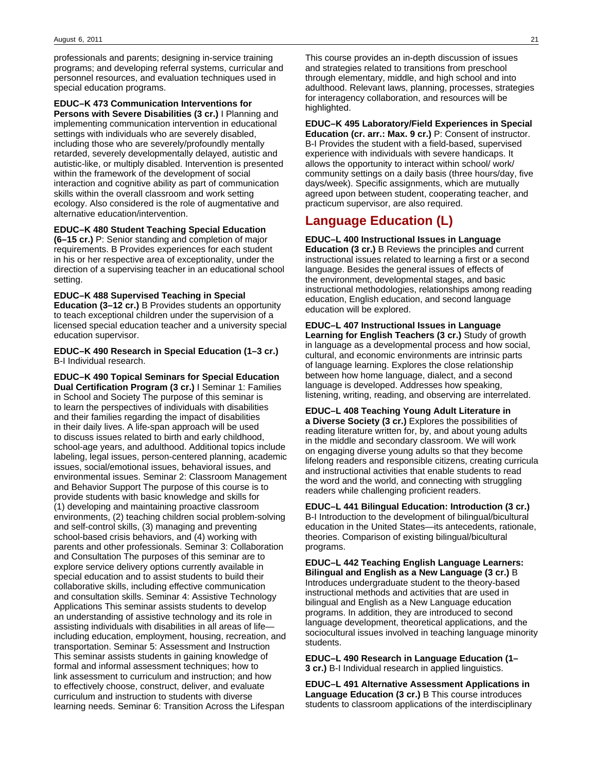professionals and parents; designing in-service training programs; and developing referral systems, curricular and personnel resources, and evaluation techniques used in special education programs.

**EDUC–K 473 Communication Interventions for Persons with Severe Disabilities (3 cr.)** I Planning and implementing communication intervention in educational settings with individuals who are severely disabled, including those who are severely/profoundly mentally retarded, severely developmentally delayed, autistic and autistic-like, or multiply disabled. Intervention is presented within the framework of the development of social interaction and cognitive ability as part of communication skills within the overall classroom and work setting ecology. Also considered is the role of augmentative and alternative education/intervention.

**EDUC–K 480 Student Teaching Special Education (6–15 cr.)** P: Senior standing and completion of major requirements. B Provides experiences for each student in his or her respective area of exceptionality, under the direction of a supervising teacher in an educational school setting.

**EDUC–K 488 Supervised Teaching in Special Education (3–12 cr.)** B Provides students an opportunity to teach exceptional children under the supervision of a licensed special education teacher and a university special education supervisor.

**EDUC–K 490 Research in Special Education (1–3 cr.)** B-I Individual research.

**EDUC–K 490 Topical Seminars for Special Education Dual Certification Program (3 cr.)** I Seminar 1: Families in School and Society The purpose of this seminar is to learn the perspectives of individuals with disabilities and their families regarding the impact of disabilities in their daily lives. A life-span approach will be used to discuss issues related to birth and early childhood, school-age years, and adulthood. Additional topics include labeling, legal issues, person-centered planning, academic issues, social/emotional issues, behavioral issues, and environmental issues. Seminar 2: Classroom Management and Behavior Support The purpose of this course is to provide students with basic knowledge and skills for (1) developing and maintaining proactive classroom environments, (2) teaching children social problem-solving and self-control skills, (3) managing and preventing school-based crisis behaviors, and (4) working with parents and other professionals. Seminar 3: Collaboration and Consultation The purposes of this seminar are to explore service delivery options currently available in special education and to assist students to build their collaborative skills, including effective communication and consultation skills. Seminar 4: Assistive Technology Applications This seminar assists students to develop an understanding of assistive technology and its role in assisting individuals with disabilities in all areas of life—including education, employment, housing, recreation, and transportation. Seminar 5: Assessment and Instruction This seminar assists students in gaining knowledge of formal and informal assessment techniques; how to link assessment to curriculum and instruction; and how to effectively choose, construct, deliver, and evaluate curriculum and instruction to students with diverse learning needs. Seminar 6: Transition Across the Lifespan This course provides an in-depth discussion of issues and strategies related to transitions from preschool through elementary, middle, and high school and into adulthood. Relevant laws, planning, processes, strategies for interagency collaboration, and resources will be highlighted.

**EDUC–K 495 Laboratory/Field Experiences in Special Education (cr. arr.: Max. 9 cr.)** P: Consent of instructor. B-I Provides the student with a field-based, supervised experience with individuals with severe handicaps. It allows the opportunity to interact within school/ work/ community settings on a daily basis (three hours/day, five days/week). Specific assignments, which are mutually agreed upon between student, cooperating teacher, and practicum supervisor, are also required.

## Language Education (L)

**EDUC–L 400 Instructional Issues in Language Education (3 cr.)** B Reviews the principles and current instructional issues related to learning a first or a second language. Besides the general issues of effects of the environment, developmental stages, and basic instructional methodologies, relationships among reading education, English education, and second language education will be explored.

**EDUC–L 407 Instructional Issues in Language Learning for English Teachers (3 cr.)** Study of growth in language as a developmental process and how social, cultural, and economic environments are intrinsic parts of language learning. Explores the close relationship between how home language, dialect, and a second language is developed. Addresses how speaking, listening, writing, reading, and observing are interrelated.

**EDUC–L 408 Teaching Young Adult Literature in a Diverse Society (3 cr.)** Explores the possibilities of reading literature written for, by, and about young adults in the middle and secondary classroom. We will work on engaging diverse young adults so that they become lifelong readers and responsible citizens, creating curricula and instructional activities that enable students to read the word and the world, and connecting with struggling readers while challenging proficient readers.

**EDUC–L 441 Bilingual Education: Introduction (3 cr.)** B-I Introduction to the development of bilingual/bicultural education in the United States—its antecedents, rationale, theories. Comparison of existing bilingual/bicultural programs.

**EDUC–L 442 Teaching English Language Learners: Bilingual and English as a New Language (3 cr.)** B Introduces undergraduate student to the theory-based instructional methods and activities that are used in bilingual and English as a New Language education programs. In addition, they are introduced to second language development, theoretical applications, and the sociocultural issues involved in teaching language minority students.

**EDUC–L 490 Research in Language Education (1–3 cr.)** B-I Individual research in applied linguistics.

**EDUC–L 491 Alternative Assessment Applications in Language Education (3 cr.)** B This course introduces students to classroom applications of the interdisciplinary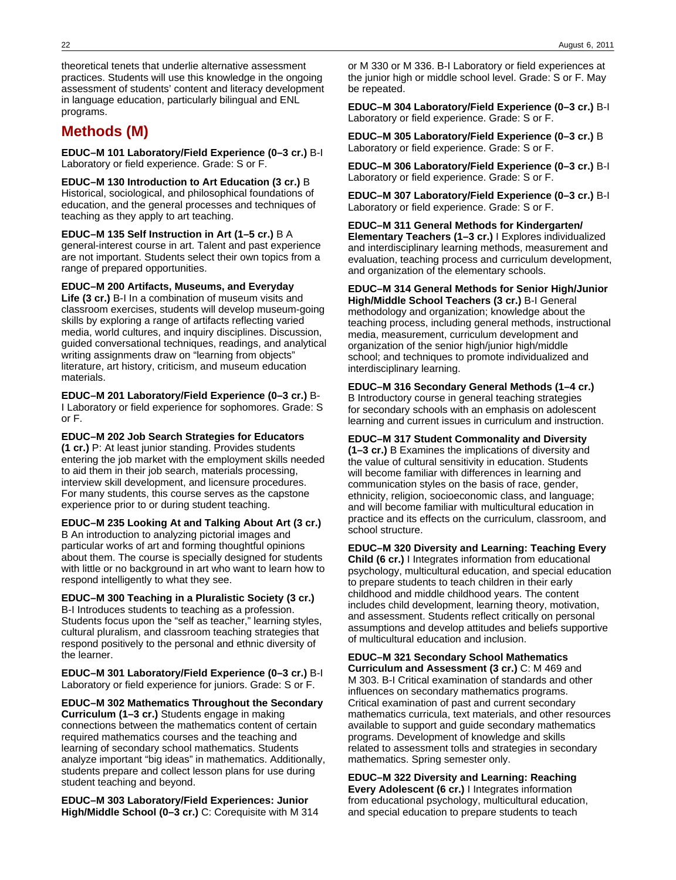theoretical tenets that underlie alternative assessment practices. Students will use this knowledge in the ongoing assessment of students' content and literacy development in language education, particularly bilingual and ENL programs.

## Methods (M)

**EDUC–M 101 Laboratory/Field Experience (0–3 cr.)** B-I Laboratory or field experience. Grade: S or F.

**EDUC–M 130 Introduction to Art Education (3 cr.)** B Historical, sociological, and philosophical foundations of education, and the general processes and techniques of teaching as they apply to art teaching.

**EDUC–M 135 Self Instruction in Art (1–5 cr.)** B A general-interest course in art. Talent and past experience are not important. Students select their own topics from a range of prepared opportunities.

**EDUC–M 200 Artifacts, Museums, and Everyday Life (3 cr.)** B-I In a combination of museum visits and classroom exercises, students will develop museum-going skills by exploring a range of artifacts reflecting varied media, world cultures, and inquiry disciplines. Discussion, guided conversational techniques, readings, and analytical writing assignments draw on "learning from objects" literature, art history, criticism, and museum education materials.

**EDUC–M 201 Laboratory/Field Experience (0–3 cr.)** B-I Laboratory or field experience for sophomores. Grade: S or F.

**EDUC–M 202 Job Search Strategies for Educators (1 cr.)** P: At least junior standing. Provides students entering the job market with the employment skills needed to aid them in their job search, materials processing, interview skill development, and licensure procedures. For many students, this course serves as the capstone experience prior to or during student teaching.

**EDUC–M 235 Looking At and Talking About Art (3 cr.)** B An introduction to analyzing pictorial images and particular works of art and forming thoughtful opinions about them. The course is specially designed for students with little or no background in art who want to learn how to respond intelligently to what they see.

**EDUC–M 300 Teaching in a Pluralistic Society (3 cr.)** B-I Introduces students to teaching as a profession. Students focus upon the "self as teacher," learning styles, cultural pluralism, and classroom teaching strategies that respond positively to the personal and ethnic diversity of the learner.

**EDUC–M 301 Laboratory/Field Experience (0–3 cr.)** B-I Laboratory or field experience for juniors. Grade: S or F.

**EDUC–M 302 Mathematics Throughout the Secondary Curriculum (1–3 cr.)** Students engage in making connections between the mathematics content of certain required mathematics courses and the teaching and learning of secondary school mathematics. Students analyze important "big ideas" in mathematics. Additionally, students prepare and collect lesson plans for use during student teaching and beyond.

**EDUC–M 303 Laboratory/Field Experiences: Junior High/Middle School (0–3 cr.)** C: Corequisite with M 314 or M 330 or M 336. B-I Laboratory or field experiences at the junior high or middle school level. Grade: S or F. May be repeated.

**EDUC–M 304 Laboratory/Field Experience (0–3 cr.)** B-I Laboratory or field experience. Grade: S or F.

**EDUC–M 305 Laboratory/Field Experience (0–3 cr.)** B Laboratory or field experience. Grade: S or F.

**EDUC–M 306 Laboratory/Field Experience (0–3 cr.)** B-I Laboratory or field experience. Grade: S or F.

**EDUC–M 307 Laboratory/Field Experience (0–3 cr.)** B-I Laboratory or field experience. Grade: S or F.

**EDUC–M 311 General Methods for Kindergarten/ Elementary Teachers (1–3 cr.)** I Explores individualized and interdisciplinary learning methods, measurement and evaluation, teaching process and curriculum development, and organization of the elementary schools.

**EDUC–M 314 General Methods for Senior High/Junior High/Middle School Teachers (3 cr.)** B-I General methodology and organization; knowledge about the teaching process, including general methods, instructional media, measurement, curriculum development and organization of the senior high/junior high/middle school; and techniques to promote individualized and interdisciplinary learning.

**EDUC–M 316 Secondary General Methods (1–4 cr.)** B Introductory course in general teaching strategies for secondary schools with an emphasis on adolescent learning and current issues in curriculum and instruction.

**EDUC–M 317 Student Commonality and Diversity (1–3 cr.)** B Examines the implications of diversity and the value of cultural sensitivity in education. Students will become familiar with differences in learning and communication styles on the basis of race, gender, ethnicity, religion, socioeconomic class, and language; and will become familiar with multicultural education in practice and its effects on the curriculum, classroom, and school structure.

**EDUC–M 320 Diversity and Learning: Teaching Every Child (6 cr.)** I Integrates information from educational psychology, multicultural education, and special education to prepare students to teach children in their early childhood and middle childhood years. The content includes child development, learning theory, motivation, and assessment. Students reflect critically on personal assumptions and develop attitudes and beliefs supportive of multicultural education and inclusion.

**EDUC–M 321 Secondary School Mathematics Curriculum and Assessment (3 cr.)** C: M 469 and M 303. B-I Critical examination of standards and other influences on secondary mathematics programs. Critical examination of past and current secondary mathematics curricula, text materials, and other resources available to support and guide secondary mathematics programs. Development of knowledge and skills related to assessment tolls and strategies in secondary mathematics. Spring semester only.

**EDUC–M 322 Diversity and Learning: Reaching Every Adolescent (6 cr.)** I Integrates information from educational psychology, multicultural education, and special education to prepare students to teach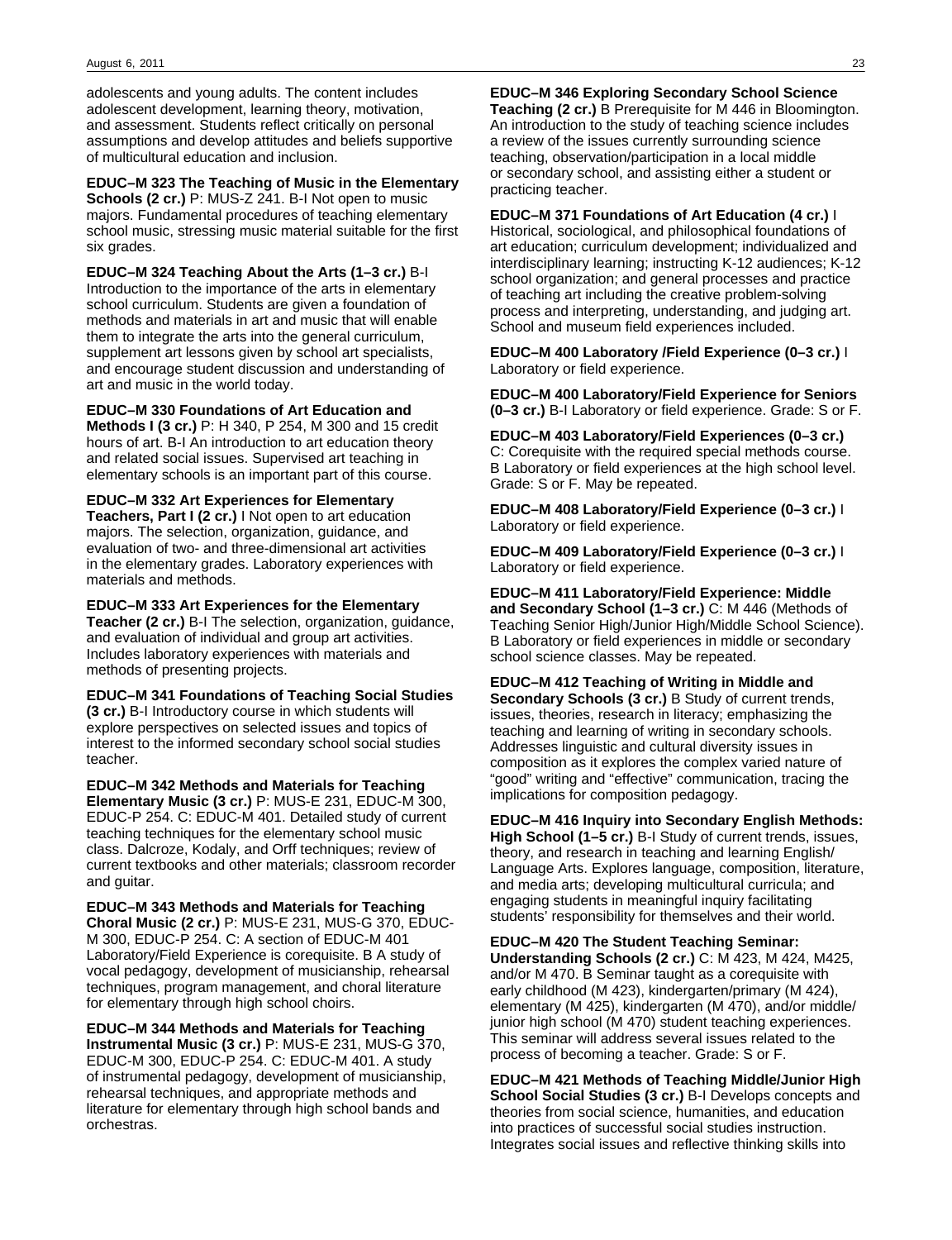adolescents and young adults. The content includes adolescent development, learning theory, motivation, and assessment. Students reflect critically on personal assumptions and develop attitudes and beliefs supportive of multicultural education and inclusion.

**EDUC–M 323 The Teaching of Music in the Elementary Schools (2 cr.)** P: MUS-Z 241. B-I Not open to music majors. Fundamental procedures of teaching elementary school music, stressing music material suitable for the first six grades.

**EDUC–M 324 Teaching About the Arts (1–3 cr.)** B-I Introduction to the importance of the arts in elementary school curriculum. Students are given a foundation of methods and materials in art and music that will enable them to integrate the arts into the general curriculum, supplement art lessons given by school art specialists, and encourage student discussion and understanding of art and music in the world today.

**EDUC–M 330 Foundations of Art Education and Methods I (3 cr.)** P: H 340, P 254, M 300 and 15 credit hours of art. B-I An introduction to art education theory and related social issues. Supervised art teaching in elementary schools is an important part of this course.

**EDUC–M 332 Art Experiences for Elementary Teachers, Part I (2 cr.)** I Not open to art education majors. The selection, organization, guidance, and evaluation of two- and three-dimensional art activities in the elementary grades. Laboratory experiences with materials and methods.

**EDUC–M 333 Art Experiences for the Elementary Teacher (2 cr.)** B-I The selection, organization, guidance, and evaluation of individual and group art activities. Includes laboratory experiences with materials and methods of presenting projects.

**EDUC–M 341 Foundations of Teaching Social Studies (3 cr.)** B-I Introductory course in which students will explore perspectives on selected issues and topics of interest to the informed secondary school social studies teacher.

**EDUC–M 342 Methods and Materials for Teaching Elementary Music (3 cr.)** P: MUS-E 231, EDUC-M 300, EDUC-P 254. C: EDUC-M 401. Detailed study of current teaching techniques for the elementary school music class. Dalcroze, Kodaly, and Orff techniques; review of current textbooks and other materials; classroom recorder and guitar.

**EDUC–M 343 Methods and Materials for Teaching Choral Music (2 cr.)** P: MUS-E 231, MUS-G 370, EDUC-M 300, EDUC-P 254. C: A section of EDUC-M 401 Laboratory/Field Experience is corequisite. B A study of vocal pedagogy, development of musicianship, rehearsal techniques, program management, and choral literature for elementary through high school choirs.

**EDUC–M 344 Methods and Materials for Teaching Instrumental Music (3 cr.)** P: MUS-E 231, MUS-G 370, EDUC-M 300, EDUC-P 254. C: EDUC-M 401. A study of instrumental pedagogy, development of musicianship, rehearsal techniques, and appropriate methods and literature for elementary through high school bands and orchestras.

**EDUC–M 346 Exploring Secondary School Science Teaching (2 cr.)** B Prerequisite for M 446 in Bloomington. An introduction to the study of teaching science includes a review of the issues currently surrounding science teaching, observation/participation in a local middle or secondary school, and assisting either a student or practicing teacher.

**EDUC–M 371 Foundations of Art Education (4 cr.)** I Historical, sociological, and philosophical foundations of art education; curriculum development; individualized and interdisciplinary learning; instructing K-12 audiences; K-12 school organization; and general processes and practice of teaching art including the creative problem-solving process and interpreting, understanding, and judging art. School and museum field experiences included.

**EDUC–M 400 Laboratory /Field Experience (0–3 cr.)** I Laboratory or field experience.

**EDUC–M 400 Laboratory/Field Experience for Seniors (0–3 cr.)** B-I Laboratory or field experience. Grade: S or F.

**EDUC–M 403 Laboratory/Field Experiences (0–3 cr.)** C: Corequisite with the required special methods course. B Laboratory or field experiences at the high school level. Grade: S or F. May be repeated.

**EDUC–M 408 Laboratory/Field Experience (0–3 cr.)** I Laboratory or field experience.

**EDUC–M 409 Laboratory/Field Experience (0–3 cr.)** I Laboratory or field experience.

**EDUC–M 411 Laboratory/Field Experience: Middle and Secondary School (1–3 cr.)** C: M 446 (Methods of Teaching Senior High/Junior High/Middle School Science). B Laboratory or field experiences in middle or secondary school science classes. May be repeated.

**EDUC–M 412 Teaching of Writing in Middle and Secondary Schools (3 cr.)** B Study of current trends, issues, theories, research in literacy; emphasizing the teaching and learning of writing in secondary schools. Addresses linguistic and cultural diversity issues in composition as it explores the complex varied nature of "good" writing and "effective" communication, tracing the implications for composition pedagogy.

**EDUC–M 416 Inquiry into Secondary English Methods: High School (1–5 cr.)** B-I Study of current trends, issues, theory, and research in teaching and learning English/ Language Arts. Explores language, composition, literature, and media arts; developing multicultural curricula; and engaging students in meaningful inquiry facilitating students' responsibility for themselves and their world.

**EDUC–M 420 The Student Teaching Seminar: Understanding Schools (2 cr.)** C: M 423, M 424, M425, and/or M 470. B Seminar taught as a corequisite with early childhood (M 423), kindergarten/primary (M 424), elementary (M 425), kindergarten (M 470), and/or middle/ junior high school (M 470) student teaching experiences. This seminar will address several issues related to the process of becoming a teacher. Grade: S or F.

**EDUC–M 421 Methods of Teaching Middle/Junior High School Social Studies (3 cr.)** B-I Develops concepts and theories from social science, humanities, and education into practices of successful social studies instruction. Integrates social issues and reflective thinking skills into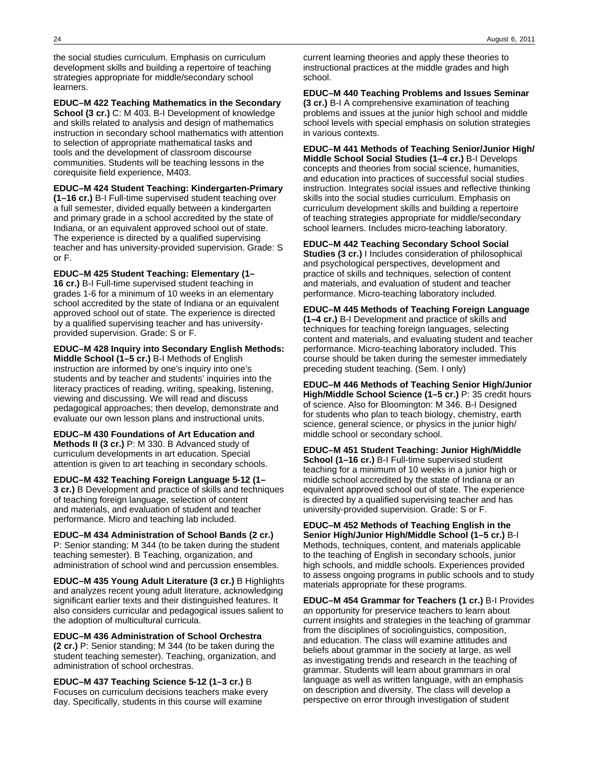the social studies curriculum. Emphasis on curriculum development skills and building a repertoire of teaching strategies appropriate for middle/secondary school learners.

**EDUC–M 422 Teaching Mathematics in the Secondary School (3 cr.)** C: M 403. B-I Development of knowledge and skills related to analysis and design of mathematics instruction in secondary school mathematics with attention to selection of appropriate mathematical tasks and tools and the development of classroom discourse communities. Students will be teaching lessons in the corequisite field experience, M403.

**EDUC–M 424 Student Teaching: Kindergarten-Primary (1–16 cr.)** B-I Full-time supervised student teaching over a full semester, divided equally between a kindergarten and primary grade in a school accredited by the state of Indiana, or an equivalent approved school out of state. The experience is directed by a qualified supervising teacher and has university-provided supervision. Grade: S or F.

**EDUC–M 425 Student Teaching: Elementary (1–16 cr.)** B-I Full-time supervised student teaching in grades 1-6 for a minimum of 10 weeks in an elementary school accredited by the state of Indiana or an equivalent approved school out of state. The experience is directed by a qualified supervising teacher and has university-provided supervision. Grade: S or F.

**EDUC–M 428 Inquiry into Secondary English Methods: Middle School (1–5 cr.)** B-I Methods of English instruction are informed by one's inquiry into one's students and by teacher and students' inquiries into the literacy practices of reading, writing, speaking, listening, viewing and discussing. We will read and discuss pedagogical approaches; then develop, demonstrate and evaluate our own lesson plans and instructional units.

**EDUC–M 430 Foundations of Art Education and Methods II (3 cr.)** P: M 330. B Advanced study of curriculum developments in art education. Special attention is given to art teaching in secondary schools.

**EDUC–M 432 Teaching Foreign Language 5-12 (1–3 cr.)** B Development and practice of skills and techniques of teaching foreign language, selection of content and materials, and evaluation of student and teacher performance. Micro and teaching lab included.

**EDUC–M 434 Administration of School Bands (2 cr.)** P: Senior standing; M 344 (to be taken during the student teaching semester). B Teaching, organization, and administration of school wind and percussion ensembles.

**EDUC–M 435 Young Adult Literature (3 cr.)** B Highlights and analyzes recent young adult literature, acknowledging significant earlier texts and their distinguished features. It also considers curricular and pedagogical issues salient to the adoption of multicultural curricula.

**EDUC–M 436 Administration of School Orchestra (2 cr.)** P: Senior standing; M 344 (to be taken during the student teaching semester). Teaching, organization, and administration of school orchestras.

**EDUC–M 437 Teaching Science 5-12 (1–3 cr.)** B Focuses on curriculum decisions teachers make every day. Specifically, students in this course will examine current learning theories and apply these theories to instructional practices at the middle grades and high school.

**EDUC–M 440 Teaching Problems and Issues Seminar (3 cr.)** B-I A comprehensive examination of teaching problems and issues at the junior high school and middle school levels with special emphasis on solution strategies in various contexts.

**EDUC–M 441 Methods of Teaching Senior/Junior High/Middle School Social Studies (1–4 cr.)** B-I Develops concepts and theories from social science, humanities, and education into practices of successful social studies instruction. Integrates social issues and reflective thinking skills into the social studies curriculum. Emphasis on curriculum development skills and building a repertoire of teaching strategies appropriate for middle/secondary school learners. Includes micro-teaching laboratory.

**EDUC–M 442 Teaching Secondary School Social Studies (3 cr.)** I Includes consideration of philosophical and psychological perspectives, development and practice of skills and techniques, selection of content and materials, and evaluation of student and teacher performance. Micro-teaching laboratory included.

**EDUC–M 445 Methods of Teaching Foreign Language (1–4 cr.)** B-I Development and practice of skills and techniques for teaching foreign languages, selecting content and materials, and evaluating student and teacher performance. Micro-teaching laboratory included. This course should be taken during the semester immediately preceding student teaching. (Sem. I only)

**EDUC–M 446 Methods of Teaching Senior High/Junior High/Middle School Science (1–5 cr.)** P: 35 credit hours of science. Also for Bloomington: M 346. B-I Designed for students who plan to teach biology, chemistry, earth science, general science, or physics in the junior high/middle school or secondary school.

**EDUC–M 451 Student Teaching: Junior High/Middle School (1–16 cr.)** B-I Full-time supervised student teaching for a minimum of 10 weeks in a junior high or middle school accredited by the state of Indiana or an equivalent approved school out of state. The experience is directed by a qualified supervising teacher and has university-provided supervision. Grade: S or F.

**EDUC–M 452 Methods of Teaching English in the Senior High/Junior High/Middle School (1–5 cr.)** B-I Methods, techniques, content, and materials applicable to the teaching of English in secondary schools, junior high schools, and middle schools. Experiences provided to assess ongoing programs in public schools and to study materials appropriate for these programs.

**EDUC–M 454 Grammar for Teachers (1 cr.)** B-I Provides an opportunity for preservice teachers to learn about current insights and strategies in the teaching of grammar from the disciplines of sociolinguistics, composition, and education. The class will examine attitudes and beliefs about grammar in the society at large, as well as investigating trends and research in the teaching of grammar. Students will learn about grammars in oral language as well as written language, with an emphasis on description and diversity. The class will develop a perspective on error through investigation of student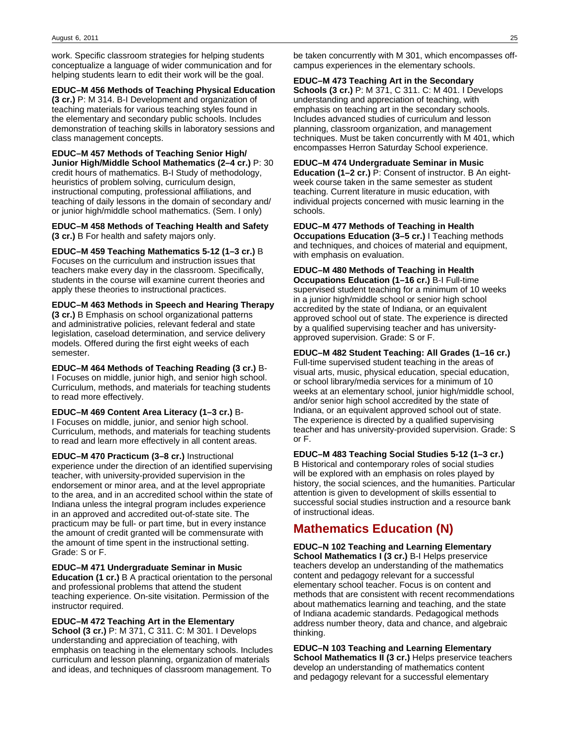work. Specific classroom strategies for helping students conceptualize a language of wider communication and for helping students learn to edit their work will be the goal.

**EDUC–M 456 Methods of Teaching Physical Education (3 cr.)** P: M 314. B-I Development and organization of teaching materials for various teaching styles found in the elementary and secondary public schools. Includes demonstration of teaching skills in laboratory sessions and class management concepts.

**EDUC–M 457 Methods of Teaching Senior High/ Junior High/Middle School Mathematics (2–4 cr.)** P: 30 credit hours of mathematics. B-I Study of methodology, heuristics of problem solving, curriculum design, instructional computing, professional affiliations, and teaching of daily lessons in the domain of secondary and/ or junior high/middle school mathematics. (Sem. I only)

**EDUC–M 458 Methods of Teaching Health and Safety (3 cr.)** B For health and safety majors only.

**EDUC–M 459 Teaching Mathematics 5-12 (1–3 cr.)** B Focuses on the curriculum and instruction issues that teachers make every day in the classroom. Specifically, students in the course will examine current theories and apply these theories to instructional practices.

**EDUC–M 463 Methods in Speech and Hearing Therapy (3 cr.)** B Emphasis on school organizational patterns and administrative policies, relevant federal and state legislation, caseload determination, and service delivery models. Offered during the first eight weeks of each semester.

**EDUC–M 464 Methods of Teaching Reading (3 cr.)** B-I Focuses on middle, junior high, and senior high school. Curriculum, methods, and materials for teaching students to read more effectively.

**EDUC–M 469 Content Area Literacy (1–3 cr.)** B-I Focuses on middle, junior, and senior high school. Curriculum, methods, and materials for teaching students to read and learn more effectively in all content areas.

**EDUC–M 470 Practicum (3–8 cr.)** Instructional experience under the direction of an identified supervising teacher, with university-provided supervision in the endorsement or minor area, and at the level appropriate to the area, and in an accredited school within the state of Indiana unless the integral program includes experience in an approved and accredited out-of-state site. The practicum may be full- or part time, but in every instance the amount of credit granted will be commensurate with the amount of time spent in the instructional setting. Grade: S or F.

**EDUC–M 471 Undergraduate Seminar in Music Education (1 cr.)** B A practical orientation to the personal and professional problems that attend the student teaching experience. On-site visitation. Permission of the instructor required.

**EDUC–M 472 Teaching Art in the Elementary School (3 cr.)** P: M 371, C 311. C: M 301. I Develops understanding and appreciation of teaching, with emphasis on teaching in the elementary schools. Includes curriculum and lesson planning, organization of materials and ideas, and techniques of classroom management. To be taken concurrently with M 301, which encompasses off-campus experiences in the elementary schools.

**EDUC–M 473 Teaching Art in the Secondary Schools (3 cr.)** P: M 371, C 311. C: M 401. I Develops understanding and appreciation of teaching, with emphasis on teaching art in the secondary schools. Includes advanced studies of curriculum and lesson planning, classroom organization, and management techniques. Must be taken concurrently with M 401, which encompasses Herron Saturday School experience.

**EDUC–M 474 Undergraduate Seminar in Music Education (1–2 cr.)** P: Consent of instructor. B An eight-week course taken in the same semester as student teaching. Current literature in music education, with individual projects concerned with music learning in the schools.

**EDUC–M 477 Methods of Teaching in Health Occupations Education (3–5 cr.)** I Teaching methods and techniques, and choices of material and equipment, with emphasis on evaluation.

**EDUC–M 480 Methods of Teaching in Health Occupations Education (1–16 cr.)** B-I Full-time supervised student teaching for a minimum of 10 weeks in a junior high/middle school or senior high school accredited by the state of Indiana, or an equivalent approved school out of state. The experience is directed by a qualified supervising teacher and has university-approved supervision. Grade: S or F.

**EDUC–M 482 Student Teaching: All Grades (1–16 cr.)** Full-time supervised student teaching in the areas of visual arts, music, physical education, special education, or school library/media services for a minimum of 10 weeks at an elementary school, junior high/middle school, and/or senior high school accredited by the state of Indiana, or an equivalent approved school out of state. The experience is directed by a qualified supervising teacher and has university-provided supervision. Grade: S or F.

**EDUC–M 483 Teaching Social Studies 5-12 (1–3 cr.)** B Historical and contemporary roles of social studies will be explored with an emphasis on roles played by history, the social sciences, and the humanities. Particular attention is given to development of skills essential to successful social studies instruction and a resource bank of instructional ideas.

## Mathematics Education (N)

**EDUC–N 102 Teaching and Learning Elementary School Mathematics I (3 cr.)** B-I Helps preservice teachers develop an understanding of the mathematics content and pedagogy relevant for a successful elementary school teacher. Focus is on content and methods that are consistent with recent recommendations about mathematics learning and teaching, and the state of Indiana academic standards. Pedagogical methods address number theory, data and chance, and algebraic thinking.

**EDUC–N 103 Teaching and Learning Elementary School Mathematics II (3 cr.)** Helps preservice teachers develop an understanding of mathematics content and pedagogy relevant for a successful elementary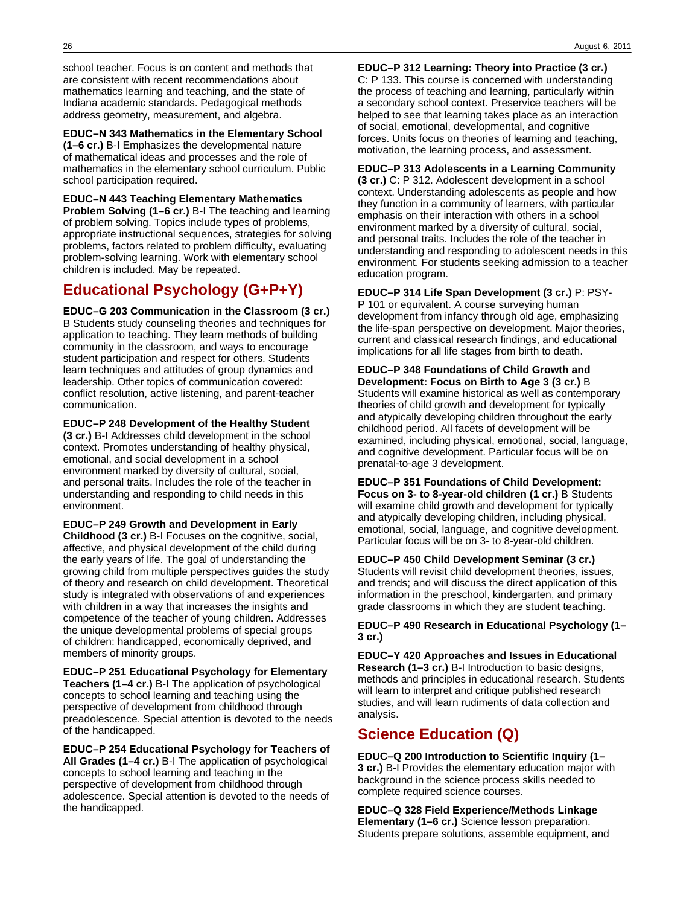school teacher. Focus is on content and methods that are consistent with recent recommendations about mathematics learning and teaching, and the state of Indiana academic standards. Pedagogical methods address geometry, measurement, and algebra.

**EDUC–N 343 Mathematics in the Elementary School (1–6 cr.)** B-I Emphasizes the developmental nature of mathematical ideas and processes and the role of mathematics in the elementary school curriculum. Public school participation required.

**EDUC–N 443 Teaching Elementary Mathematics Problem Solving (1–6 cr.)** B-I The teaching and learning of problem solving. Topics include types of problems, appropriate instructional sequences, strategies for solving problems, factors related to problem difficulty, evaluating problem-solving learning. Work with elementary school children is included. May be repeated.

## Educational Psychology (G+P+Y)

**EDUC–G 203 Communication in the Classroom (3 cr.)** B Students study counseling theories and techniques for application to teaching. They learn methods of building community in the classroom, and ways to encourage student participation and respect for others. Students learn techniques and attitudes of group dynamics and leadership. Other topics of communication covered: conflict resolution, active listening, and parent-teacher communication.

**EDUC–P 248 Development of the Healthy Student (3 cr.)** B-I Addresses child development in the school context. Promotes understanding of healthy physical, emotional, and social development in a school environment marked by diversity of cultural, social, and personal traits. Includes the role of the teacher in understanding and responding to child needs in this environment.

**EDUC–P 249 Growth and Development in Early Childhood (3 cr.)** B-I Focuses on the cognitive, social, affective, and physical development of the child during the early years of life. The goal of understanding the growing child from multiple perspectives guides the study of theory and research on child development. Theoretical study is integrated with observations of and experiences with children in a way that increases the insights and competence of the teacher of young children. Addresses the unique developmental problems of special groups of children: handicapped, economically deprived, and members of minority groups.

**EDUC–P 251 Educational Psychology for Elementary Teachers (1–4 cr.)** B-I The application of psychological concepts to school learning and teaching using the perspective of development from childhood through preadolescence. Special attention is devoted to the needs of the handicapped.

**EDUC–P 254 Educational Psychology for Teachers of All Grades (1–4 cr.)** B-I The application of psychological concepts to school learning and teaching in the perspective of development from childhood through adolescence. Special attention is devoted to the needs of the handicapped.

**EDUC–P 312 Learning: Theory into Practice (3 cr.)** C: P 133. This course is concerned with understanding the process of teaching and learning, particularly within a secondary school context. Preservice teachers will be helped to see that learning takes place as an interaction of social, emotional, developmental, and cognitive forces. Units focus on theories of learning and teaching, motivation, the learning process, and assessment.

**EDUC–P 313 Adolescents in a Learning Community (3 cr.)** C: P 312. Adolescent development in a school context. Understanding adolescents as people and how they function in a community of learners, with particular emphasis on their interaction with others in a school environment marked by a diversity of cultural, social, and personal traits. Includes the role of the teacher in understanding and responding to adolescent needs in this environment. For students seeking admission to a teacher education program.

**EDUC–P 314 Life Span Development (3 cr.)** P: PSY-P 101 or equivalent. A course surveying human development from infancy through old age, emphasizing the life-span perspective on development. Major theories, current and classical research findings, and educational implications for all life stages from birth to death.

**EDUC–P 348 Foundations of Child Growth and Development: Focus on Birth to Age 3 (3 cr.)** B Students will examine historical as well as contemporary theories of child growth and development for typically and atypically developing children throughout the early childhood period. All facets of development will be examined, including physical, emotional, social, language, and cognitive development. Particular focus will be on prenatal-to-age 3 development.

**EDUC–P 351 Foundations of Child Development: Focus on 3- to 8-year-old children (1 cr.)** B Students will examine child growth and development for typically and atypically developing children, including physical, emotional, social, language, and cognitive development. Particular focus will be on 3- to 8-year-old children.

**EDUC–P 450 Child Development Seminar (3 cr.)** Students will revisit child development theories, issues, and trends; and will discuss the direct application of this information in the preschool, kindergarten, and primary grade classrooms in which they are student teaching.

**EDUC–P 490 Research in Educational Psychology (1–3 cr.)**

**EDUC–Y 420 Approaches and Issues in Educational Research (1–3 cr.)** B-I Introduction to basic designs, methods and principles in educational research. Students will learn to interpret and critique published research studies, and will learn rudiments of data collection and analysis.

## Science Education (Q)

**EDUC–Q 200 Introduction to Scientific Inquiry (1–3 cr.)** B-I Provides the elementary education major with background in the science process skills needed to complete required science courses.

**EDUC–Q 328 Field Experience/Methods Linkage Elementary (1–6 cr.)** Science lesson preparation. Students prepare solutions, assemble equipment, and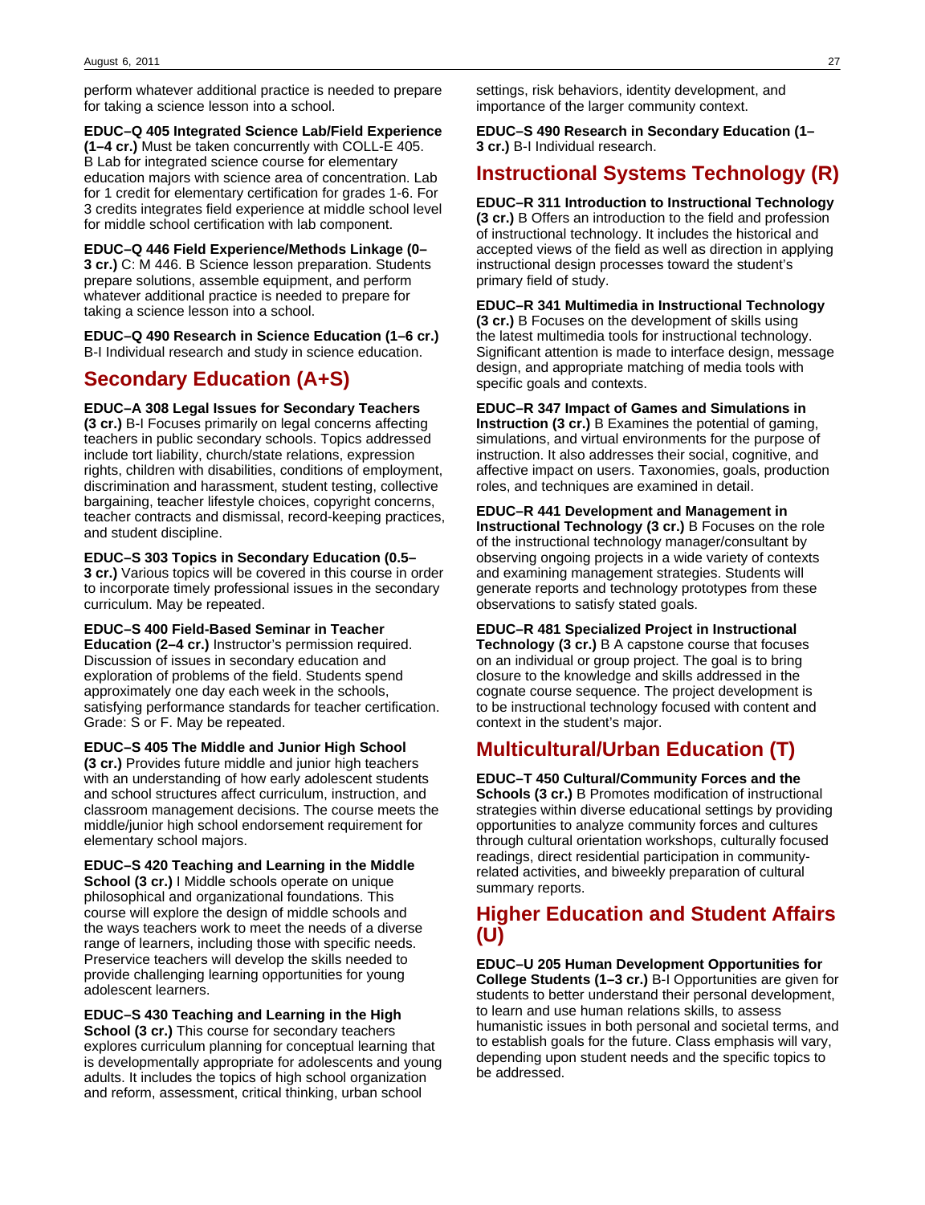perform whatever additional practice is needed to prepare for taking a science lesson into a school.

**EDUC–Q 405 Integrated Science Lab/Field Experience (1–4 cr.)** Must be taken concurrently with COLL-E 405. B Lab for integrated science course for elementary education majors with science area of concentration. Lab for 1 credit for elementary certification for grades 1-6. For 3 credits integrates field experience at middle school level for middle school certification with lab component.

**EDUC–Q 446 Field Experience/Methods Linkage (0–3 cr.)** C: M 446. B Science lesson preparation. Students prepare solutions, assemble equipment, and perform whatever additional practice is needed to prepare for taking a science lesson into a school.

**EDUC–Q 490 Research in Science Education (1–6 cr.)** B-I Individual research and study in science education.

## Secondary Education (A+S)

**EDUC–A 308 Legal Issues for Secondary Teachers (3 cr.)** B-I Focuses primarily on legal concerns affecting teachers in public secondary schools. Topics addressed include tort liability, church/state relations, expression rights, children with disabilities, conditions of employment, discrimination and harassment, student testing, collective bargaining, teacher lifestyle choices, copyright concerns, teacher contracts and dismissal, record-keeping practices, and student discipline.

**EDUC–S 303 Topics in Secondary Education (0.5–3 cr.)** Various topics will be covered in this course in order to incorporate timely professional issues in the secondary curriculum. May be repeated.

**EDUC–S 400 Field-Based Seminar in Teacher Education (2–4 cr.)** Instructor's permission required. Discussion of issues in secondary education and exploration of problems of the field. Students spend approximately one day each week in the schools, satisfying performance standards for teacher certification. Grade: S or F. May be repeated.

**EDUC–S 405 The Middle and Junior High School (3 cr.)** Provides future middle and junior high teachers with an understanding of how early adolescent students and school structures affect curriculum, instruction, and classroom management decisions. The course meets the middle/junior high school endorsement requirement for elementary school majors.

**EDUC–S 420 Teaching and Learning in the Middle School (3 cr.)** I Middle schools operate on unique philosophical and organizational foundations. This course will explore the design of middle schools and the ways teachers work to meet the needs of a diverse range of learners, including those with specific needs. Preservice teachers will develop the skills needed to provide challenging learning opportunities for young adolescent learners.

**EDUC–S 430 Teaching and Learning in the High School (3 cr.)** This course for secondary teachers explores curriculum planning for conceptual learning that is developmentally appropriate for adolescents and young adults. It includes the topics of high school organization and reform, assessment, critical thinking, urban school settings, risk behaviors, identity development, and importance of the larger community context.

**EDUC–S 490 Research in Secondary Education (1–3 cr.)** B-I Individual research.

## Instructional Systems Technology (R)

**EDUC–R 311 Introduction to Instructional Technology (3 cr.)** B Offers an introduction to the field and profession of instructional technology. It includes the historical and accepted views of the field as well as direction in applying instructional design processes toward the student's primary field of study.

**EDUC–R 341 Multimedia in Instructional Technology (3 cr.)** B Focuses on the development of skills using the latest multimedia tools for instructional technology. Significant attention is made to interface design, message design, and appropriate matching of media tools with specific goals and contexts.

**EDUC–R 347 Impact of Games and Simulations in Instruction (3 cr.)** B Examines the potential of gaming, simulations, and virtual environments for the purpose of instruction. It also addresses their social, cognitive, and affective impact on users. Taxonomies, goals, production roles, and techniques are examined in detail.

**EDUC–R 441 Development and Management in Instructional Technology (3 cr.)** B Focuses on the role of the instructional technology manager/consultant by observing ongoing projects in a wide variety of contexts and examining management strategies. Students will generate reports and technology prototypes from these observations to satisfy stated goals.

**EDUC–R 481 Specialized Project in Instructional Technology (3 cr.)** B A capstone course that focuses on an individual or group project. The goal is to bring closure to the knowledge and skills addressed in the cognate course sequence. The project development is to be instructional technology focused with content and context in the student's major.

## Multicultural/Urban Education (T)

**EDUC–T 450 Cultural/Community Forces and the Schools (3 cr.)** B Promotes modification of instructional strategies within diverse educational settings by providing opportunities to analyze community forces and cultures through cultural orientation workshops, culturally focused readings, direct residential participation in community-related activities, and biweekly preparation of cultural summary reports.

## Higher Education and Student Affairs (U)

**EDUC–U 205 Human Development Opportunities for College Students (1–3 cr.)** B-I Opportunities are given for students to better understand their personal development, to learn and use human relations skills, to assess humanistic issues in both personal and societal terms, and to establish goals for the future. Class emphasis will vary, depending upon student needs and the specific topics to be addressed.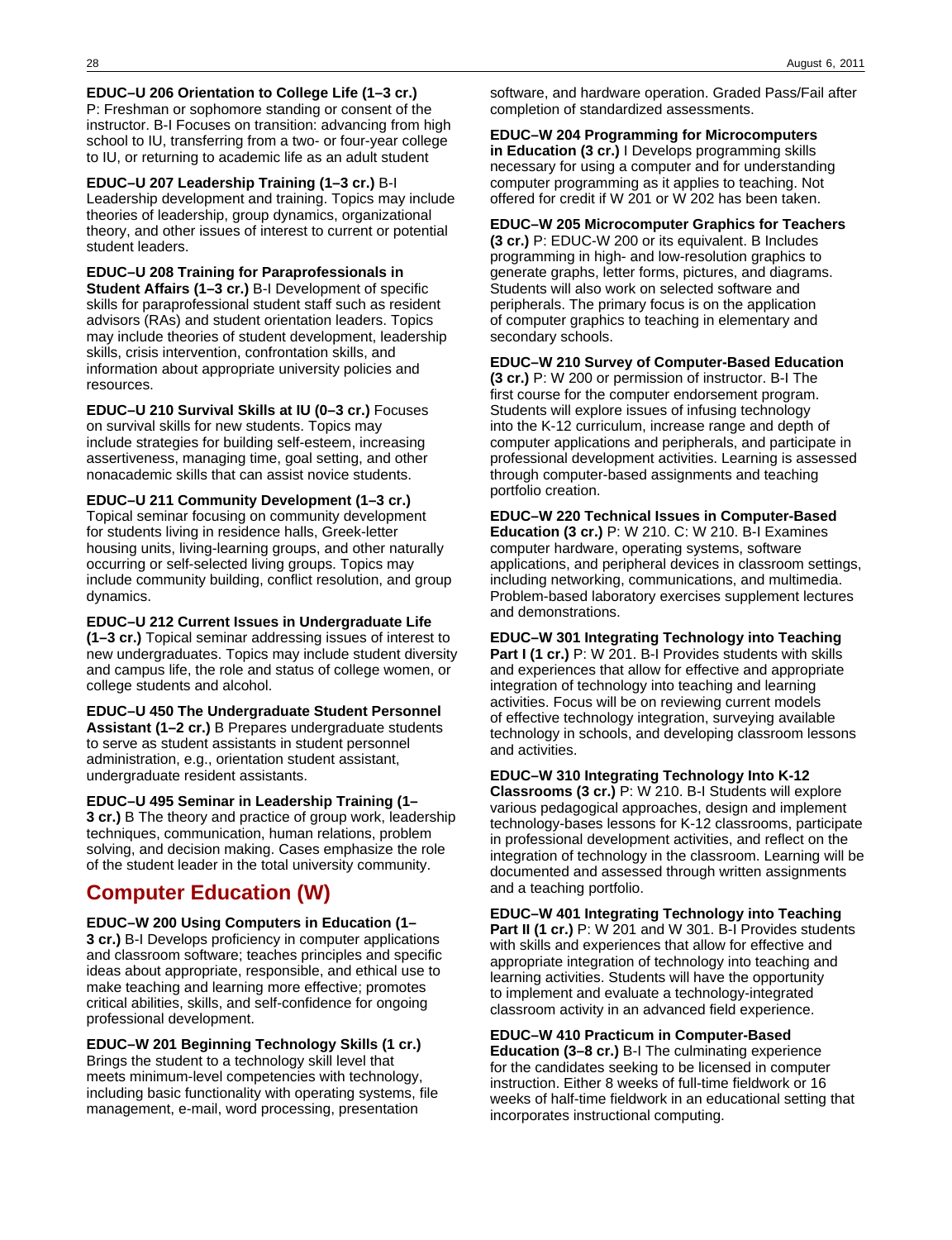**EDUC–U 206 Orientation to College Life (1–3 cr.)** P: Freshman or sophomore standing or consent of the instructor. B-I Focuses on transition: advancing from high school to IU, transferring from a two- or four-year college to IU, or returning to academic life as an adult student

**EDUC–U 207 Leadership Training (1–3 cr.)** B-I Leadership development and training. Topics may include theories of leadership, group dynamics, organizational theory, and other issues of interest to current or potential student leaders.

**EDUC–U 208 Training for Paraprofessionals in Student Affairs (1–3 cr.)** B-I Development of specific skills for paraprofessional student staff such as resident advisors (RAs) and student orientation leaders. Topics may include theories of student development, leadership skills, crisis intervention, confrontation skills, and information about appropriate university policies and resources.

**EDUC–U 210 Survival Skills at IU (0–3 cr.)** Focuses on survival skills for new students. Topics may include strategies for building self-esteem, increasing assertiveness, managing time, goal setting, and other nonacademic skills that can assist novice students.

**EDUC–U 211 Community Development (1–3 cr.)** Topical seminar focusing on community development for students living in residence halls, Greek-letter housing units, living-learning groups, and other naturally occurring or self-selected living groups. Topics may include community building, conflict resolution, and group dynamics.

**EDUC–U 212 Current Issues in Undergraduate Life (1–3 cr.)** Topical seminar addressing issues of interest to new undergraduates. Topics may include student diversity and campus life, the role and status of college women, or college students and alcohol.

**EDUC–U 450 The Undergraduate Student Personnel Assistant (1–2 cr.)** B Prepares undergraduate students to serve as student assistants in student personnel administration, e.g., orientation student assistant, undergraduate resident assistants.

**EDUC–U 495 Seminar in Leadership Training (1–3 cr.)** B The theory and practice of group work, leadership techniques, communication, human relations, problem solving, and decision making. Cases emphasize the role of the student leader in the total university community.

## Computer Education (W)

**EDUC–W 200 Using Computers in Education (1–3 cr.)** B-I Develops proficiency in computer applications and classroom software; teaches principles and specific ideas about appropriate, responsible, and ethical use to make teaching and learning more effective; promotes critical abilities, skills, and self-confidence for ongoing professional development.

**EDUC–W 201 Beginning Technology Skills (1 cr.)** Brings the student to a technology skill level that meets minimum-level competencies with technology, including basic functionality with operating systems, file management, e-mail, word processing, presentation software, and hardware operation. Graded Pass/Fail after completion of standardized assessments.

**EDUC–W 204 Programming for Microcomputers in Education (3 cr.)** I Develops programming skills necessary for using a computer and for understanding computer programming as it applies to teaching. Not offered for credit if W 201 or W 202 has been taken.

**EDUC–W 205 Microcomputer Graphics for Teachers (3 cr.)** P: EDUC-W 200 or its equivalent. B Includes programming in high- and low-resolution graphics to generate graphs, letter forms, pictures, and diagrams. Students will also work on selected software and peripherals. The primary focus is on the application of computer graphics to teaching in elementary and secondary schools.

**EDUC–W 210 Survey of Computer-Based Education (3 cr.)** P: W 200 or permission of instructor. B-I The first course for the computer endorsement program. Students will explore issues of infusing technology into the K-12 curriculum, increase range and depth of computer applications and peripherals, and participate in professional development activities. Learning is assessed through computer-based assignments and teaching portfolio creation.

**EDUC–W 220 Technical Issues in Computer-Based Education (3 cr.)** P: W 210. C: W 210. B-I Examines computer hardware, operating systems, software applications, and peripheral devices in classroom settings, including networking, communications, and multimedia. Problem-based laboratory exercises supplement lectures and demonstrations.

**EDUC–W 301 Integrating Technology into Teaching Part I (1 cr.)** P: W 201. B-I Provides students with skills and experiences that allow for effective and appropriate integration of technology into teaching and learning activities. Focus will be on reviewing current models of effective technology integration, surveying available technology in schools, and developing classroom lessons and activities.

**EDUC–W 310 Integrating Technology Into K-12 Classrooms (3 cr.)** P: W 210. B-I Students will explore various pedagogical approaches, design and implement technology-bases lessons for K-12 classrooms, participate in professional development activities, and reflect on the integration of technology in the classroom. Learning will be documented and assessed through written assignments and a teaching portfolio.

**EDUC–W 401 Integrating Technology into Teaching Part II (1 cr.)** P: W 201 and W 301. B-I Provides students with skills and experiences that allow for effective and appropriate integration of technology into teaching and learning activities. Students will have the opportunity to implement and evaluate a technology-integrated classroom activity in an advanced field experience.

**EDUC–W 410 Practicum in Computer-Based Education (3–8 cr.)** B-I The culminating experience for the candidates seeking to be licensed in computer instruction. Either 8 weeks of full-time fieldwork or 16 weeks of half-time fieldwork in an educational setting that incorporates instructional computing.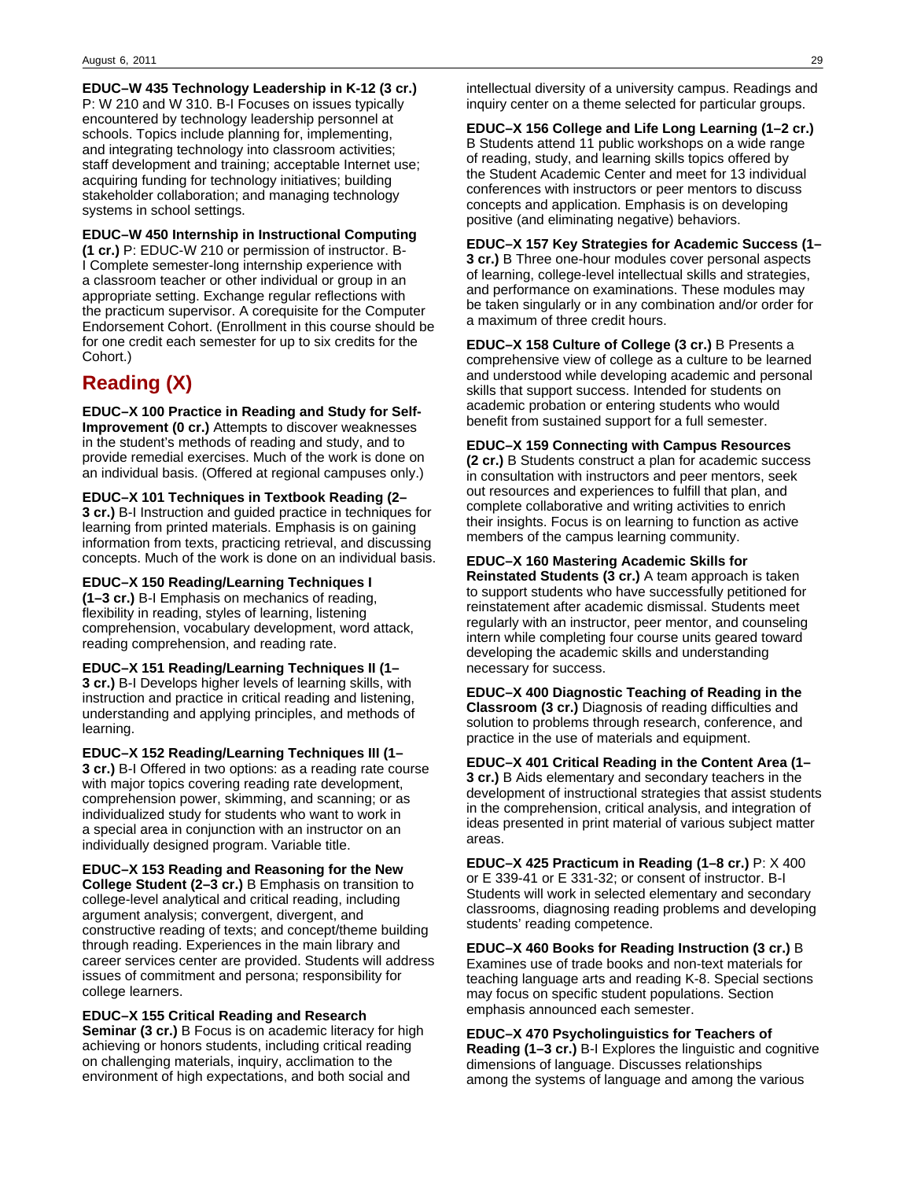**EDUC–W 435 Technology Leadership in K-12 (3 cr.)** P: W 210 and W 310. B-I Focuses on issues typically encountered by technology leadership personnel at schools. Topics include planning for, implementing, and integrating technology into classroom activities; staff development and training; acceptable Internet use; acquiring funding for technology initiatives; building stakeholder collaboration; and managing technology systems in school settings.

**EDUC–W 450 Internship in Instructional Computing (1 cr.)** P: EDUC-W 210 or permission of instructor. B-I Complete semester-long internship experience with a classroom teacher or other individual or group in an appropriate setting. Exchange regular reflections with the practicum supervisor. A corequisite for the Computer Endorsement Cohort. (Enrollment in this course should be for one credit each semester for up to six credits for the Cohort.)

## Reading (X)

**EDUC–X 100 Practice in Reading and Study for Self-Improvement (0 cr.)** Attempts to discover weaknesses in the student's methods of reading and study, and to provide remedial exercises. Much of the work is done on an individual basis. (Offered at regional campuses only.)

**EDUC–X 101 Techniques in Textbook Reading (2–3 cr.)** B-I Instruction and guided practice in techniques for learning from printed materials. Emphasis is on gaining information from texts, practicing retrieval, and discussing concepts. Much of the work is done on an individual basis.

**EDUC–X 150 Reading/Learning Techniques I (1–3 cr.)** B-I Emphasis on mechanics of reading, flexibility in reading, styles of learning, listening comprehension, vocabulary development, word attack, reading comprehension, and reading rate.

**EDUC–X 151 Reading/Learning Techniques II (1–3 cr.)** B-I Develops higher levels of learning skills, with instruction and practice in critical reading and listening, understanding and applying principles, and methods of learning.

**EDUC–X 152 Reading/Learning Techniques III (1–3 cr.)** B-I Offered in two options: as a reading rate course with major topics covering reading rate development, comprehension power, skimming, and scanning; or as individualized study for students who want to work in a special area in conjunction with an instructor on an individually designed program. Variable title.

**EDUC–X 153 Reading and Reasoning for the New College Student (2–3 cr.)** B Emphasis on transition to college-level analytical and critical reading, including argument analysis; convergent, divergent, and constructive reading of texts; and concept/theme building through reading. Experiences in the main library and career services center are provided. Students will address issues of commitment and persona; responsibility for college learners.

**EDUC–X 155 Critical Reading and Research Seminar (3 cr.)** B Focus is on academic literacy for high achieving or honors students, including critical reading on challenging materials, inquiry, acclimation to the environment of high expectations, and both social and intellectual diversity of a university campus. Readings and inquiry center on a theme selected for particular groups.

**EDUC–X 156 College and Life Long Learning (1–2 cr.)** B Students attend 11 public workshops on a wide range of reading, study, and learning skills topics offered by the Student Academic Center and meet for 13 individual conferences with instructors or peer mentors to discuss concepts and application. Emphasis is on developing positive (and eliminating negative) behaviors.

**EDUC–X 157 Key Strategies for Academic Success (1–3 cr.)** B Three one-hour modules cover personal aspects of learning, college-level intellectual skills and strategies, and performance on examinations. These modules may be taken singularly or in any combination and/or order for a maximum of three credit hours.

**EDUC–X 158 Culture of College (3 cr.)** B Presents a comprehensive view of college as a culture to be learned and understood while developing academic and personal skills that support success. Intended for students on academic probation or entering students who would benefit from sustained support for a full semester.

**EDUC–X 159 Connecting with Campus Resources (2 cr.)** B Students construct a plan for academic success in consultation with instructors and peer mentors, seek out resources and experiences to fulfill that plan, and complete collaborative and writing activities to enrich their insights. Focus is on learning to function as active members of the campus learning community.

**EDUC–X 160 Mastering Academic Skills for Reinstated Students (3 cr.)** A team approach is taken to support students who have successfully petitioned for reinstatement after academic dismissal. Students meet regularly with an instructor, peer mentor, and counseling intern while completing four course units geared toward developing the academic skills and understanding necessary for success.

**EDUC–X 400 Diagnostic Teaching of Reading in the Classroom (3 cr.)** Diagnosis of reading difficulties and solution to problems through research, conference, and practice in the use of materials and equipment.

**EDUC–X 401 Critical Reading in the Content Area (1–3 cr.)** B Aids elementary and secondary teachers in the development of instructional strategies that assist students in the comprehension, critical analysis, and integration of ideas presented in print material of various subject matter areas.

**EDUC–X 425 Practicum in Reading (1–8 cr.)** P: X 400 or E 339-41 or E 331-32; or consent of instructor. B-I Students will work in selected elementary and secondary classrooms, diagnosing reading problems and developing students' reading competence.

**EDUC–X 460 Books for Reading Instruction (3 cr.)** B Examines use of trade books and non-text materials for teaching language arts and reading K-8. Special sections may focus on specific student populations. Section emphasis announced each semester.

**EDUC–X 470 Psycholinguistics for Teachers of Reading (1–3 cr.)** B-I Explores the linguistic and cognitive dimensions of language. Discusses relationships among the systems of language and among the various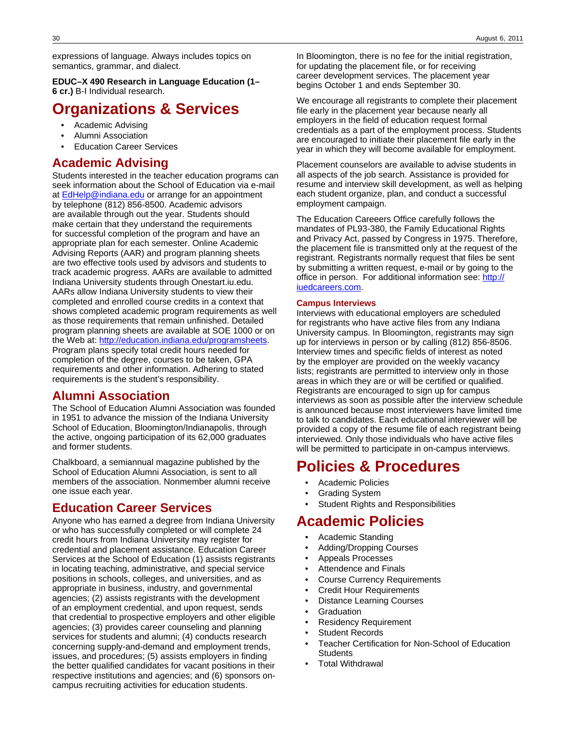expressions of language. Always includes topics on semantics, grammar, and dialect.

**EDUC–X 490 Research in Language Education (1–6 cr.)** B-I Individual research.

# Organizations & Services

- Academic Advising
- Alumni Association
- Education Career Services

## Academic Advising

Students interested in the teacher education programs can seek information about the School of Education via e-mail at EdHelp@indiana.edu or arrange for an appointment by telephone (812) 856-8500. Academic advisors are available through out the year. Students should make certain that they understand the requirements for successful completion of the program and have an appropriate plan for each semester. Online Academic Advising Reports (AAR) and program planning sheets are two effective tools used by advisors and students to track academic progress. AARs are available to admitted Indiana University students through Onestart.iu.edu. AARs allow Indiana University students to view their completed and enrolled course credits in a context that shows completed academic program requirements as well as those requirements that remain unfinished. Detailed program planning sheets are available at SOE 1000 or on the Web at: http://education.indiana.edu/programsheets. Program plans specify total credit hours needed for completion of the degree, courses to be taken, GPA requirements and other information. Adhering to stated requirements is the student's responsibility.

## Alumni Association

The School of Education Alumni Association was founded in 1951 to advance the mission of the Indiana University School of Education, Bloomington/Indianapolis, through the active, ongoing participation of its 62,000 graduates and former students.

Chalkboard, a semiannual magazine published by the School of Education Alumni Association, is sent to all members of the association. Nonmember alumni receive one issue each year.

## Education Career Services

Anyone who has earned a degree from Indiana University or who has successfully completed or will complete 24 credit hours from Indiana University may register for credential and placement assistance. Education Career Services at the School of Education (1) assists registrants in locating teaching, administrative, and special service positions in schools, colleges, and universities, and as appropriate in business, industry, and governmental agencies; (2) assists registrants with the development of an employment credential, and upon request, sends that credential to prospective employers and other eligible agencies; (3) provides career counseling and planning services for students and alumni; (4) conducts research concerning supply-and-demand and employment trends, issues, and procedures; (5) assists employers in finding the better qualified candidates for vacant positions in their respective institutions and agencies; and (6) sponsors on-campus recruiting activities for education students.

In Bloomington, there is no fee for the initial registration, for updating the placement file, or for receiving career development services. The placement year begins October 1 and ends September 30.

We encourage all registrants to complete their placement file early in the placement year because nearly all employers in the field of education request formal credentials as a part of the employment process. Students are encouraged to initiate their placement file early in the year in which they will become available for employment.

Placement counselors are available to advise students in all aspects of the job search. Assistance is provided for resume and interview skill development, as well as helping each student organize, plan, and conduct a successful employment campaign.

The Education Careeers Office carefully follows the mandates of PL93-380, the Family Educational Rights and Privacy Act, passed by Congress in 1975. Therefore, the placement file is transmitted only at the request of the registrant. Registrants normally request that files be sent by submitting a written request, e-mail or by going to the office in person. For additional information see: http://iuedcareers.com.

#### Campus Interviews

Interviews with educational employers are scheduled for registrants who have active files from any Indiana University campus. In Bloomington, registrants may sign up for interviews in person or by calling (812) 856-8506. Interview times and specific fields of interest as noted by the employer are provided on the weekly vacancy lists; registrants are permitted to interview only in those areas in which they are or will be certified or qualified. Registrants are encouraged to sign up for campus interviews as soon as possible after the interview schedule is announced because most interviewers have limited time to talk to candidates. Each educational interviewer will be provided a copy of the resume file of each registrant being interviewed. Only those individuals who have active files will be permitted to participate in on-campus interviews.

# Policies & Procedures

- Academic Policies
- Grading System
- Student Rights and Responsibilities

# Academic Policies

- Academic Standing
- Adding/Dropping Courses
- Appeals Processes
- Attendence and Finals
- Course Currency Requirements
- Credit Hour Requirements
- Distance Learning Courses
- Graduation
- Residency Requirement
- Student Records
- Teacher Certification for Non-School of Education Students
- Total Withdrawal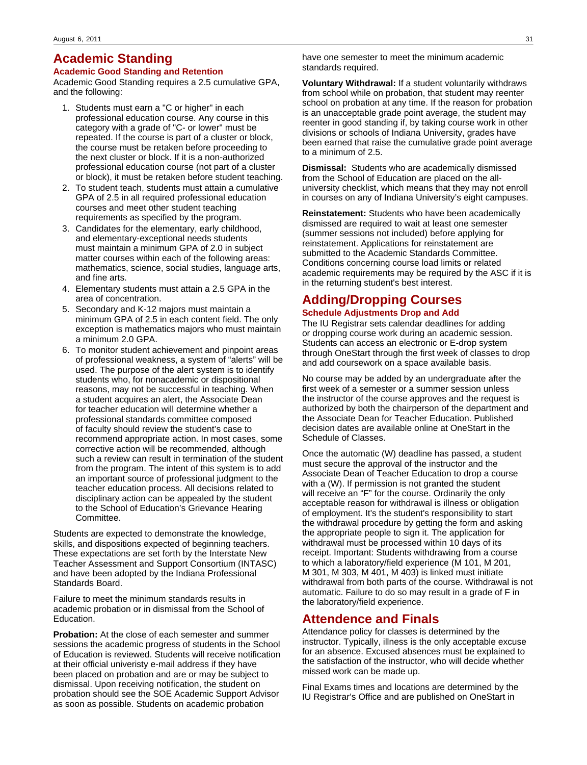# Academic Standing

## Academic Good Standing and Retention

Academic Good Standing requires a 2.5 cumulative GPA, and the following:

1. Students must earn a "C or higher" in each professional education course. Any course in this category with a grade of "C- or lower" must be repeated. If the course is part of a cluster or block, the course must be retaken before proceeding to the next cluster or block. If it is a non-authorized professional education course (not part of a cluster or block), it must be retaken before student teaching.
2. To student teach, students must attain a cumulative GPA of 2.5 in all required professional education courses and meet other student teaching requirements as specified by the program.
3. Candidates for the elementary, early childhood, and elementary-exceptional needs students must maintain a minimum GPA of 2.0 in subject matter courses within each of the following areas: mathematics, science, social studies, language arts, and fine arts.
4. Elementary students must attain a 2.5 GPA in the area of concentration.
5. Secondary and K-12 majors must maintain a minimum GPA of 2.5 in each content field. The only exception is mathematics majors who must maintain a minimum 2.0 GPA.
6. To monitor student achievement and pinpoint areas of professional weakness, a system of "alerts" will be used. The purpose of the alert system is to identify students who, for nonacademic or dispositional reasons, may not be successful in teaching. When a student acquires an alert, the Associate Dean for teacher education will determine whether a professional standards committee composed of faculty should review the student's case to recommend appropriate action. In most cases, some corrective action will be recommended, although such a review can result in termination of the student from the program. The intent of this system is to add an important source of professional judgment to the teacher education process. All decisions related to disciplinary action can be appealed by the student to the School of Education's Grievance Hearing Committee.

Students are expected to demonstrate the knowledge, skills, and dispositions expected of beginning teachers. These expectations are set forth by the Interstate New Teacher Assessment and Support Consortium (INTASC) and have been adopted by the Indiana Professional Standards Board.

Failure to meet the minimum standards results in academic probation or in dismissal from the School of Education.

**Probation:** At the close of each semester and summer sessions the academic progress of students in the School of Education is reviewed. Students will receive notification at their official univeristy e-mail address if they have been placed on probation and are or may be subject to dismissal. Upon receiving notification, the student on probation should see the SOE Academic Support Advisor as soon as possible. Students on academic probation have one semester to meet the minimum academic standards required.

**Voluntary Withdrawal:** If a student voluntarily withdraws from school while on probation, that student may reenter school on probation at any time. If the reason for probation is an unacceptable grade point average, the student may reenter in good standing if, by taking course work in other divisions or schools of Indiana University, grades have been earned that raise the cumulative grade point average to a minimum of 2.5.

**Dismissal:** Students who are academically dismissed from the School of Education are placed on the all-university checklist, which means that they may not enroll in courses on any of Indiana University's eight campuses.

**Reinstatement:** Students who have been academically dismissed are required to wait at least one semester (summer sessions not included) before applying for reinstatement. Applications for reinstatement are submitted to the Academic Standards Committee. Conditions concerning course load limits or related academic requirements may be required by the ASC if it is in the returning student's best interest.

# Adding/Dropping Courses

## Schedule Adjustments Drop and Add

The IU Registrar sets calendar deadlines for adding or dropping course work during an academic session. Students can access an electronic or E-drop system through OneStart through the first week of classes to drop and add coursework on a space available basis.

No course may be added by an undergraduate after the first week of a semester or a summer session unless the instructor of the course approves and the request is authorized by both the chairperson of the department and the Associate Dean for Teacher Education. Published decision dates are available online at OneStart in the Schedule of Classes.

Once the automatic (W) deadline has passed, a student must secure the approval of the instructor and the Associate Dean of Teacher Education to drop a course with a (W). If permission is not granted the student will receive an "F" for the course. Ordinarily the only acceptable reason for withdrawal is illness or obligation of employment. It's the student's responsibility to start the withdrawal procedure by getting the form and asking the appropriate people to sign it. The application for withdrawal must be processed within 10 days of its receipt. Important: Students withdrawing from a course to which a laboratory/field experience (M 101, M 201, M 301, M 303, M 401, M 403) is linked must initiate withdrawal from both parts of the course. Withdrawal is not automatic. Failure to do so may result in a grade of F in the laboratory/field experience.

# Attendence and Finals

Attendance policy for classes is determined by the instructor. Typically, illness is the only acceptable excuse for an absence. Excused absences must be explained to the satisfaction of the instructor, who will decide whether missed work can be made up.

Final Exams times and locations are determined by the IU Registrar's Office and are published on OneStart in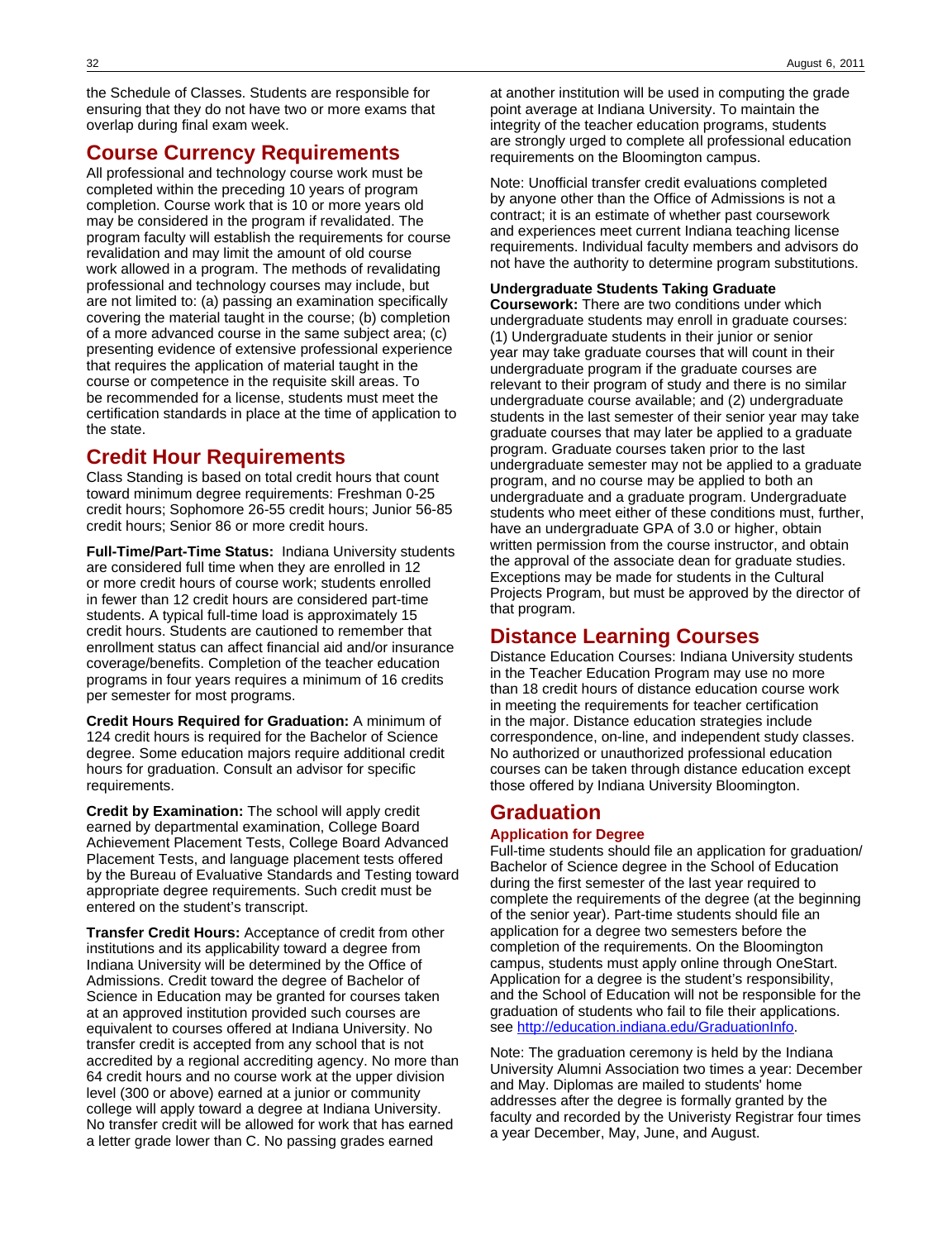the Schedule of Classes. Students are responsible for ensuring that they do not have two or more exams that overlap during final exam week.

## Course Currency Requirements

All professional and technology course work must be completed within the preceding 10 years of program completion. Course work that is 10 or more years old may be considered in the program if revalidated. The program faculty will establish the requirements for course revalidation and may limit the amount of old course work allowed in a program. The methods of revalidating professional and technology courses may include, but are not limited to: (a) passing an examination specifically covering the material taught in the course; (b) completion of a more advanced course in the same subject area; (c) presenting evidence of extensive professional experience that requires the application of material taught in the course or competence in the requisite skill areas. To be recommended for a license, students must meet the certification standards in place at the time of application to the state.

## Credit Hour Requirements

Class Standing is based on total credit hours that count toward minimum degree requirements: Freshman 0-25 credit hours; Sophomore 26-55 credit hours; Junior 56-85 credit hours; Senior 86 or more credit hours.

**Full-Time/Part-Time Status:** Indiana University students are considered full time when they are enrolled in 12 or more credit hours of course work; students enrolled in fewer than 12 credit hours are considered part-time students. A typical full-time load is approximately 15 credit hours. Students are cautioned to remember that enrollment status can affect financial aid and/or insurance coverage/benefits. Completion of the teacher education programs in four years requires a minimum of 16 credits per semester for most programs.

**Credit Hours Required for Graduation:** A minimum of 124 credit hours is required for the Bachelor of Science degree. Some education majors require additional credit hours for graduation. Consult an advisor for specific requirements.

**Credit by Examination:** The school will apply credit earned by departmental examination, College Board Achievement Placement Tests, College Board Advanced Placement Tests, and language placement tests offered by the Bureau of Evaluative Standards and Testing toward appropriate degree requirements. Such credit must be entered on the student's transcript.

**Transfer Credit Hours:** Acceptance of credit from other institutions and its applicability toward a degree from Indiana University will be determined by the Office of Admissions. Credit toward the degree of Bachelor of Science in Education may be granted for courses taken at an approved institution provided such courses are equivalent to courses offered at Indiana University. No transfer credit is accepted from any school that is not accredited by a regional accrediting agency. No more than 64 credit hours and no course work at the upper division level (300 or above) earned at a junior or community college will apply toward a degree at Indiana University. No transfer credit will be allowed for work that has earned a letter grade lower than C. No passing grades earned at another institution will be used in computing the grade point average at Indiana University. To maintain the integrity of the teacher education programs, students are strongly urged to complete all professional education requirements on the Bloomington campus.

Note: Unofficial transfer credit evaluations completed by anyone other than the Office of Admissions is not a contract; it is an estimate of whether past coursework and experiences meet current Indiana teaching license requirements. Individual faculty members and advisors do not have the authority to determine program substitutions.

**Undergraduate Students Taking Graduate Coursework:** There are two conditions under which undergraduate students may enroll in graduate courses: (1) Undergraduate students in their junior or senior year may take graduate courses that will count in their undergraduate program if the graduate courses are relevant to their program of study and there is no similar undergraduate course available; and (2) undergraduate students in the last semester of their senior year may take graduate courses that may later be applied to a graduate program. Graduate courses taken prior to the last undergraduate semester may not be applied to a graduate program, and no course may be applied to both an undergraduate and a graduate program. Undergraduate students who meet either of these conditions must, further, have an undergraduate GPA of 3.0 or higher, obtain written permission from the course instructor, and obtain the approval of the associate dean for graduate studies. Exceptions may be made for students in the Cultural Projects Program, but must be approved by the director of that program.

## Distance Learning Courses

Distance Education Courses: Indiana University students in the Teacher Education Program may use no more than 18 credit hours of distance education course work in meeting the requirements for teacher certification in the major. Distance education strategies include correspondence, on-line, and independent study classes. No authorized or unauthorized professional education courses can be taken through distance education except those offered by Indiana University Bloomington.

## Graduation

### Application for Degree

Full-time students should file an application for graduation/ Bachelor of Science degree in the School of Education during the first semester of the last year required to complete the requirements of the degree (at the beginning of the senior year). Part-time students should file an application for a degree two semesters before the completion of the requirements. On the Bloomington campus, students must apply online through OneStart. Application for a degree is the student's responsibility, and the School of Education will not be responsible for the graduation of students who fail to file their applications. see http://education.indiana.edu/GraduationInfo.

Note: The graduation ceremony is held by the Indiana University Alumni Association two times a year: December and May. Diplomas are mailed to students' home addresses after the degree is formally granted by the faculty and recorded by the Univeristy Registrar four times a year December, May, June, and August.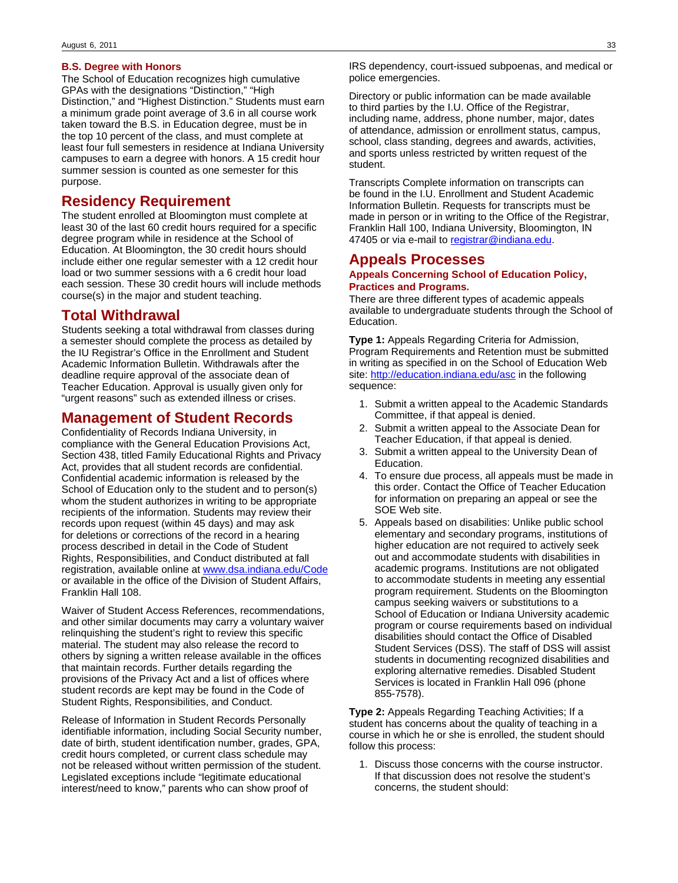### B.S. Degree with Honors

The School of Education recognizes high cumulative GPAs with the designations "Distinction," "High Distinction," and "Highest Distinction." Students must earn a minimum grade point average of 3.6 in all course work taken toward the B.S. in Education degree, must be in the top 10 percent of the class, and must complete at least four full semesters in residence at Indiana University campuses to earn a degree with honors. A 15 credit hour summer session is counted as one semester for this purpose.

## Residency Requirement

The student enrolled at Bloomington must complete at least 30 of the last 60 credit hours required for a specific degree program while in residence at the School of Education. At Bloomington, the 30 credit hours should include either one regular semester with a 12 credit hour load or two summer sessions with a 6 credit hour load each session. These 30 credit hours will include methods course(s) in the major and student teaching.

## Total Withdrawal

Students seeking a total withdrawal from classes during a semester should complete the process as detailed by the IU Registrar's Office in the Enrollment and Student Academic Information Bulletin. Withdrawals after the deadline require approval of the associate dean of Teacher Education. Approval is usually given only for "urgent reasons" such as extended illness or crises.

## Management of Student Records

Confidentiality of Records Indiana University, in compliance with the General Education Provisions Act, Section 438, titled Family Educational Rights and Privacy Act, provides that all student records are confidential. Confidential academic information is released by the School of Education only to the student and to person(s) whom the student authorizes in writing to be appropriate recipients of the information. Students may review their records upon request (within 45 days) and may ask for deletions or corrections of the record in a hearing process described in detail in the Code of Student Rights, Responsibilities, and Conduct distributed at fall registration, available online at [www.dsa.indiana.edu/Code](www.dsa.indiana.edu/Code) or available in the office of the Division of Student Affairs, Franklin Hall 108.

Waiver of Student Access References, recommendations, and other similar documents may carry a voluntary waiver relinquishing the student's right to review this specific material. The student may also release the record to others by signing a written release available in the offices that maintain records. Further details regarding the provisions of the Privacy Act and a list of offices where student records are kept may be found in the Code of Student Rights, Responsibilities, and Conduct.

Release of Information in Student Records Personally identifiable information, including Social Security number, date of birth, student identification number, grades, GPA, credit hours completed, or current class schedule may not be released without written permission of the student. Legislated exceptions include "legitimate educational interest/need to know," parents who can show proof of IRS dependency, court-issued subpoenas, and medical or police emergencies.

Directory or public information can be made available to third parties by the I.U. Office of the Registrar, including name, address, phone number, major, dates of attendance, admission or enrollment status, campus, school, class standing, degrees and awards, activities, and sports unless restricted by written request of the student.

Transcripts Complete information on transcripts can be found in the I.U. Enrollment and Student Academic Information Bulletin. Requests for transcripts must be made in person or in writing to the Office of the Registrar, Franklin Hall 100, Indiana University, Bloomington, IN 47405 or via e-mail to [registrar@indiana.edu](mailto:registrar@indiana.edu).

## Appeals Processes

### Appeals Concerning School of Education Policy, Practices and Programs.

There are three different types of academic appeals available to undergraduate students through the School of Education.

**Type 1:** Appeals Regarding Criteria for Admission, Program Requirements and Retention must be submitted in writing as specified in on the School of Education Web site: [http://education.indiana.edu/asc](http://education.indiana.edu/asc) in the following sequence:

1. Submit a written appeal to the Academic Standards Committee, if that appeal is denied.
2. Submit a written appeal to the Associate Dean for Teacher Education, if that appeal is denied.
3. Submit a written appeal to the University Dean of Education.
4. To ensure due process, all appeals must be made in this order. Contact the Office of Teacher Education for information on preparing an appeal or see the SOE Web site.
5. Appeals based on disabilities: Unlike public school elementary and secondary programs, institutions of higher education are not required to actively seek out and accommodate students with disabilities in academic programs. Institutions are not obligated to accommodate students in meeting any essential program requirement. Students on the Bloomington campus seeking waivers or substitutions to a School of Education or Indiana University academic program or course requirements based on individual disabilities should contact the Office of Disabled Student Services (DSS). The staff of DSS will assist students in documenting recognized disabilities and exploring alternative remedies. Disabled Student Services is located in Franklin Hall 096 (phone 855-7578).

**Type 2:** Appeals Regarding Teaching Activities; If a student has concerns about the quality of teaching in a course in which he or she is enrolled, the student should follow this process:

1. Discuss those concerns with the course instructor. If that discussion does not resolve the student's concerns, the student should: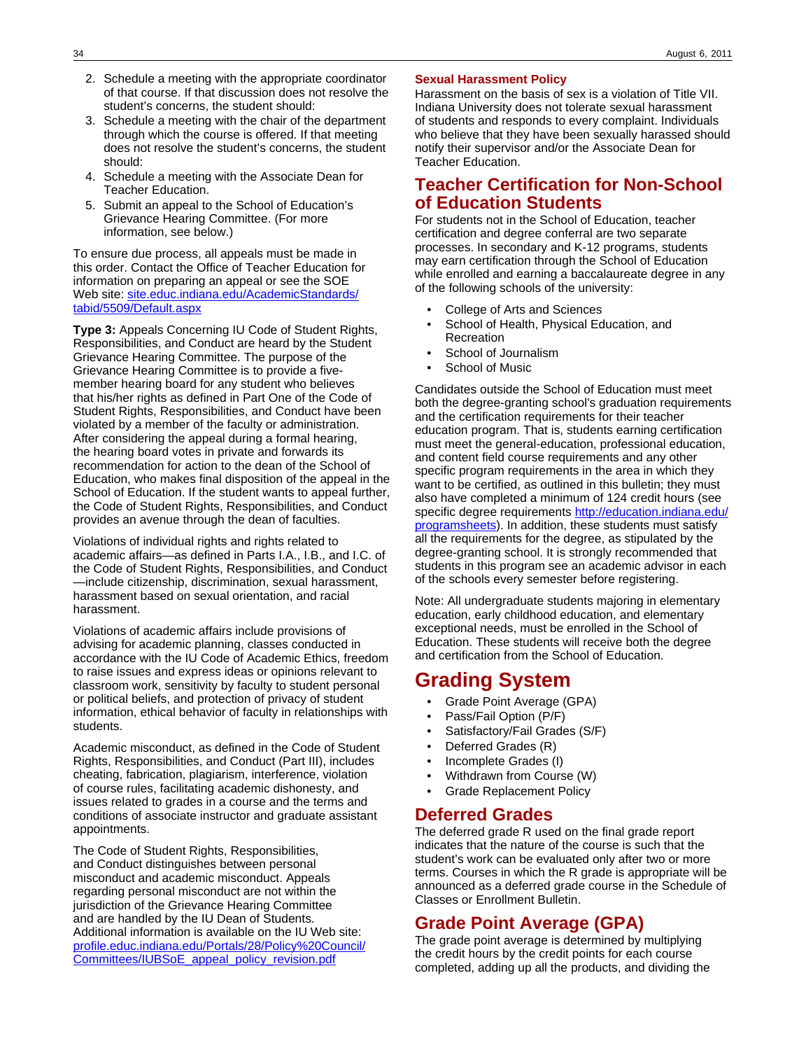2. Schedule a meeting with the appropriate coordinator of that course. If that discussion does not resolve the student's concerns, the student should:
3. Schedule a meeting with the chair of the department through which the course is offered. If that meeting does not resolve the student's concerns, the student should:
4. Schedule a meeting with the Associate Dean for Teacher Education.
5. Submit an appeal to the School of Education's Grievance Hearing Committee. (For more information, see below.)

To ensure due process, all appeals must be made in this order. Contact the Office of Teacher Education for information on preparing an appeal or see the SOE Web site: [site.educ.indiana.edu/AcademicStandards/tabid/5509/Default.aspx](site.educ.indiana.edu/AcademicStandards/tabid/5509/Default.aspx)

**Type 3:** Appeals Concerning IU Code of Student Rights, Responsibilities, and Conduct are heard by the Student Grievance Hearing Committee. The purpose of the Grievance Hearing Committee is to provide a five-member hearing board for any student who believes that his/her rights as defined in Part One of the Code of Student Rights, Responsibilities, and Conduct have been violated by a member of the faculty or administration. After considering the appeal during a formal hearing, the hearing board votes in private and forwards its recommendation for action to the dean of the School of Education, who makes final disposition of the appeal in the School of Education. If the student wants to appeal further, the Code of Student Rights, Responsibilities, and Conduct provides an avenue through the dean of faculties.

Violations of individual rights and rights related to academic affairs—as defined in Parts I.A., I.B., and I.C. of the Code of Student Rights, Responsibilities, and Conduct—include citizenship, discrimination, sexual harassment, harassment based on sexual orientation, and racial harassment.

Violations of academic affairs include provisions of advising for academic planning, classes conducted in accordance with the IU Code of Academic Ethics, freedom to raise issues and express ideas or opinions relevant to classroom work, sensitivity by faculty to student personal or political beliefs, and protection of privacy of student information, ethical behavior of faculty in relationships with students.

Academic misconduct, as defined in the Code of Student Rights, Responsibilities, and Conduct (Part III), includes cheating, fabrication, plagiarism, interference, violation of course rules, facilitating academic dishonesty, and issues related to grades in a course and the terms and conditions of associate instructor and graduate assistant appointments.

The Code of Student Rights, Responsibilities, and Conduct distinguishes between personal misconduct and academic misconduct. Appeals regarding personal misconduct are not within the jurisdiction of the Grievance Hearing Committee and are handled by the IU Dean of Students. Additional information is available on the IU Web site: [profile.educ.indiana.edu/Portals/28/Policy%20Council/Committees/IUBSoE_appeal_policy_revision.pdf](profile.educ.indiana.edu/Portals/28/Policy%20Council/Committees/IUBSoE_appeal_policy_revision.pdf)

### Sexual Harassment Policy

Harassment on the basis of sex is a violation of Title VII. Indiana University does not tolerate sexual harassment of students and responds to every complaint. Individuals who believe that they have been sexually harassed should notify their supervisor and/or the Associate Dean for Teacher Education.

## Teacher Certification for Non-School of Education Students

For students not in the School of Education, teacher certification and degree conferral are two separate processes. In secondary and K-12 programs, students may earn certification through the School of Education while enrolled and earning a baccalaureate degree in any of the following schools of the university:

- College of Arts and Sciences
- School of Health, Physical Education, and Recreation
- School of Journalism
- School of Music

Candidates outside the School of Education must meet both the degree-granting school's graduation requirements and the certification requirements for their teacher education program. That is, students earning certification must meet the general-education, professional education, and content field course requirements and any other specific program requirements in the area in which they want to be certified, as outlined in this bulletin; they must also have completed a minimum of 124 credit hours (see specific degree requirements [http://education.indiana.edu/programsheets](http://education.indiana.edu/programsheets)). In addition, these students must satisfy all the requirements for the degree, as stipulated by the degree-granting school. It is strongly recommended that students in this program see an academic advisor in each of the schools every semester before registering.

Note: All undergraduate students majoring in elementary education, early childhood education, and elementary exceptional needs, must be enrolled in the School of Education. These students will receive both the degree and certification from the School of Education.

# Grading System

- Grade Point Average (GPA)
- Pass/Fail Option (P/F)
- Satisfactory/Fail Grades (S/F)
- Deferred Grades (R)
- Incomplete Grades (I)
- Withdrawn from Course (W)
- Grade Replacement Policy

## Deferred Grades

The deferred grade R used on the final grade report indicates that the nature of the course is such that the student's work can be evaluated only after two or more terms. Courses in which the R grade is appropriate will be announced as a deferred grade course in the Schedule of Classes or Enrollment Bulletin.

## Grade Point Average (GPA)

The grade point average is determined by multiplying the credit hours by the credit points for each course completed, adding up all the products, and dividing the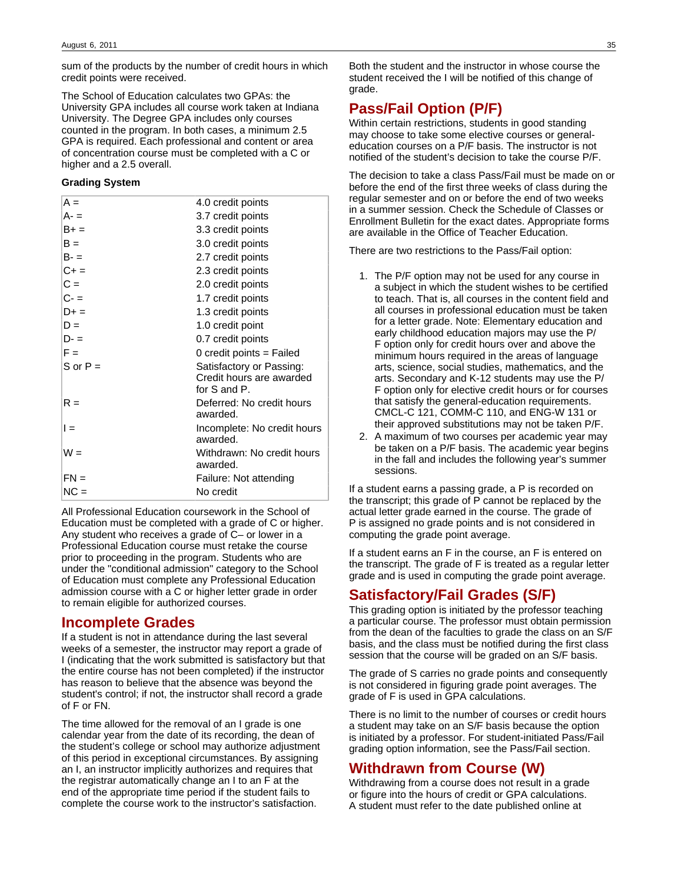sum of the products by the number of credit hours in which credit points were received.

The School of Education calculates two GPAs: the University GPA includes all course work taken at Indiana University. The Degree GPA includes only courses counted in the program. In both cases, a minimum 2.5 GPA is required. Each professional and content or area of concentration course must be completed with a C or higher and a 2.5 overall.

**Grading System**

| | |
|---|---|
| A = | 4.0 credit points |
| A- = | 3.7 credit points |
| B+ = | 3.3 credit points |
| B = | 3.0 credit points |
| B- = | 2.7 credit points |
| C+ = | 2.3 credit points |
| C = | 2.0 credit points |
| C- = | 1.7 credit points |
| D+ = | 1.3 credit points |
| D = | 1.0 credit point |
| D- = | 0.7 credit points |
| F = | 0 credit points = Failed |
| S or P = | Satisfactory or Passing: Credit hours are awarded for S and P. |
| R = | Deferred: No credit hours awarded. |
| I = | Incomplete: No credit hours awarded. |
| W = | Withdrawn: No credit hours awarded. |
| FN = | Failure: Not attending |
| NC = | No credit |

All Professional Education coursework in the School of Education must be completed with a grade of C or higher. Any student who receives a grade of C– or lower in a Professional Education course must retake the course prior to proceeding in the program. Students who are under the "conditional admission" category to the School of Education must complete any Professional Education admission course with a C or higher letter grade in order to remain eligible for authorized courses.

## Incomplete Grades

If a student is not in attendance during the last several weeks of a semester, the instructor may report a grade of I (indicating that the work submitted is satisfactory but that the entire course has not been completed) if the instructor has reason to believe that the absence was beyond the student's control; if not, the instructor shall record a grade of F or FN.

The time allowed for the removal of an I grade is one calendar year from the date of its recording, the dean of the student's college or school may authorize adjustment of this period in exceptional circumstances. By assigning an I, an instructor implicitly authorizes and requires that the registrar automatically change an I to an F at the end of the appropriate time period if the student fails to complete the course work to the instructor's satisfaction. Both the student and the instructor in whose course the student received the I will be notified of this change of grade.

## Pass/Fail Option (P/F)

Within certain restrictions, students in good standing may choose to take some elective courses or general-education courses on a P/F basis. The instructor is not notified of the student's decision to take the course P/F.

The decision to take a class Pass/Fail must be made on or before the end of the first three weeks of class during the regular semester and on or before the end of two weeks in a summer session. Check the Schedule of Classes or Enrollment Bulletin for the exact dates. Appropriate forms are available in the Office of Teacher Education.

There are two restrictions to the Pass/Fail option:

1. The P/F option may not be used for any course in a subject in which the student wishes to be certified to teach. That is, all courses in the content field and all courses in professional education must be taken for a letter grade. Note: Elementary education and early childhood education majors may use the P/F option only for credit hours over and above the minimum hours required in the areas of language arts, science, social studies, mathematics, and the arts. Secondary and K-12 students may use the P/F option only for elective credit hours or for courses that satisfy the general-education requirements. CMCL-C 121, COMM-C 110, and ENG-W 131 or their approved substitutions may not be taken P/F.
2. A maximum of two courses per academic year may be taken on a P/F basis. The academic year begins in the fall and includes the following year's summer sessions.

If a student earns a passing grade, a P is recorded on the transcript; this grade of P cannot be replaced by the actual letter grade earned in the course. The grade of P is assigned no grade points and is not considered in computing the grade point average.

If a student earns an F in the course, an F is entered on the transcript. The grade of F is treated as a regular letter grade and is used in computing the grade point average.

## Satisfactory/Fail Grades (S/F)

This grading option is initiated by the professor teaching a particular course. The professor must obtain permission from the dean of the faculties to grade the class on an S/F basis, and the class must be notified during the first class session that the course will be graded on an S/F basis.

The grade of S carries no grade points and consequently is not considered in figuring grade point averages. The grade of F is used in GPA calculations.

There is no limit to the number of courses or credit hours a student may take on an S/F basis because the option is initiated by a professor. For student-initiated Pass/Fail grading option information, see the Pass/Fail section.

## Withdrawn from Course (W)

Withdrawing from a course does not result in a grade or figure into the hours of credit or GPA calculations. A student must refer to the date published online at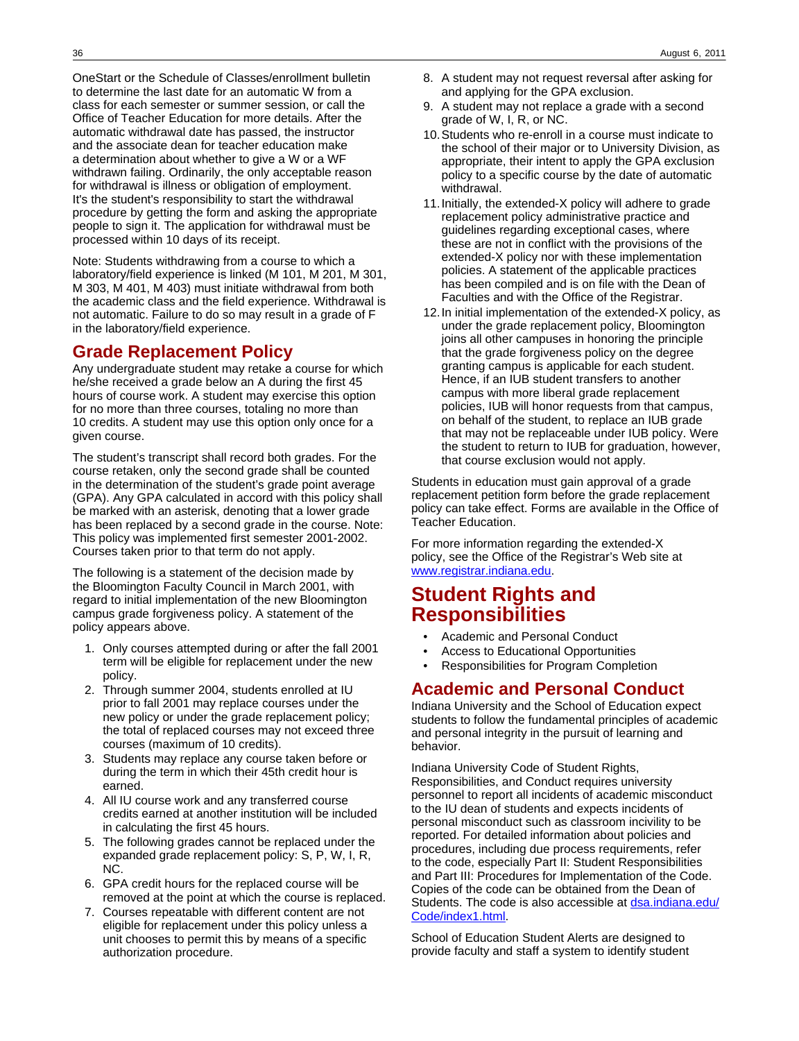OneStart or the Schedule of Classes/enrollment bulletin to determine the last date for an automatic W from a class for each semester or summer session, or call the Office of Teacher Education for more details. After the automatic withdrawal date has passed, the instructor and the associate dean for teacher education make a determination about whether to give a W or a WF withdrawn failing. Ordinarily, the only acceptable reason for withdrawal is illness or obligation of employment. It's the student's responsibility to start the withdrawal procedure by getting the form and asking the appropriate people to sign it. The application for withdrawal must be processed within 10 days of its receipt.

Note: Students withdrawing from a course to which a laboratory/field experience is linked (M 101, M 201, M 301, M 303, M 401, M 403) must initiate withdrawal from both the academic class and the field experience. Withdrawal is not automatic. Failure to do so may result in a grade of F in the laboratory/field experience.

## Grade Replacement Policy

Any undergraduate student may retake a course for which he/she received a grade below an A during the first 45 hours of course work. A student may exercise this option for no more than three courses, totaling no more than 10 credits. A student may use this option only once for a given course.

The student's transcript shall record both grades. For the course retaken, only the second grade shall be counted in the determination of the student's grade point average (GPA). Any GPA calculated in accord with this policy shall be marked with an asterisk, denoting that a lower grade has been replaced by a second grade in the course. Note: This policy was implemented first semester 2001-2002. Courses taken prior to that term do not apply.

The following is a statement of the decision made by the Bloomington Faculty Council in March 2001, with regard to initial implementation of the new Bloomington campus grade forgiveness policy. A statement of the policy appears above.

1. Only courses attempted during or after the fall 2001 term will be eligible for replacement under the new policy.
2. Through summer 2004, students enrolled at IU prior to fall 2001 may replace courses under the new policy or under the grade replacement policy; the total of replaced courses may not exceed three courses (maximum of 10 credits).
3. Students may replace any course taken before or during the term in which their 45th credit hour is earned.
4. All IU course work and any transferred course credits earned at another institution will be included in calculating the first 45 hours.
5. The following grades cannot be replaced under the expanded grade replacement policy: S, P, W, I, R, NC.
6. GPA credit hours for the replaced course will be removed at the point at which the course is replaced.
7. Courses repeatable with different content are not eligible for replacement under this policy unless a unit chooses to permit this by means of a specific authorization procedure.
8. A student may not request reversal after asking for and applying for the GPA exclusion.
9. A student may not replace a grade with a second grade of W, I, R, or NC.
10. Students who re-enroll in a course must indicate to the school of their major or to University Division, as appropriate, their intent to apply the GPA exclusion policy to a specific course by the date of automatic withdrawal.
11. Initially, the extended-X policy will adhere to grade replacement policy administrative practice and guidelines regarding exceptional cases, where these are not in conflict with the provisions of the extended-X policy nor with these implementation policies. A statement of the applicable practices has been compiled and is on file with the Dean of Faculties and with the Office of the Registrar.
12. In initial implementation of the extended-X policy, as under the grade replacement policy, Bloomington joins all other campuses in honoring the principle that the grade forgiveness policy on the degree granting campus is applicable for each student. Hence, if an IUB student transfers to another campus with more liberal grade replacement policies, IUB will honor requests from that campus, on behalf of the student, to replace an IUB grade that may not be replaceable under IUB policy. Were the student to return to IUB for graduation, however, that course exclusion would not apply.

Students in education must gain approval of a grade replacement petition form before the grade replacement policy can take effect. Forms are available in the Office of Teacher Education.

For more information regarding the extended-X policy, see the Office of the Registrar's Web site at [www.registrar.indiana.edu](http://www.registrar.indiana.edu).

# Student Rights and Responsibilities

- Academic and Personal Conduct
- Access to Educational Opportunities
- Responsibilities for Program Completion

## Academic and Personal Conduct

Indiana University and the School of Education expect students to follow the fundamental principles of academic and personal integrity in the pursuit of learning and behavior.

Indiana University Code of Student Rights, Responsibilities, and Conduct requires university personnel to report all incidents of academic misconduct to the IU dean of students and expects incidents of personal misconduct such as classroom incivility to be reported. For detailed information about policies and procedures, including due process requirements, refer to the code, especially Part II: Student Responsibilities and Part III: Procedures for Implementation of the Code. Copies of the code can be obtained from the Dean of Students. The code is also accessible at [dsa.indiana.edu/Code/index1.html](http://dsa.indiana.edu/Code/index1.html).

School of Education Student Alerts are designed to provide faculty and staff a system to identify student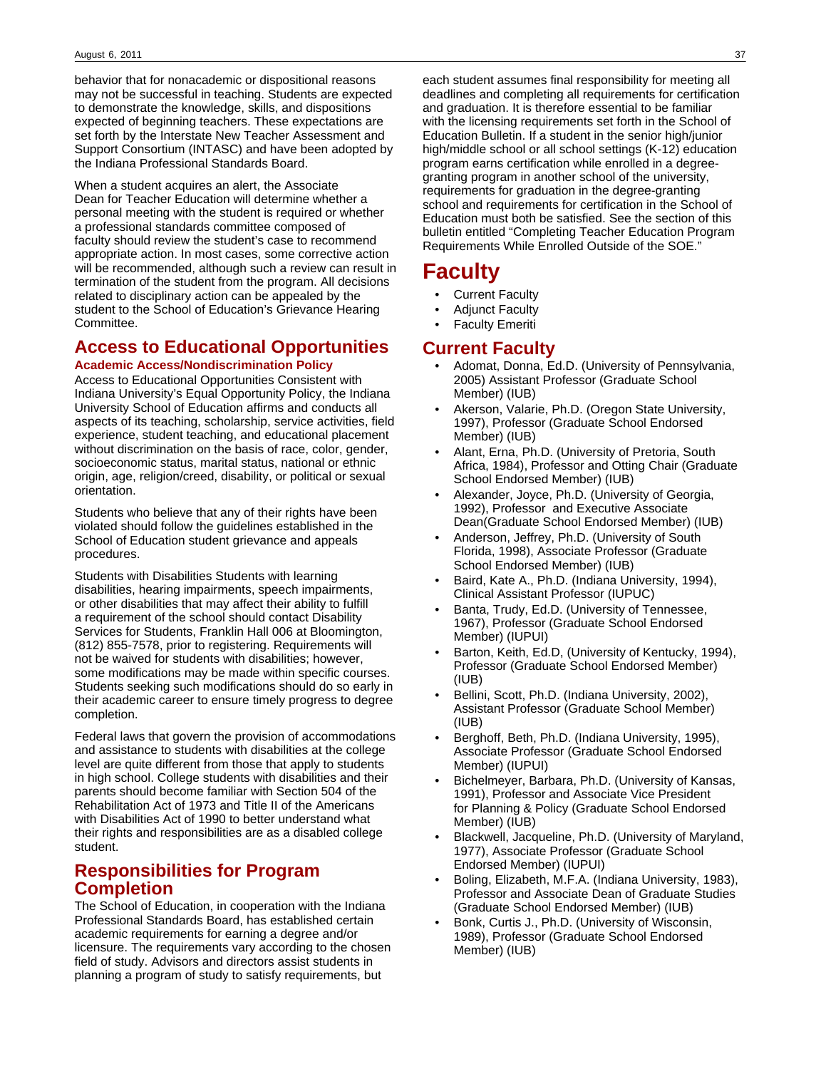behavior that for nonacademic or dispositional reasons may not be successful in teaching. Students are expected to demonstrate the knowledge, skills, and dispositions expected of beginning teachers. These expectations are set forth by the Interstate New Teacher Assessment and Support Consortium (INTASC) and have been adopted by the Indiana Professional Standards Board.

When a student acquires an alert, the Associate Dean for Teacher Education will determine whether a personal meeting with the student is required or whether a professional standards committee composed of faculty should review the student's case to recommend appropriate action. In most cases, some corrective action will be recommended, although such a review can result in termination of the student from the program. All decisions related to disciplinary action can be appealed by the student to the School of Education's Grievance Hearing Committee.

## Access to Educational Opportunities

### Academic Access/Nondiscrimination Policy

Access to Educational Opportunities Consistent with Indiana University's Equal Opportunity Policy, the Indiana University School of Education affirms and conducts all aspects of its teaching, scholarship, service activities, field experience, student teaching, and educational placement without discrimination on the basis of race, color, gender, socioeconomic status, marital status, national or ethnic origin, age, religion/creed, disability, or political or sexual orientation.

Students who believe that any of their rights have been violated should follow the guidelines established in the School of Education student grievance and appeals procedures.

Students with Disabilities Students with learning disabilities, hearing impairments, speech impairments, or other disabilities that may affect their ability to fulfill a requirement of the school should contact Disability Services for Students, Franklin Hall 006 at Bloomington, (812) 855-7578, prior to registering. Requirements will not be waived for students with disabilities; however, some modifications may be made within specific courses. Students seeking such modifications should do so early in their academic career to ensure timely progress to degree completion.

Federal laws that govern the provision of accommodations and assistance to students with disabilities at the college level are quite different from those that apply to students in high school. College students with disabilities and their parents should become familiar with Section 504 of the Rehabilitation Act of 1973 and Title II of the Americans with Disabilities Act of 1990 to better understand what their rights and responsibilities are as a disabled college student.

## Responsibilities for Program Completion

The School of Education, in cooperation with the Indiana Professional Standards Board, has established certain academic requirements for earning a degree and/or licensure. The requirements vary according to the chosen field of study. Advisors and directors assist students in planning a program of study to satisfy requirements, but each student assumes final responsibility for meeting all deadlines and completing all requirements for certification and graduation. It is therefore essential to be familiar with the licensing requirements set forth in the School of Education Bulletin. If a student in the senior high/junior high/middle school or all school settings (K-12) education program earns certification while enrolled in a degree-granting program in another school of the university, requirements for graduation in the degree-granting school and requirements for certification in the School of Education must both be satisfied. See the section of this bulletin entitled "Completing Teacher Education Program Requirements While Enrolled Outside of the SOE."

# Faculty

- Current Faculty
- Adjunct Faculty
- Faculty Emeriti

## Current Faculty

- Adomat, Donna, Ed.D. (University of Pennsylvania, 2005) Assistant Professor (Graduate School Member) (IUB)
- Akerson, Valarie, Ph.D. (Oregon State University, 1997), Professor (Graduate School Endorsed Member) (IUB)
- Alant, Erna, Ph.D. (University of Pretoria, South Africa, 1984), Professor and Otting Chair (Graduate School Endorsed Member) (IUB)
- Alexander, Joyce, Ph.D. (University of Georgia, 1992), Professor and Executive Associate Dean(Graduate School Endorsed Member) (IUB)
- Anderson, Jeffrey, Ph.D. (University of South Florida, 1998), Associate Professor (Graduate School Endorsed Member) (IUB)
- Baird, Kate A., Ph.D. (Indiana University, 1994), Clinical Assistant Professor (IUPUC)
- Banta, Trudy, Ed.D. (University of Tennessee, 1967), Professor (Graduate School Endorsed Member) (IUPUI)
- Barton, Keith, Ed.D, (University of Kentucky, 1994), Professor (Graduate School Endorsed Member) (IUB)
- Bellini, Scott, Ph.D. (Indiana University, 2002), Assistant Professor (Graduate School Member) (IUB)
- Berghoff, Beth, Ph.D. (Indiana University, 1995), Associate Professor (Graduate School Endorsed Member) (IUPUI)
- Bichelmeyer, Barbara, Ph.D. (University of Kansas, 1991), Professor and Associate Vice President for Planning & Policy (Graduate School Endorsed Member) (IUB)
- Blackwell, Jacqueline, Ph.D. (University of Maryland, 1977), Associate Professor (Graduate School Endorsed Member) (IUPUI)
- Boling, Elizabeth, M.F.A. (Indiana University, 1983), Professor and Associate Dean of Graduate Studies (Graduate School Endorsed Member) (IUB)
- Bonk, Curtis J., Ph.D. (University of Wisconsin, 1989), Professor (Graduate School Endorsed Member) (IUB)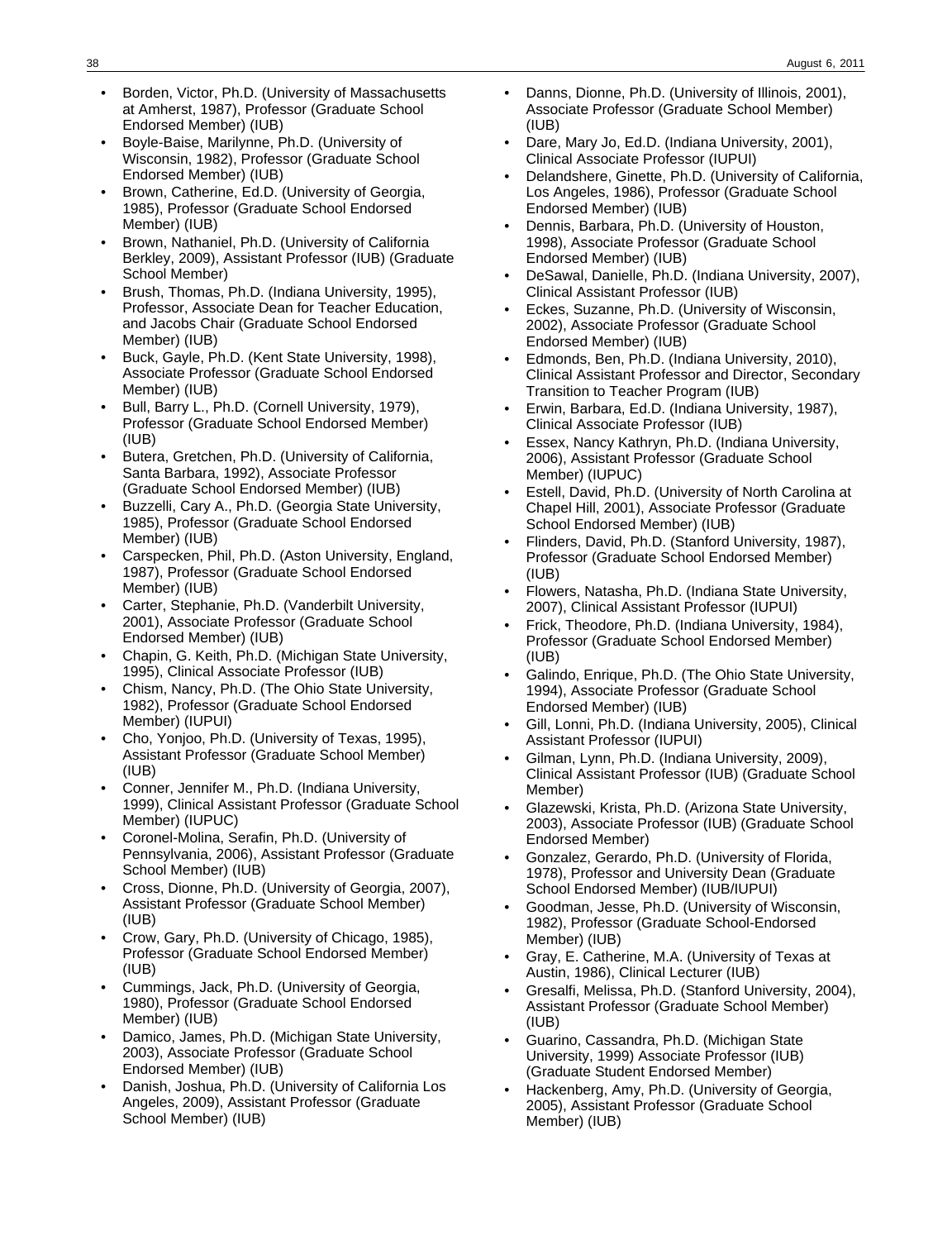- Borden, Victor, Ph.D. (University of Massachusetts at Amherst, 1987), Professor (Graduate School Endorsed Member) (IUB)
- Boyle-Baise, Marilynne, Ph.D. (University of Wisconsin, 1982), Professor (Graduate School Endorsed Member) (IUB)
- Brown, Catherine, Ed.D. (University of Georgia, 1985), Professor (Graduate School Endorsed Member) (IUB)
- Brown, Nathaniel, Ph.D. (University of California Berkley, 2009), Assistant Professor (IUB) (Graduate School Member)
- Brush, Thomas, Ph.D. (Indiana University, 1995), Professor, Associate Dean for Teacher Education, and Jacobs Chair (Graduate School Endorsed Member) (IUB)
- Buck, Gayle, Ph.D. (Kent State University, 1998), Associate Professor (Graduate School Endorsed Member) (IUB)
- Bull, Barry L., Ph.D. (Cornell University, 1979), Professor (Graduate School Endorsed Member) (IUB)
- Butera, Gretchen, Ph.D. (University of California, Santa Barbara, 1992), Associate Professor (Graduate School Endorsed Member) (IUB)
- Buzzelli, Cary A., Ph.D. (Georgia State University, 1985), Professor (Graduate School Endorsed Member) (IUB)
- Carspecken, Phil, Ph.D. (Aston University, England, 1987), Professor (Graduate School Endorsed Member) (IUB)
- Carter, Stephanie, Ph.D. (Vanderbilt University, 2001), Associate Professor (Graduate School Endorsed Member) (IUB)
- Chapin, G. Keith, Ph.D. (Michigan State University, 1995), Clinical Associate Professor (IUB)
- Chism, Nancy, Ph.D. (The Ohio State University, 1982), Professor (Graduate School Endorsed Member) (IUPUI)
- Cho, Yonjoo, Ph.D. (University of Texas, 1995), Assistant Professor (Graduate School Member) (IUB)
- Conner, Jennifer M., Ph.D. (Indiana University, 1999), Clinical Assistant Professor (Graduate School Member) (IUPUC)
- Coronel-Molina, Serafin, Ph.D. (University of Pennsylvania, 2006), Assistant Professor (Graduate School Member) (IUB)
- Cross, Dionne, Ph.D. (University of Georgia, 2007), Assistant Professor (Graduate School Member) (IUB)
- Crow, Gary, Ph.D. (University of Chicago, 1985), Professor (Graduate School Endorsed Member) (IUB)
- Cummings, Jack, Ph.D. (University of Georgia, 1980), Professor (Graduate School Endorsed Member) (IUB)
- Damico, James, Ph.D. (Michigan State University, 2003), Associate Professor (Graduate School Endorsed Member) (IUB)
- Danish, Joshua, Ph.D. (University of California Los Angeles, 2009), Assistant Professor (Graduate School Member) (IUB)
- Danns, Dionne, Ph.D. (University of Illinois, 2001), Associate Professor (Graduate School Member) (IUB)
- Dare, Mary Jo, Ed.D. (Indiana University, 2001), Clinical Associate Professor (IUPUI)
- Delandshere, Ginette, Ph.D. (University of California, Los Angeles, 1986), Professor (Graduate School Endorsed Member) (IUB)
- Dennis, Barbara, Ph.D. (University of Houston, 1998), Associate Professor (Graduate School Endorsed Member) (IUB)
- DeSawal, Danielle, Ph.D. (Indiana University, 2007), Clinical Assistant Professor (IUB)
- Eckes, Suzanne, Ph.D. (University of Wisconsin, 2002), Associate Professor (Graduate School Endorsed Member) (IUB)
- Edmonds, Ben, Ph.D. (Indiana University, 2010), Clinical Assistant Professor and Director, Secondary Transition to Teacher Program (IUB)
- Erwin, Barbara, Ed.D. (Indiana University, 1987), Clinical Associate Professor (IUB)
- Essex, Nancy Kathryn, Ph.D. (Indiana University, 2006), Assistant Professor (Graduate School Member) (IUPUC)
- Estell, David, Ph.D. (University of North Carolina at Chapel Hill, 2001), Associate Professor (Graduate School Endorsed Member) (IUB)
- Flinders, David, Ph.D. (Stanford University, 1987), Professor (Graduate School Endorsed Member) (IUB)
- Flowers, Natasha, Ph.D. (Indiana State University, 2007), Clinical Assistant Professor (IUPUI)
- Frick, Theodore, Ph.D. (Indiana University, 1984), Professor (Graduate School Endorsed Member) (IUB)
- Galindo, Enrique, Ph.D. (The Ohio State University, 1994), Associate Professor (Graduate School Endorsed Member) (IUB)
- Gill, Lonni, Ph.D. (Indiana University, 2005), Clinical Assistant Professor (IUPUI)
- Gilman, Lynn, Ph.D. (Indiana University, 2009), Clinical Assistant Professor (IUB) (Graduate School Member)
- Glazewski, Krista, Ph.D. (Arizona State University, 2003), Associate Professor (IUB) (Graduate School Endorsed Member)
- Gonzalez, Gerardo, Ph.D. (University of Florida, 1978), Professor and University Dean (Graduate School Endorsed Member) (IUB/IUPUI)
- Goodman, Jesse, Ph.D. (University of Wisconsin, 1982), Professor (Graduate School-Endorsed Member) (IUB)
- Gray, E. Catherine, M.A. (University of Texas at Austin, 1986), Clinical Lecturer (IUB)
- Gresalfi, Melissa, Ph.D. (Stanford University, 2004), Assistant Professor (Graduate School Member) (IUB)
- Guarino, Cassandra, Ph.D. (Michigan State University, 1999) Associate Professor (IUB) (Graduate Student Endorsed Member)
- Hackenberg, Amy, Ph.D. (University of Georgia, 2005), Assistant Professor (Graduate School Member) (IUB)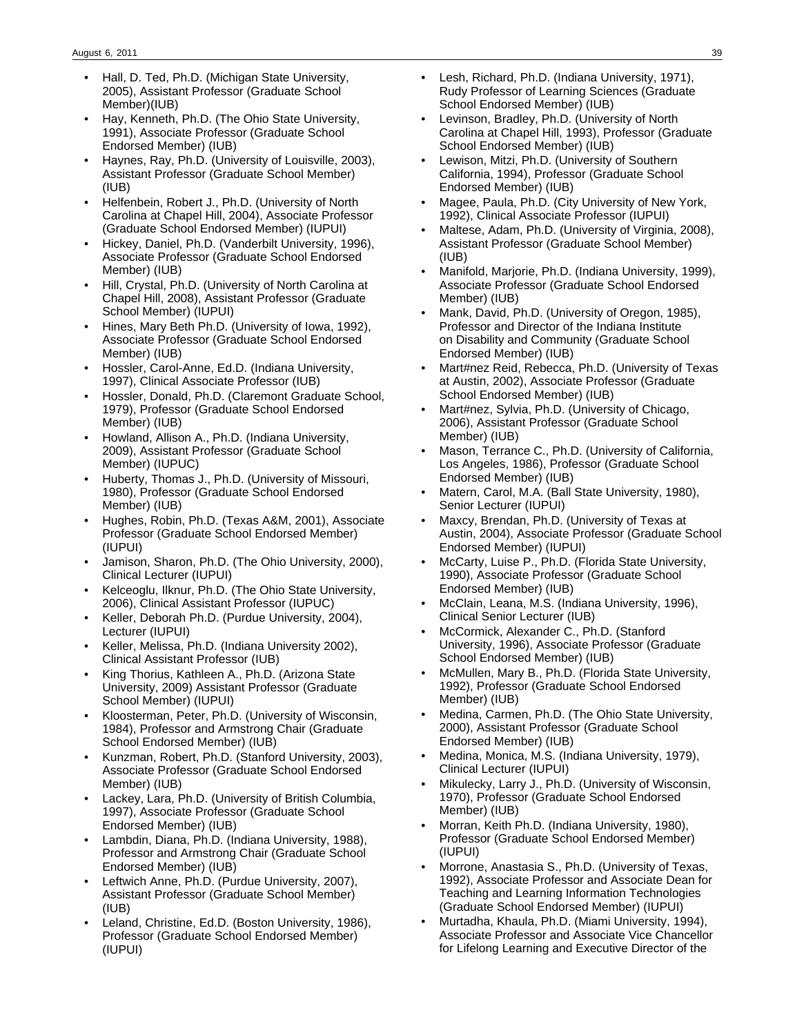- Hall, D. Ted, Ph.D. (Michigan State University, 2005), Assistant Professor (Graduate School Member)(IUB)
- Hay, Kenneth, Ph.D. (The Ohio State University, 1991), Associate Professor (Graduate School Endorsed Member) (IUB)
- Haynes, Ray, Ph.D. (University of Louisville, 2003), Assistant Professor (Graduate School Member) (IUB)
- Helfenbein, Robert J., Ph.D. (University of North Carolina at Chapel Hill, 2004), Associate Professor (Graduate School Endorsed Member) (IUPUI)
- Hickey, Daniel, Ph.D. (Vanderbilt University, 1996), Associate Professor (Graduate School Endorsed Member) (IUB)
- Hill, Crystal, Ph.D. (University of North Carolina at Chapel Hill, 2008), Assistant Professor (Graduate School Member) (IUPUI)
- Hines, Mary Beth Ph.D. (University of Iowa, 1992), Associate Professor (Graduate School Endorsed Member) (IUB)
- Hossler, Carol-Anne, Ed.D. (Indiana University, 1997), Clinical Associate Professor (IUB)
- Hossler, Donald, Ph.D. (Claremont Graduate School, 1979), Professor (Graduate School Endorsed Member) (IUB)
- Howland, Allison A., Ph.D. (Indiana University, 2009), Assistant Professor (Graduate School Member) (IUPUC)
- Huberty, Thomas J., Ph.D. (University of Missouri, 1980), Professor (Graduate School Endorsed Member) (IUB)
- Hughes, Robin, Ph.D. (Texas A&M, 2001), Associate Professor (Graduate School Endorsed Member) (IUPUI)
- Jamison, Sharon, Ph.D. (The Ohio University, 2000), Clinical Lecturer (IUPUI)
- Kelceoglu, Ilknur, Ph.D. (The Ohio State University, 2006), Clinical Assistant Professor (IUPUC)
- Keller, Deborah Ph.D. (Purdue University, 2004), Lecturer (IUPUI)
- Keller, Melissa, Ph.D. (Indiana University 2002), Clinical Assistant Professor (IUB)
- King Thorius, Kathleen A., Ph.D. (Arizona State University, 2009) Assistant Professor (Graduate School Member) (IUPUI)
- Kloosterman, Peter, Ph.D. (University of Wisconsin, 1984), Professor and Armstrong Chair (Graduate School Endorsed Member) (IUB)
- Kunzman, Robert, Ph.D. (Stanford University, 2003), Associate Professor (Graduate School Endorsed Member) (IUB)
- Lackey, Lara, Ph.D. (University of British Columbia, 1997), Associate Professor (Graduate School Endorsed Member) (IUB)
- Lambdin, Diana, Ph.D. (Indiana University, 1988), Professor and Armstrong Chair (Graduate School Endorsed Member) (IUB)
- Leftwich Anne, Ph.D. (Purdue University, 2007), Assistant Professor (Graduate School Member) (IUB)
- Leland, Christine, Ed.D. (Boston University, 1986), Professor (Graduate School Endorsed Member) (IUPUI)
- Lesh, Richard, Ph.D. (Indiana University, 1971), Rudy Professor of Learning Sciences (Graduate School Endorsed Member) (IUB)
- Levinson, Bradley, Ph.D. (University of North Carolina at Chapel Hill, 1993), Professor (Graduate School Endorsed Member) (IUB)
- Lewison, Mitzi, Ph.D. (University of Southern California, 1994), Professor (Graduate School Endorsed Member) (IUB)
- Magee, Paula, Ph.D. (City University of New York, 1992), Clinical Associate Professor (IUPUI)
- Maltese, Adam, Ph.D. (University of Virginia, 2008), Assistant Professor (Graduate School Member) (IUB)
- Manifold, Marjorie, Ph.D. (Indiana University, 1999), Associate Professor (Graduate School Endorsed Member) (IUB)
- Mank, David, Ph.D. (University of Oregon, 1985), Professor and Director of the Indiana Institute on Disability and Community (Graduate School Endorsed Member) (IUB)
- Mart#nez Reid, Rebecca, Ph.D. (University of Texas at Austin, 2002), Associate Professor (Graduate School Endorsed Member) (IUB)
- Mart#nez, Sylvia, Ph.D. (University of Chicago, 2006), Assistant Professor (Graduate School Member) (IUB)
- Mason, Terrance C., Ph.D. (University of California, Los Angeles, 1986), Professor (Graduate School Endorsed Member) (IUB)
- Matern, Carol, M.A. (Ball State University, 1980), Senior Lecturer (IUPUI)
- Maxcy, Brendan, Ph.D. (University of Texas at Austin, 2004), Associate Professor (Graduate School Endorsed Member) (IUPUI)
- McCarty, Luise P., Ph.D. (Florida State University, 1990), Associate Professor (Graduate School Endorsed Member) (IUB)
- McClain, Leana, M.S. (Indiana University, 1996), Clinical Senior Lecturer (IUB)
- McCormick, Alexander C., Ph.D. (Stanford University, 1996), Associate Professor (Graduate School Endorsed Member) (IUB)
- McMullen, Mary B., Ph.D. (Florida State University, 1992), Professor (Graduate School Endorsed Member) (IUB)
- Medina, Carmen, Ph.D. (The Ohio State University, 2000), Assistant Professor (Graduate School Endorsed Member) (IUB)
- Medina, Monica, M.S. (Indiana University, 1979), Clinical Lecturer (IUPUI)
- Mikulecky, Larry J., Ph.D. (University of Wisconsin, 1970), Professor (Graduate School Endorsed Member) (IUB)
- Morran, Keith Ph.D. (Indiana University, 1980), Professor (Graduate School Endorsed Member) (IUPUI)
- Morrone, Anastasia S., Ph.D. (University of Texas, 1992), Associate Professor and Associate Dean for Teaching and Learning Information Technologies (Graduate School Endorsed Member) (IUPUI)
- Murtadha, Khaula, Ph.D. (Miami University, 1994), Associate Professor and Associate Vice Chancellor for Lifelong Learning and Executive Director of the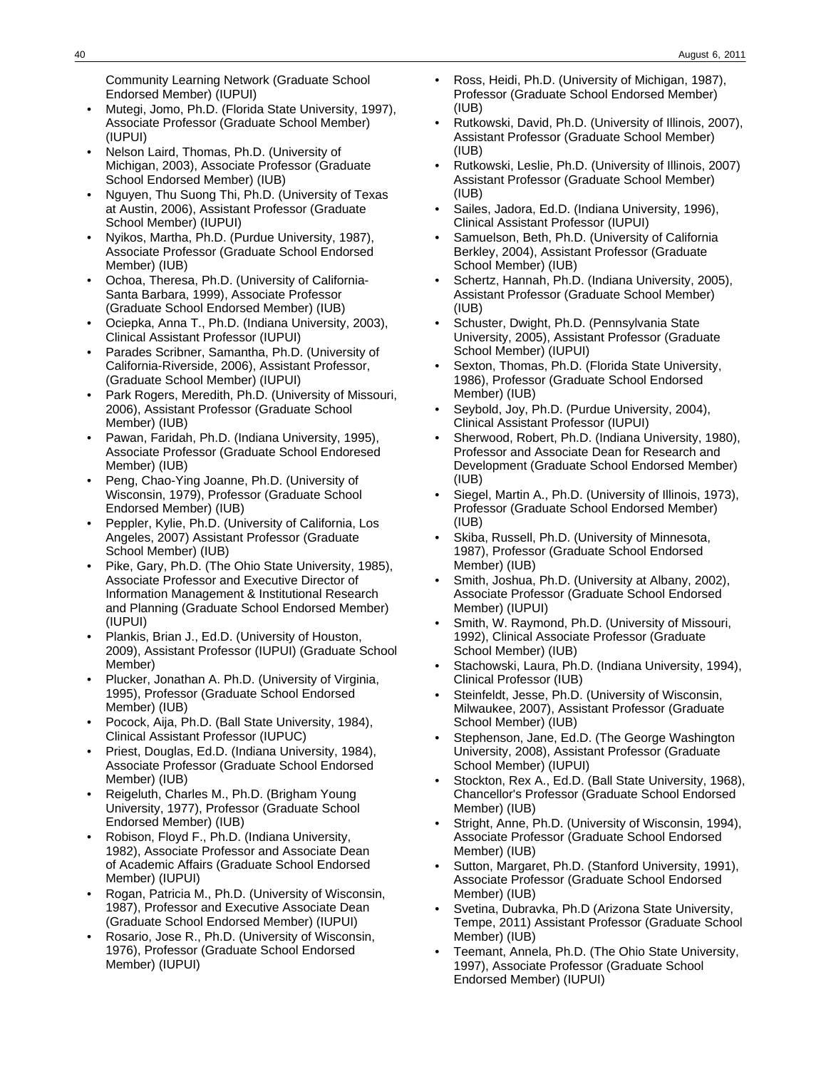Community Learning Network (Graduate School Endorsed Member) (IUPUI)

- Mutegi, Jomo, Ph.D. (Florida State University, 1997), Associate Professor (Graduate School Member) (IUPUI)
- Nelson Laird, Thomas, Ph.D. (University of Michigan, 2003), Associate Professor (Graduate School Endorsed Member) (IUB)
- Nguyen, Thu Suong Thi, Ph.D. (University of Texas at Austin, 2006), Assistant Professor (Graduate School Member) (IUPUI)
- Nyikos, Martha, Ph.D. (Purdue University, 1987), Associate Professor (Graduate School Endorsed Member) (IUB)
- Ochoa, Theresa, Ph.D. (University of California-Santa Barbara, 1999), Associate Professor (Graduate School Endorsed Member) (IUB)
- Ociepka, Anna T., Ph.D. (Indiana University, 2003), Clinical Assistant Professor (IUPUI)
- Parades Scribner, Samantha, Ph.D. (University of California-Riverside, 2006), Assistant Professor, (Graduate School Member) (IUPUI)
- Park Rogers, Meredith, Ph.D. (University of Missouri, 2006), Assistant Professor (Graduate School Member) (IUB)
- Pawan, Faridah, Ph.D. (Indiana University, 1995), Associate Professor (Graduate School Endoresed Member) (IUB)
- Peng, Chao-Ying Joanne, Ph.D. (University of Wisconsin, 1979), Professor (Graduate School Endorsed Member) (IUB)
- Peppler, Kylie, Ph.D. (University of California, Los Angeles, 2007) Assistant Professor (Graduate School Member) (IUB)
- Pike, Gary, Ph.D. (The Ohio State University, 1985), Associate Professor and Executive Director of Information Management & Institutional Research and Planning (Graduate School Endorsed Member) (IUPUI)
- Plankis, Brian J., Ed.D. (University of Houston, 2009), Assistant Professor (IUPUI) (Graduate School Member)
- Plucker, Jonathan A. Ph.D. (University of Virginia, 1995), Professor (Graduate School Endorsed Member) (IUB)
- Pocock, Aija, Ph.D. (Ball State University, 1984), Clinical Assistant Professor (IUPUC)
- Priest, Douglas, Ed.D. (Indiana University, 1984), Associate Professor (Graduate School Endorsed Member) (IUB)
- Reigeluth, Charles M., Ph.D. (Brigham Young University, 1977), Professor (Graduate School Endorsed Member) (IUB)
- Robison, Floyd F., Ph.D. (Indiana University, 1982), Associate Professor and Associate Dean of Academic Affairs (Graduate School Endorsed Member) (IUPUI)
- Rogan, Patricia M., Ph.D. (University of Wisconsin, 1987), Professor and Executive Associate Dean (Graduate School Endorsed Member) (IUPUI)
- Rosario, Jose R., Ph.D. (University of Wisconsin, 1976), Professor (Graduate School Endorsed Member) (IUPUI)
- Ross, Heidi, Ph.D. (University of Michigan, 1987), Professor (Graduate School Endorsed Member) (IUB)
- Rutkowski, David, Ph.D. (University of Illinois, 2007), Assistant Professor (Graduate School Member) (IUB)
- Rutkowski, Leslie, Ph.D. (University of Illinois, 2007) Assistant Professor (Graduate School Member) (IUB)
- Sailes, Jadora, Ed.D. (Indiana University, 1996), Clinical Assistant Professor (IUPUI)
- Samuelson, Beth, Ph.D. (University of California Berkley, 2004), Assistant Professor (Graduate School Member) (IUB)
- Schertz, Hannah, Ph.D. (Indiana University, 2005), Assistant Professor (Graduate School Member) (IUB)
- Schuster, Dwight, Ph.D. (Pennsylvania State University, 2005), Assistant Professor (Graduate School Member) (IUPUI)
- Sexton, Thomas, Ph.D. (Florida State University, 1986), Professor (Graduate School Endorsed Member) (IUB)
- Seybold, Joy, Ph.D. (Purdue University, 2004), Clinical Assistant Professor (IUPUI)
- Sherwood, Robert, Ph.D. (Indiana University, 1980), Professor and Associate Dean for Research and Development (Graduate School Endorsed Member) (IUB)
- Siegel, Martin A., Ph.D. (University of Illinois, 1973), Professor (Graduate School Endorsed Member) (IUB)
- Skiba, Russell, Ph.D. (University of Minnesota, 1987), Professor (Graduate School Endorsed Member) (IUB)
- Smith, Joshua, Ph.D. (University at Albany, 2002), Associate Professor (Graduate School Endorsed Member) (IUPUI)
- Smith, W. Raymond, Ph.D. (University of Missouri, 1992), Clinical Associate Professor (Graduate School Member) (IUB)
- Stachowski, Laura, Ph.D. (Indiana University, 1994), Clinical Professor (IUB)
- Steinfeldt, Jesse, Ph.D. (University of Wisconsin, Milwaukee, 2007), Assistant Professor (Graduate School Member) (IUB)
- Stephenson, Jane, Ed.D. (The George Washington University, 2008), Assistant Professor (Graduate School Member) (IUPUI)
- Stockton, Rex A., Ed.D. (Ball State University, 1968), Chancellor's Professor (Graduate School Endorsed Member) (IUB)
- Stright, Anne, Ph.D. (University of Wisconsin, 1994), Associate Professor (Graduate School Endorsed Member) (IUB)
- Sutton, Margaret, Ph.D. (Stanford University, 1991), Associate Professor (Graduate School Endorsed Member) (IUB)
- Svetina, Dubravka, Ph.D (Arizona State University, Tempe, 2011) Assistant Professor (Graduate School Member) (IUB)
- Teemant, Annela, Ph.D. (The Ohio State University, 1997), Associate Professor (Graduate School Endorsed Member) (IUPUI)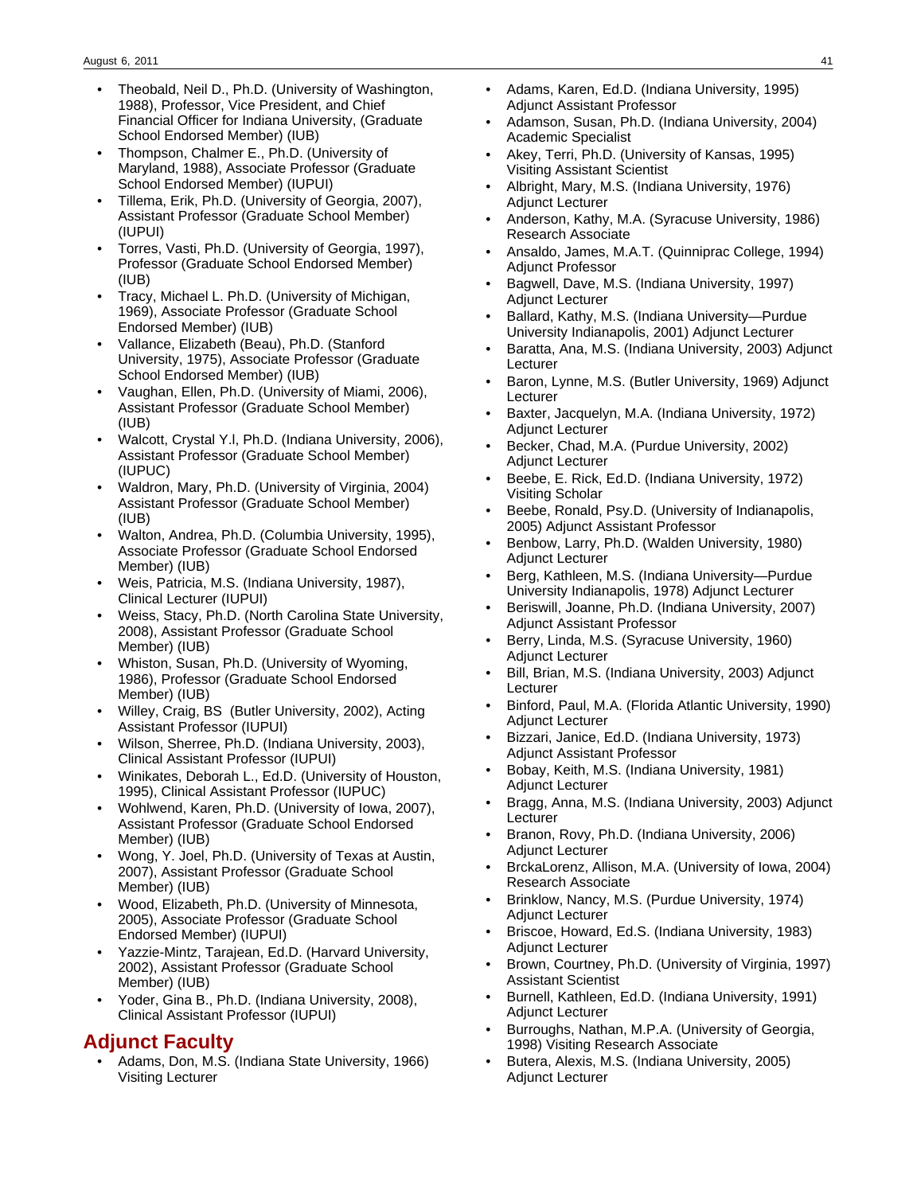- Theobald, Neil D., Ph.D. (University of Washington, 1988), Professor, Vice President, and Chief Financial Officer for Indiana University, (Graduate School Endorsed Member) (IUB)
- Thompson, Chalmer E., Ph.D. (University of Maryland, 1988), Associate Professor (Graduate School Endorsed Member) (IUPUI)
- Tillema, Erik, Ph.D. (University of Georgia, 2007), Assistant Professor (Graduate School Member) (IUPUI)
- Torres, Vasti, Ph.D. (University of Georgia, 1997), Professor (Graduate School Endorsed Member) (IUB)
- Tracy, Michael L. Ph.D. (University of Michigan, 1969), Associate Professor (Graduate School Endorsed Member) (IUB)
- Vallance, Elizabeth (Beau), Ph.D. (Stanford University, 1975), Associate Professor (Graduate School Endorsed Member) (IUB)
- Vaughan, Ellen, Ph.D. (University of Miami, 2006), Assistant Professor (Graduate School Member) (IUB)
- Walcott, Crystal Y.l, Ph.D. (Indiana University, 2006), Assistant Professor (Graduate School Member) (IUPUC)
- Waldron, Mary, Ph.D. (University of Virginia, 2004) Assistant Professor (Graduate School Member) (IUB)
- Walton, Andrea, Ph.D. (Columbia University, 1995), Associate Professor (Graduate School Endorsed Member) (IUB)
- Weis, Patricia, M.S. (Indiana University, 1987), Clinical Lecturer (IUPUI)
- Weiss, Stacy, Ph.D. (North Carolina State University, 2008), Assistant Professor (Graduate School Member) (IUB)
- Whiston, Susan, Ph.D. (University of Wyoming, 1986), Professor (Graduate School Endorsed Member) (IUB)
- Willey, Craig, BS (Butler University, 2002), Acting Assistant Professor (IUPUI)
- Wilson, Sherree, Ph.D. (Indiana University, 2003), Clinical Assistant Professor (IUPUI)
- Winikates, Deborah L., Ed.D. (University of Houston, 1995), Clinical Assistant Professor (IUPUC)
- Wohlwend, Karen, Ph.D. (University of Iowa, 2007), Assistant Professor (Graduate School Endorsed Member) (IUB)
- Wong, Y. Joel, Ph.D. (University of Texas at Austin, 2007), Assistant Professor (Graduate School Member) (IUB)
- Wood, Elizabeth, Ph.D. (University of Minnesota, 2005), Associate Professor (Graduate School Endorsed Member) (IUPUI)
- Yazzie-Mintz, Tarajean, Ed.D. (Harvard University, 2002), Assistant Professor (Graduate School Member) (IUB)
- Yoder, Gina B., Ph.D. (Indiana University, 2008), Clinical Assistant Professor (IUPUI)

## Adjunct Faculty

- Adams, Don, M.S. (Indiana State University, 1966) Visiting Lecturer
- Adams, Karen, Ed.D. (Indiana University, 1995) Adjunct Assistant Professor
- Adamson, Susan, Ph.D. (Indiana University, 2004) Academic Specialist
- Akey, Terri, Ph.D. (University of Kansas, 1995) Visiting Assistant Scientist
- Albright, Mary, M.S. (Indiana University, 1976) Adjunct Lecturer
- Anderson, Kathy, M.A. (Syracuse University, 1986) Research Associate
- Ansaldo, James, M.A.T. (Quinniprac College, 1994) Adjunct Professor
- Bagwell, Dave, M.S. (Indiana University, 1997) Adjunct Lecturer
- Ballard, Kathy, M.S. (Indiana University—Purdue University Indianapolis, 2001) Adjunct Lecturer
- Baratta, Ana, M.S. (Indiana University, 2003) Adjunct Lecturer
- Baron, Lynne, M.S. (Butler University, 1969) Adjunct Lecturer
- Baxter, Jacquelyn, M.A. (Indiana University, 1972) Adjunct Lecturer
- Becker, Chad, M.A. (Purdue University, 2002) Adjunct Lecturer
- Beebe, E. Rick, Ed.D. (Indiana University, 1972) Visiting Scholar
- Beebe, Ronald, Psy.D. (University of Indianapolis, 2005) Adjunct Assistant Professor
- Benbow, Larry, Ph.D. (Walden University, 1980) Adjunct Lecturer
- Berg, Kathleen, M.S. (Indiana University—Purdue University Indianapolis, 1978) Adjunct Lecturer
- Beriswill, Joanne, Ph.D. (Indiana University, 2007) Adjunct Assistant Professor
- Berry, Linda, M.S. (Syracuse University, 1960) Adjunct Lecturer
- Bill, Brian, M.S. (Indiana University, 2003) Adjunct Lecturer
- Binford, Paul, M.A. (Florida Atlantic University, 1990) Adjunct Lecturer
- Bizzari, Janice, Ed.D. (Indiana University, 1973) Adjunct Assistant Professor
- Bobay, Keith, M.S. (Indiana University, 1981) Adjunct Lecturer
- Bragg, Anna, M.S. (Indiana University, 2003) Adjunct Lecturer
- Branon, Rovy, Ph.D. (Indiana University, 2006) Adjunct Lecturer
- BrckaLorenz, Allison, M.A. (University of Iowa, 2004) Research Associate
- Brinklow, Nancy, M.S. (Purdue University, 1974) Adjunct Lecturer
- Briscoe, Howard, Ed.S. (Indiana University, 1983) Adjunct Lecturer
- Brown, Courtney, Ph.D. (University of Virginia, 1997) Assistant Scientist
- Burnell, Kathleen, Ed.D. (Indiana University, 1991) Adjunct Lecturer
- Burroughs, Nathan, M.P.A. (University of Georgia, 1998) Visiting Research Associate
- Butera, Alexis, M.S. (Indiana University, 2005) Adjunct Lecturer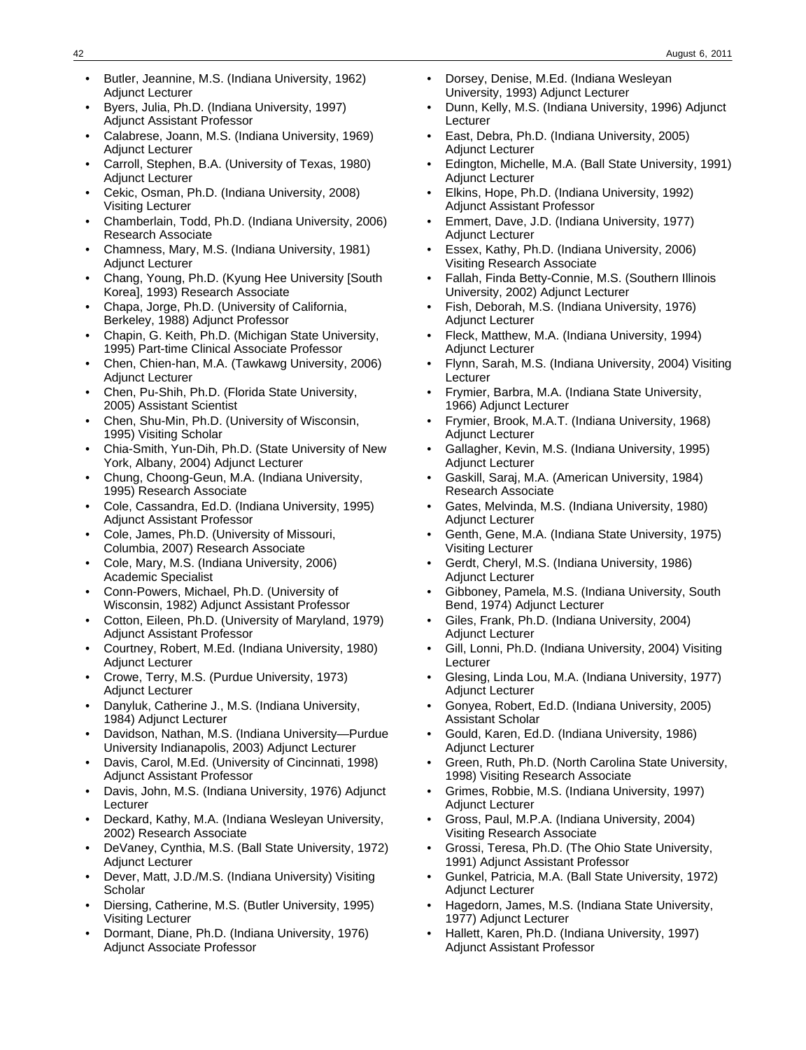- Butler, Jeannine, M.S. (Indiana University, 1962) Adjunct Lecturer
- Byers, Julia, Ph.D. (Indiana University, 1997) Adjunct Assistant Professor
- Calabrese, Joann, M.S. (Indiana University, 1969) Adjunct Lecturer
- Carroll, Stephen, B.A. (University of Texas, 1980) Adjunct Lecturer
- Cekic, Osman, Ph.D. (Indiana University, 2008) Visiting Lecturer
- Chamberlain, Todd, Ph.D. (Indiana University, 2006) Research Associate
- Chamness, Mary, M.S. (Indiana University, 1981) Adjunct Lecturer
- Chang, Young, Ph.D. (Kyung Hee University [South Korea], 1993) Research Associate
- Chapa, Jorge, Ph.D. (University of California, Berkeley, 1988) Adjunct Professor
- Chapin, G. Keith, Ph.D. (Michigan State University, 1995) Part-time Clinical Associate Professor
- Chen, Chien-han, M.A. (Tawkawg University, 2006) Adjunct Lecturer
- Chen, Pu-Shih, Ph.D. (Florida State University, 2005) Assistant Scientist
- Chen, Shu-Min, Ph.D. (University of Wisconsin, 1995) Visiting Scholar
- Chia-Smith, Yun-Dih, Ph.D. (State University of New York, Albany, 2004) Adjunct Lecturer
- Chung, Choong-Geun, M.A. (Indiana University, 1995) Research Associate
- Cole, Cassandra, Ed.D. (Indiana University, 1995) Adjunct Assistant Professor
- Cole, James, Ph.D. (University of Missouri, Columbia, 2007) Research Associate
- Cole, Mary, M.S. (Indiana University, 2006) Academic Specialist
- Conn-Powers, Michael, Ph.D. (University of Wisconsin, 1982) Adjunct Assistant Professor
- Cotton, Eileen, Ph.D. (University of Maryland, 1979) Adjunct Assistant Professor
- Courtney, Robert, M.Ed. (Indiana University, 1980) Adjunct Lecturer
- Crowe, Terry, M.S. (Purdue University, 1973) Adjunct Lecturer
- Danyluk, Catherine J., M.S. (Indiana University, 1984) Adjunct Lecturer
- Davidson, Nathan, M.S. (Indiana University—Purdue University Indianapolis, 2003) Adjunct Lecturer
- Davis, Carol, M.Ed. (University of Cincinnati, 1998) Adjunct Assistant Professor
- Davis, John, M.S. (Indiana University, 1976) Adjunct Lecturer
- Deckard, Kathy, M.A. (Indiana Wesleyan University, 2002) Research Associate
- DeVaney, Cynthia, M.S. (Ball State University, 1972) Adjunct Lecturer
- Dever, Matt, J.D./M.S. (Indiana University) Visiting Scholar
- Diersing, Catherine, M.S. (Butler University, 1995) Visiting Lecturer
- Dormant, Diane, Ph.D. (Indiana University, 1976) Adjunct Associate Professor
- Dorsey, Denise, M.Ed. (Indiana Wesleyan University, 1993) Adjunct Lecturer
- Dunn, Kelly, M.S. (Indiana University, 1996) Adjunct Lecturer
- East, Debra, Ph.D. (Indiana University, 2005) Adjunct Lecturer
- Edington, Michelle, M.A. (Ball State University, 1991) Adjunct Lecturer
- Elkins, Hope, Ph.D. (Indiana University, 1992) Adjunct Assistant Professor
- Emmert, Dave, J.D. (Indiana University, 1977) Adjunct Lecturer
- Essex, Kathy, Ph.D. (Indiana University, 2006) Visiting Research Associate
- Fallah, Finda Betty-Connie, M.S. (Southern Illinois University, 2002) Adjunct Lecturer
- Fish, Deborah, M.S. (Indiana University, 1976) Adjunct Lecturer
- Fleck, Matthew, M.A. (Indiana University, 1994) Adjunct Lecturer
- Flynn, Sarah, M.S. (Indiana University, 2004) Visiting Lecturer
- Frymier, Barbra, M.A. (Indiana State University, 1966) Adjunct Lecturer
- Frymier, Brook, M.A.T. (Indiana University, 1968) Adjunct Lecturer
- Gallagher, Kevin, M.S. (Indiana University, 1995) Adjunct Lecturer
- Gaskill, Saraj, M.A. (American University, 1984) Research Associate
- Gates, Melvinda, M.S. (Indiana University, 1980) Adjunct Lecturer
- Genth, Gene, M.A. (Indiana State University, 1975) Visiting Lecturer
- Gerdt, Cheryl, M.S. (Indiana University, 1986) Adjunct Lecturer
- Gibboney, Pamela, M.S. (Indiana University, South Bend, 1974) Adjunct Lecturer
- Giles, Frank, Ph.D. (Indiana University, 2004) Adjunct Lecturer
- Gill, Lonni, Ph.D. (Indiana University, 2004) Visiting Lecturer
- Glesing, Linda Lou, M.A. (Indiana University, 1977) Adjunct Lecturer
- Gonyea, Robert, Ed.D. (Indiana University, 2005) Assistant Scholar
- Gould, Karen, Ed.D. (Indiana University, 1986) Adjunct Lecturer
- Green, Ruth, Ph.D. (North Carolina State University, 1998) Visiting Research Associate
- Grimes, Robbie, M.S. (Indiana University, 1997) Adjunct Lecturer
- Gross, Paul, M.P.A. (Indiana University, 2004) Visiting Research Associate
- Grossi, Teresa, Ph.D. (The Ohio State University, 1991) Adjunct Assistant Professor
- Gunkel, Patricia, M.A. (Ball State University, 1972) Adjunct Lecturer
- Hagedorn, James, M.S. (Indiana State University, 1977) Adjunct Lecturer
- Hallett, Karen, Ph.D. (Indiana University, 1997) Adjunct Assistant Professor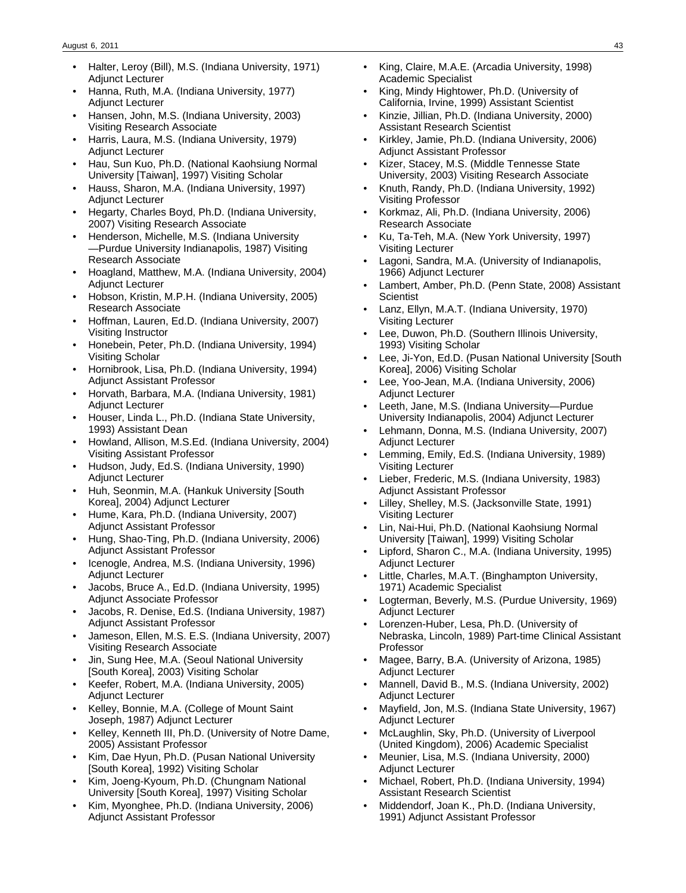- Halter, Leroy (Bill), M.S. (Indiana University, 1971) Adjunct Lecturer
- Hanna, Ruth, M.A. (Indiana University, 1977) Adjunct Lecturer
- Hansen, John, M.S. (Indiana University, 2003) Visiting Research Associate
- Harris, Laura, M.S. (Indiana University, 1979) Adjunct Lecturer
- Hau, Sun Kuo, Ph.D. (National Kaohsiung Normal University [Taiwan], 1997) Visiting Scholar
- Hauss, Sharon, M.A. (Indiana University, 1997) Adjunct Lecturer
- Hegarty, Charles Boyd, Ph.D. (Indiana University, 2007) Visiting Research Associate
- Henderson, Michelle, M.S. (Indiana University—Purdue University Indianapolis, 1987) Visiting Research Associate
- Hoagland, Matthew, M.A. (Indiana University, 2004) Adjunct Lecturer
- Hobson, Kristin, M.P.H. (Indiana University, 2005) Research Associate
- Hoffman, Lauren, Ed.D. (Indiana University, 2007) Visiting Instructor
- Honebein, Peter, Ph.D. (Indiana University, 1994) Visiting Scholar
- Hornibrook, Lisa, Ph.D. (Indiana University, 1994) Adjunct Assistant Professor
- Horvath, Barbara, M.A. (Indiana University, 1981) Adjunct Lecturer
- Houser, Linda L., Ph.D. (Indiana State University, 1993) Assistant Dean
- Howland, Allison, M.S.Ed. (Indiana University, 2004) Visiting Assistant Professor
- Hudson, Judy, Ed.S. (Indiana University, 1990) Adjunct Lecturer
- Huh, Seonmin, M.A. (Hankuk University [South Korea], 2004) Adjunct Lecturer
- Hume, Kara, Ph.D. (Indiana University, 2007) Adjunct Assistant Professor
- Hung, Shao-Ting, Ph.D. (Indiana University, 2006) Adjunct Assistant Professor
- Icenogle, Andrea, M.S. (Indiana University, 1996) Adjunct Lecturer
- Jacobs, Bruce A., Ed.D. (Indiana University, 1995) Adjunct Associate Professor
- Jacobs, R. Denise, Ed.S. (Indiana University, 1987) Adjunct Assistant Professor
- Jameson, Ellen, M.S. E.S. (Indiana University, 2007) Visiting Research Associate
- Jin, Sung Hee, M.A. (Seoul National University [South Korea], 2003) Visiting Scholar
- Keefer, Robert, M.A. (Indiana University, 2005) Adjunct Lecturer
- Kelley, Bonnie, M.A. (College of Mount Saint Joseph, 1987) Adjunct Lecturer
- Kelley, Kenneth III, Ph.D. (University of Notre Dame, 2005) Assistant Professor
- Kim, Dae Hyun, Ph.D. (Pusan National University [South Korea], 1992) Visiting Scholar
- Kim, Joeng-Kyoum, Ph.D. (Chungnam National University [South Korea], 1997) Visiting Scholar
- Kim, Myonghee, Ph.D. (Indiana University, 2006) Adjunct Assistant Professor
- King, Claire, M.A.E. (Arcadia University, 1998) Academic Specialist
- King, Mindy Hightower, Ph.D. (University of California, Irvine, 1999) Assistant Scientist
- Kinzie, Jillian, Ph.D. (Indiana University, 2000) Assistant Research Scientist
- Kirkley, Jamie, Ph.D. (Indiana University, 2006) Adjunct Assistant Professor
- Kizer, Stacey, M.S. (Middle Tennesse State University, 2003) Visiting Research Associate
- Knuth, Randy, Ph.D. (Indiana University, 1992) Visiting Professor
- Korkmaz, Ali, Ph.D. (Indiana University, 2006) Research Associate
- Ku, Ta-Teh, M.A. (New York University, 1997) Visiting Lecturer
- Lagoni, Sandra, M.A. (University of Indianapolis, 1966) Adjunct Lecturer
- Lambert, Amber, Ph.D. (Penn State, 2008) Assistant Scientist
- Lanz, Ellyn, M.A.T. (Indiana University, 1970) Visiting Lecturer
- Lee, Duwon, Ph.D. (Southern Illinois University, 1993) Visiting Scholar
- Lee, Ji-Yon, Ed.D. (Pusan National University [South Korea], 2006) Visiting Scholar
- Lee, Yoo-Jean, M.A. (Indiana University, 2006) Adjunct Lecturer
- Leeth, Jane, M.S. (Indiana University—Purdue University Indianapolis, 2004) Adjunct Lecturer
- Lehmann, Donna, M.S. (Indiana University, 2007) Adjunct Lecturer
- Lemming, Emily, Ed.S. (Indiana University, 1989) Visiting Lecturer
- Lieber, Frederic, M.S. (Indiana University, 1983) Adjunct Assistant Professor
- Lilley, Shelley, M.S. (Jacksonville State, 1991) Visiting Lecturer
- Lin, Nai-Hui, Ph.D. (National Kaohsiung Normal University [Taiwan], 1999) Visiting Scholar
- Lipford, Sharon C., M.A. (Indiana University, 1995) Adjunct Lecturer
- Little, Charles, M.A.T. (Binghampton University, 1971) Academic Specialist
- Logterman, Beverly, M.S. (Purdue University, 1969) Adjunct Lecturer
- Lorenzen-Huber, Lesa, Ph.D. (University of Nebraska, Lincoln, 1989) Part-time Clinical Assistant Professor
- Magee, Barry, B.A. (University of Arizona, 1985) Adjunct Lecturer
- Mannell, David B., M.S. (Indiana University, 2002) Adjunct Lecturer
- Mayfield, Jon, M.S. (Indiana State University, 1967) Adjunct Lecturer
- McLaughlin, Sky, Ph.D. (University of Liverpool (United Kingdom), 2006) Academic Specialist
- Meunier, Lisa, M.S. (Indiana University, 2000) Adjunct Lecturer
- Michael, Robert, Ph.D. (Indiana University, 1994) Assistant Research Scientist
- Middendorf, Joan K., Ph.D. (Indiana University, 1991) Adjunct Assistant Professor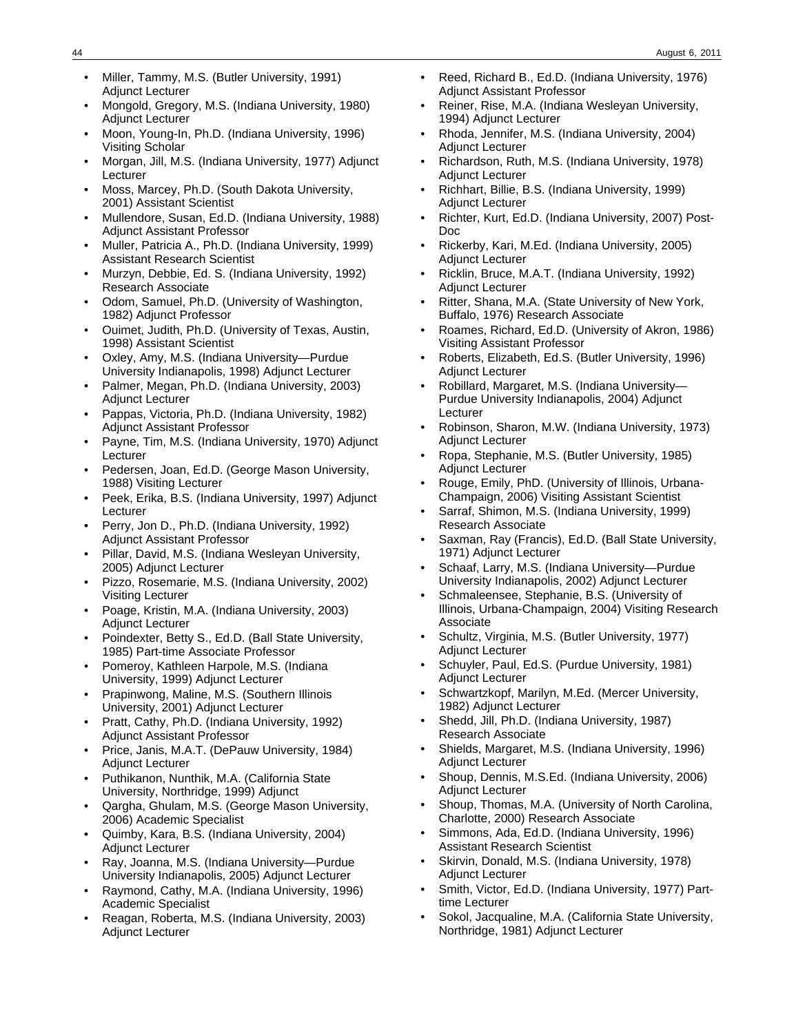- Miller, Tammy, M.S. (Butler University, 1991) Adjunct Lecturer
- Mongold, Gregory, M.S. (Indiana University, 1980) Adjunct Lecturer
- Moon, Young-In, Ph.D. (Indiana University, 1996) Visiting Scholar
- Morgan, Jill, M.S. (Indiana University, 1977) Adjunct Lecturer
- Moss, Marcey, Ph.D. (South Dakota University, 2001) Assistant Scientist
- Mullendore, Susan, Ed.D. (Indiana University, 1988) Adjunct Assistant Professor
- Muller, Patricia A., Ph.D. (Indiana University, 1999) Assistant Research Scientist
- Murzyn, Debbie, Ed. S. (Indiana University, 1992) Research Associate
- Odom, Samuel, Ph.D. (University of Washington, 1982) Adjunct Professor
- Ouimet, Judith, Ph.D. (University of Texas, Austin, 1998) Assistant Scientist
- Oxley, Amy, M.S. (Indiana University—Purdue University Indianapolis, 1998) Adjunct Lecturer
- Palmer, Megan, Ph.D. (Indiana University, 2003) Adjunct Lecturer
- Pappas, Victoria, Ph.D. (Indiana University, 1982) Adjunct Assistant Professor
- Payne, Tim, M.S. (Indiana University, 1970) Adjunct Lecturer
- Pedersen, Joan, Ed.D. (George Mason University, 1988) Visiting Lecturer
- Peek, Erika, B.S. (Indiana University, 1997) Adjunct Lecturer
- Perry, Jon D., Ph.D. (Indiana University, 1992) Adjunct Assistant Professor
- Pillar, David, M.S. (Indiana Wesleyan University, 2005) Adjunct Lecturer
- Pizzo, Rosemarie, M.S. (Indiana University, 2002) Visiting Lecturer
- Poage, Kristin, M.A. (Indiana University, 2003) Adjunct Lecturer
- Poindexter, Betty S., Ed.D. (Ball State University, 1985) Part-time Associate Professor
- Pomeroy, Kathleen Harpole, M.S. (Indiana University, 1999) Adjunct Lecturer
- Prapinwong, Maline, M.S. (Southern Illinois University, 2001) Adjunct Lecturer
- Pratt, Cathy, Ph.D. (Indiana University, 1992) Adjunct Assistant Professor
- Price, Janis, M.A.T. (DePauw University, 1984) Adjunct Lecturer
- Puthikanon, Nunthik, M.A. (California State University, Northridge, 1999) Adjunct
- Qargha, Ghulam, M.S. (George Mason University, 2006) Academic Specialist
- Quimby, Kara, B.S. (Indiana University, 2004) Adjunct Lecturer
- Ray, Joanna, M.S. (Indiana University—Purdue University Indianapolis, 2005) Adjunct Lecturer
- Raymond, Cathy, M.A. (Indiana University, 1996) Academic Specialist
- Reagan, Roberta, M.S. (Indiana University, 2003) Adjunct Lecturer
- Reed, Richard B., Ed.D. (Indiana University, 1976) Adjunct Assistant Professor
- Reiner, Rise, M.A. (Indiana Wesleyan University, 1994) Adjunct Lecturer
- Rhoda, Jennifer, M.S. (Indiana University, 2004) Adjunct Lecturer
- Richardson, Ruth, M.S. (Indiana University, 1978) Adjunct Lecturer
- Richhart, Billie, B.S. (Indiana University, 1999) Adjunct Lecturer
- Richter, Kurt, Ed.D. (Indiana University, 2007) Post-Doc
- Rickerby, Kari, M.Ed. (Indiana University, 2005) Adjunct Lecturer
- Ricklin, Bruce, M.A.T. (Indiana University, 1992) Adjunct Lecturer
- Ritter, Shana, M.A. (State University of New York, Buffalo, 1976) Research Associate
- Roames, Richard, Ed.D. (University of Akron, 1986) Visiting Assistant Professor
- Roberts, Elizabeth, Ed.S. (Butler University, 1996) Adjunct Lecturer
- Robillard, Margaret, M.S. (Indiana University—Purdue University Indianapolis, 2004) Adjunct Lecturer
- Robinson, Sharon, M.W. (Indiana University, 1973) Adjunct Lecturer
- Ropa, Stephanie, M.S. (Butler University, 1985) Adjunct Lecturer
- Rouge, Emily, PhD. (University of Illinois, Urbana-Champaign, 2006) Visiting Assistant Scientist
- Sarraf, Shimon, M.S. (Indiana University, 1999) Research Associate
- Saxman, Ray (Francis), Ed.D. (Ball State University, 1971) Adjunct Lecturer
- Schaaf, Larry, M.S. (Indiana University—Purdue University Indianapolis, 2002) Adjunct Lecturer
- Schmaleensee, Stephanie, B.S. (University of Illinois, Urbana-Champaign, 2004) Visiting Research Associate
- Schultz, Virginia, M.S. (Butler University, 1977) Adjunct Lecturer
- Schuyler, Paul, Ed.S. (Purdue University, 1981) Adjunct Lecturer
- Schwartzkopf, Marilyn, M.Ed. (Mercer University, 1982) Adjunct Lecturer
- Shedd, Jill, Ph.D. (Indiana University, 1987) Research Associate
- Shields, Margaret, M.S. (Indiana University, 1996) Adjunct Lecturer
- Shoup, Dennis, M.S.Ed. (Indiana University, 2006) Adjunct Lecturer
- Shoup, Thomas, M.A. (University of North Carolina, Charlotte, 2000) Research Associate
- Simmons, Ada, Ed.D. (Indiana University, 1996) Assistant Research Scientist
- Skirvin, Donald, M.S. (Indiana University, 1978) Adjunct Lecturer
- Smith, Victor, Ed.D. (Indiana University, 1977) Part-time Lecturer
- Sokol, Jacqualine, M.A. (California State University, Northridge, 1981) Adjunct Lecturer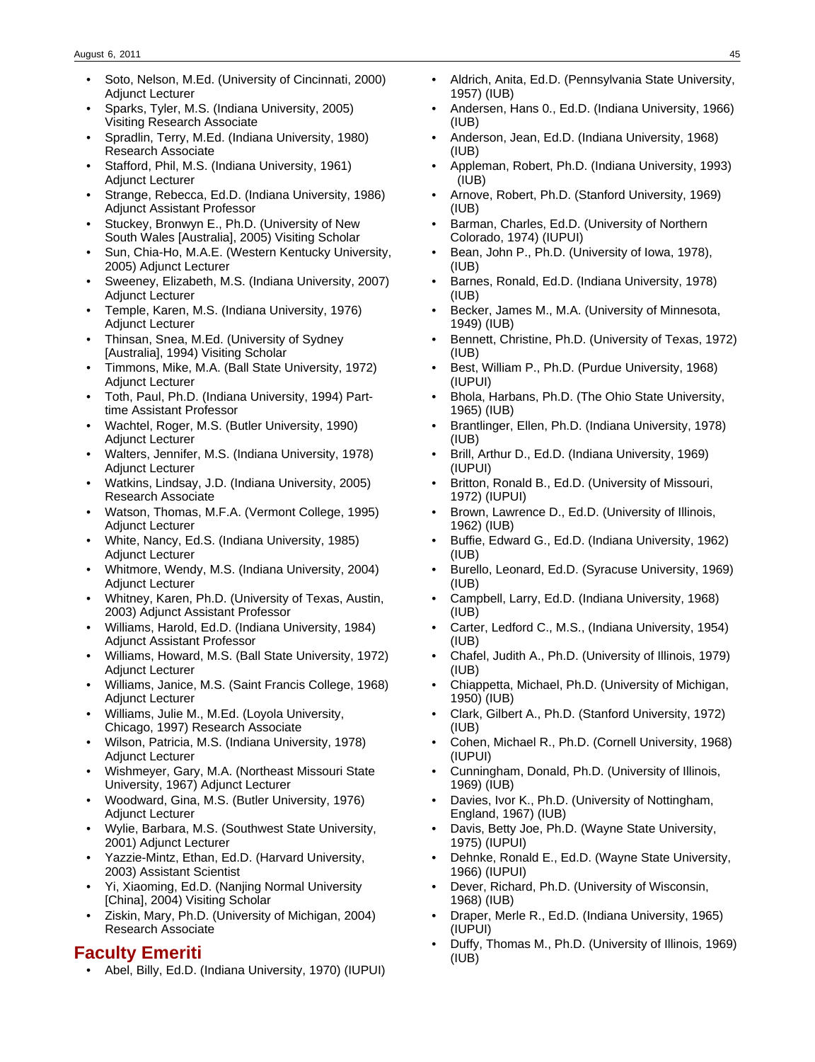- Soto, Nelson, M.Ed. (University of Cincinnati, 2000) Adjunct Lecturer
- Sparks, Tyler, M.S. (Indiana University, 2005) Visiting Research Associate
- Spradlin, Terry, M.Ed. (Indiana University, 1980) Research Associate
- Stafford, Phil, M.S. (Indiana University, 1961) Adjunct Lecturer
- Strange, Rebecca, Ed.D. (Indiana University, 1986) Adjunct Assistant Professor
- Stuckey, Bronwyn E., Ph.D. (University of New South Wales [Australia], 2005) Visiting Scholar
- Sun, Chia-Ho, M.A.E. (Western Kentucky University, 2005) Adjunct Lecturer
- Sweeney, Elizabeth, M.S. (Indiana University, 2007) Adjunct Lecturer
- Temple, Karen, M.S. (Indiana University, 1976) Adjunct Lecturer
- Thinsan, Snea, M.Ed. (University of Sydney [Australia], 1994) Visiting Scholar
- Timmons, Mike, M.A. (Ball State University, 1972) Adjunct Lecturer
- Toth, Paul, Ph.D. (Indiana University, 1994) Part-time Assistant Professor
- Wachtel, Roger, M.S. (Butler University, 1990) Adjunct Lecturer
- Walters, Jennifer, M.S. (Indiana University, 1978) Adjunct Lecturer
- Watkins, Lindsay, J.D. (Indiana University, 2005) Research Associate
- Watson, Thomas, M.F.A. (Vermont College, 1995) Adjunct Lecturer
- White, Nancy, Ed.S. (Indiana University, 1985) Adjunct Lecturer
- Whitmore, Wendy, M.S. (Indiana University, 2004) Adjunct Lecturer
- Whitney, Karen, Ph.D. (University of Texas, Austin, 2003) Adjunct Assistant Professor
- Williams, Harold, Ed.D. (Indiana University, 1984) Adjunct Assistant Professor
- Williams, Howard, M.S. (Ball State University, 1972) Adjunct Lecturer
- Williams, Janice, M.S. (Saint Francis College, 1968) Adjunct Lecturer
- Williams, Julie M., M.Ed. (Loyola University, Chicago, 1997) Research Associate
- Wilson, Patricia, M.S. (Indiana University, 1978) Adjunct Lecturer
- Wishmeyer, Gary, M.A. (Northeast Missouri State University, 1967) Adjunct Lecturer
- Woodward, Gina, M.S. (Butler University, 1976) Adjunct Lecturer
- Wylie, Barbara, M.S. (Southwest State University, 2001) Adjunct Lecturer
- Yazzie-Mintz, Ethan, Ed.D. (Harvard University, 2003) Assistant Scientist
- Yi, Xiaoming, Ed.D. (Nanjing Normal University [China], 2004) Visiting Scholar
- Ziskin, Mary, Ph.D. (University of Michigan, 2004) Research Associate

## Faculty Emeriti

- Abel, Billy, Ed.D. (Indiana University, 1970) (IUPUI)
- Aldrich, Anita, Ed.D. (Pennsylvania State University, 1957) (IUB)
- Andersen, Hans 0., Ed.D. (Indiana University, 1966) (IUB)
- Anderson, Jean, Ed.D. (Indiana University, 1968) (IUB)
- Appleman, Robert, Ph.D. (Indiana University, 1993) (IUB)
- Arnove, Robert, Ph.D. (Stanford University, 1969) (IUB)
- Barman, Charles, Ed.D. (University of Northern Colorado, 1974) (IUPUI)
- Bean, John P., Ph.D. (University of Iowa, 1978), (IUB)
- Barnes, Ronald, Ed.D. (Indiana University, 1978) (IUB)
- Becker, James M., M.A. (University of Minnesota, 1949) (IUB)
- Bennett, Christine, Ph.D. (University of Texas, 1972) (IUB)
- Best, William P., Ph.D. (Purdue University, 1968) (IUPUI)
- Bhola, Harbans, Ph.D. (The Ohio State University, 1965) (IUB)
- Brantlinger, Ellen, Ph.D. (Indiana University, 1978) (IUB)
- Brill, Arthur D., Ed.D. (Indiana University, 1969) (IUPUI)
- Britton, Ronald B., Ed.D. (University of Missouri, 1972) (IUPUI)
- Brown, Lawrence D., Ed.D. (University of Illinois, 1962) (IUB)
- Buffie, Edward G., Ed.D. (Indiana University, 1962) (IUB)
- Burello, Leonard, Ed.D. (Syracuse University, 1969) (IUB)
- Campbell, Larry, Ed.D. (Indiana University, 1968) (IUB)
- Carter, Ledford C., M.S., (Indiana University, 1954) (IUB)
- Chafel, Judith A., Ph.D. (University of Illinois, 1979) (IUB)
- Chiappetta, Michael, Ph.D. (University of Michigan, 1950) (IUB)
- Clark, Gilbert A., Ph.D. (Stanford University, 1972) (IUB)
- Cohen, Michael R., Ph.D. (Cornell University, 1968) (IUPUI)
- Cunningham, Donald, Ph.D. (University of Illinois, 1969) (IUB)
- Davies, Ivor K., Ph.D. (University of Nottingham, England, 1967) (IUB)
- Davis, Betty Joe, Ph.D. (Wayne State University, 1975) (IUPUI)
- Dehnke, Ronald E., Ed.D. (Wayne State University, 1966) (IUPUI)
- Dever, Richard, Ph.D. (University of Wisconsin, 1968) (IUB)
- Draper, Merle R., Ed.D. (Indiana University, 1965) (IUPUI)
- Duffy, Thomas M., Ph.D. (University of Illinois, 1969) (IUB)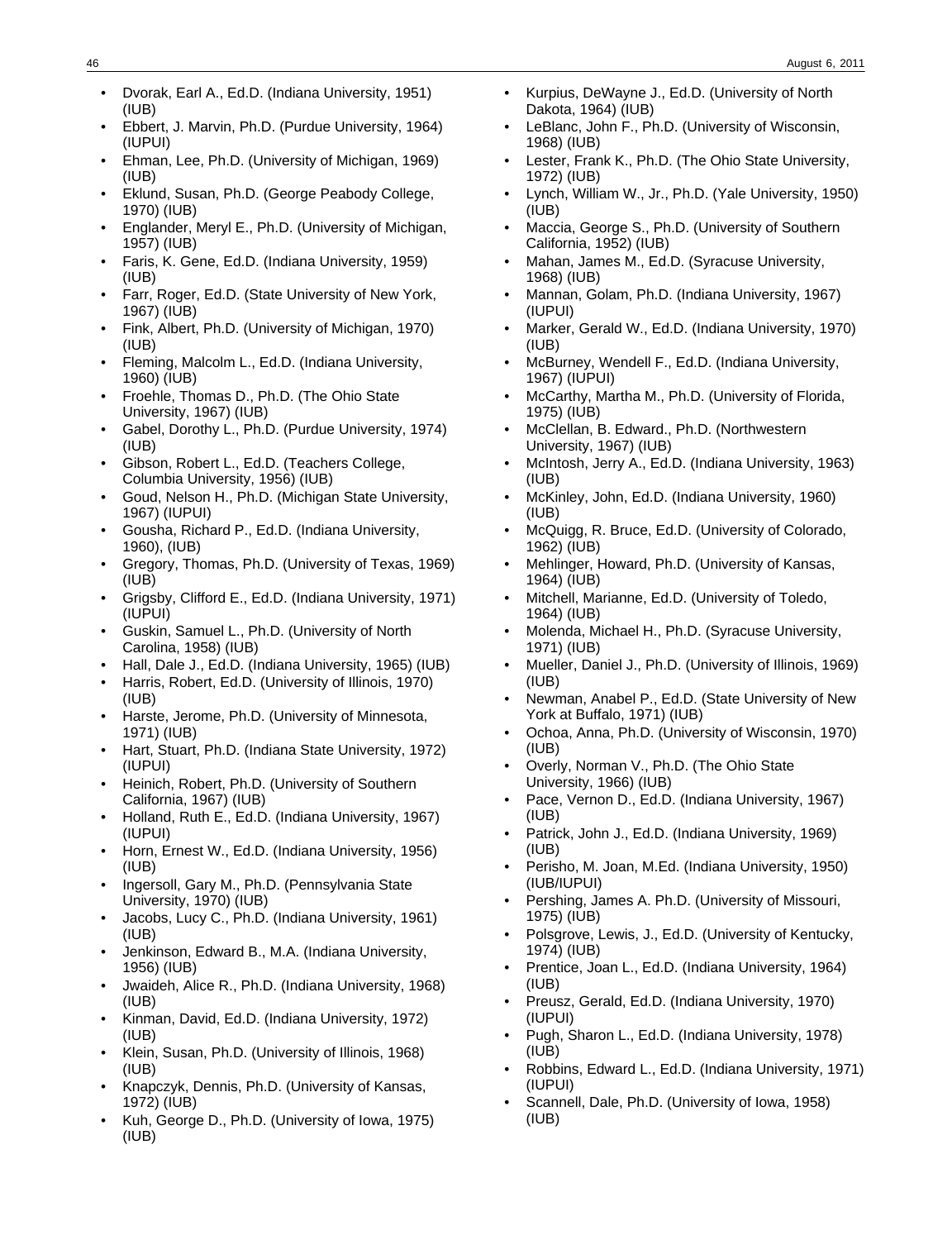- Dvorak, Earl A., Ed.D. (Indiana University, 1951) (IUB)
- Ebbert, J. Marvin, Ph.D. (Purdue University, 1964) (IUPUI)
- Ehman, Lee, Ph.D. (University of Michigan, 1969) (IUB)
- Eklund, Susan, Ph.D. (George Peabody College, 1970) (IUB)
- Englander, Meryl E., Ph.D. (University of Michigan, 1957) (IUB)
- Faris, K. Gene, Ed.D. (Indiana University, 1959) (IUB)
- Farr, Roger, Ed.D. (State University of New York, 1967) (IUB)
- Fink, Albert, Ph.D. (University of Michigan, 1970) (IUB)
- Fleming, Malcolm L., Ed.D. (Indiana University, 1960) (IUB)
- Froehle, Thomas D., Ph.D. (The Ohio State University, 1967) (IUB)
- Gabel, Dorothy L., Ph.D. (Purdue University, 1974) (IUB)
- Gibson, Robert L., Ed.D. (Teachers College, Columbia University, 1956) (IUB)
- Goud, Nelson H., Ph.D. (Michigan State University, 1967) (IUPUI)
- Gousha, Richard P., Ed.D. (Indiana University, 1960), (IUB)
- Gregory, Thomas, Ph.D. (University of Texas, 1969) (IUB)
- Grigsby, Clifford E., Ed.D. (Indiana University, 1971) (IUPUI)
- Guskin, Samuel L., Ph.D. (University of North Carolina, 1958) (IUB)
- Hall, Dale J., Ed.D. (Indiana University, 1965) (IUB)
- Harris, Robert, Ed.D. (University of Illinois, 1970) (IUB)
- Harste, Jerome, Ph.D. (University of Minnesota, 1971) (IUB)
- Hart, Stuart, Ph.D. (Indiana State University, 1972) (IUPUI)
- Heinich, Robert, Ph.D. (University of Southern California, 1967) (IUB)
- Holland, Ruth E., Ed.D. (Indiana University, 1967) (IUPUI)
- Horn, Ernest W., Ed.D. (Indiana University, 1956) (IUB)
- Ingersoll, Gary M., Ph.D. (Pennsylvania State University, 1970) (IUB)
- Jacobs, Lucy C., Ph.D. (Indiana University, 1961) (IUB)
- Jenkinson, Edward B., M.A. (Indiana University, 1956) (IUB)
- Jwaideh, Alice R., Ph.D. (Indiana University, 1968) (IUB)
- Kinman, David, Ed.D. (Indiana University, 1972) (IUB)
- Klein, Susan, Ph.D. (University of Illinois, 1968) (IUB)
- Knapczyk, Dennis, Ph.D. (University of Kansas, 1972) (IUB)
- Kuh, George D., Ph.D. (University of Iowa, 1975) (IUB)
- Kurpius, DeWayne J., Ed.D. (University of North Dakota, 1964) (IUB)
- LeBlanc, John F., Ph.D. (University of Wisconsin, 1968) (IUB)
- Lester, Frank K., Ph.D. (The Ohio State University, 1972) (IUB)
- Lynch, William W., Jr., Ph.D. (Yale University, 1950) (IUB)
- Maccia, George S., Ph.D. (University of Southern California, 1952) (IUB)
- Mahan, James M., Ed.D. (Syracuse University, 1968) (IUB)
- Mannan, Golam, Ph.D. (Indiana University, 1967) (IUPUI)
- Marker, Gerald W., Ed.D. (Indiana University, 1970) (IUB)
- McBurney, Wendell F., Ed.D. (Indiana University, 1967) (IUPUI)
- McCarthy, Martha M., Ph.D. (University of Florida, 1975) (IUB)
- McClellan, B. Edward., Ph.D. (Northwestern University, 1967) (IUB)
- McIntosh, Jerry A., Ed.D. (Indiana University, 1963) (IUB)
- McKinley, John, Ed.D. (Indiana University, 1960) (IUB)
- McQuigg, R. Bruce, Ed.D. (University of Colorado, 1962) (IUB)
- Mehlinger, Howard, Ph.D. (University of Kansas, 1964) (IUB)
- Mitchell, Marianne, Ed.D. (University of Toledo, 1964) (IUB)
- Molenda, Michael H., Ph.D. (Syracuse University, 1971) (IUB)
- Mueller, Daniel J., Ph.D. (University of Illinois, 1969) (IUB)
- Newman, Anabel P., Ed.D. (State University of New York at Buffalo, 1971) (IUB)
- Ochoa, Anna, Ph.D. (University of Wisconsin, 1970) (IUB)
- Overly, Norman V., Ph.D. (The Ohio State University, 1966) (IUB)
- Pace, Vernon D., Ed.D. (Indiana University, 1967) (IUB)
- Patrick, John J., Ed.D. (Indiana University, 1969) (IUB)
- Perisho, M. Joan, M.Ed. (Indiana University, 1950) (IUB/IUPUI)
- Pershing, James A. Ph.D. (University of Missouri, 1975) (IUB)
- Polsgrove, Lewis, J., Ed.D. (University of Kentucky, 1974) (IUB)
- Prentice, Joan L., Ed.D. (Indiana University, 1964) (IUB)
- Preusz, Gerald, Ed.D. (Indiana University, 1970) (IUPUI)
- Pugh, Sharon L., Ed.D. (Indiana University, 1978) (IUB)
- Robbins, Edward L., Ed.D. (Indiana University, 1971) (IUPUI)
- Scannell, Dale, Ph.D. (University of Iowa, 1958) (IUB)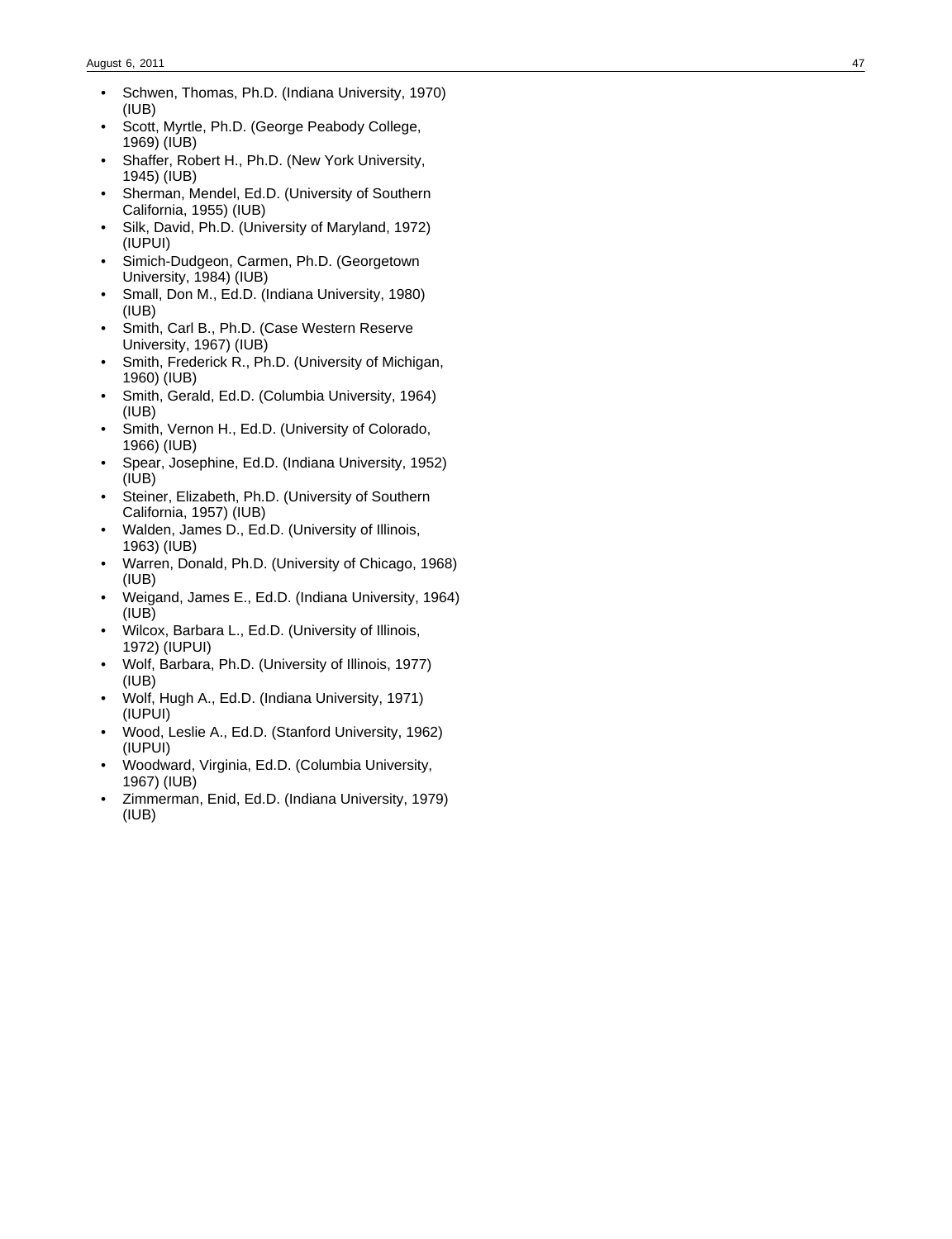- Schwen, Thomas, Ph.D. (Indiana University, 1970) (IUB)
- Scott, Myrtle, Ph.D. (George Peabody College, 1969) (IUB)
- Shaffer, Robert H., Ph.D. (New York University, 1945) (IUB)
- Sherman, Mendel, Ed.D. (University of Southern California, 1955) (IUB)
- Silk, David, Ph.D. (University of Maryland, 1972) (IUPUI)
- Simich-Dudgeon, Carmen, Ph.D. (Georgetown University, 1984) (IUB)
- Small, Don M., Ed.D. (Indiana University, 1980) (IUB)
- Smith, Carl B., Ph.D. (Case Western Reserve University, 1967) (IUB)
- Smith, Frederick R., Ph.D. (University of Michigan, 1960) (IUB)
- Smith, Gerald, Ed.D. (Columbia University, 1964) (IUB)
- Smith, Vernon H., Ed.D. (University of Colorado, 1966) (IUB)
- Spear, Josephine, Ed.D. (Indiana University, 1952) (IUB)
- Steiner, Elizabeth, Ph.D. (University of Southern California, 1957) (IUB)
- Walden, James D., Ed.D. (University of Illinois, 1963) (IUB)
- Warren, Donald, Ph.D. (University of Chicago, 1968) (IUB)
- Weigand, James E., Ed.D. (Indiana University, 1964) (IUB)
- Wilcox, Barbara L., Ed.D. (University of Illinois, 1972) (IUPUI)
- Wolf, Barbara, Ph.D. (University of Illinois, 1977) (IUB)
- Wolf, Hugh A., Ed.D. (Indiana University, 1971) (IUPUI)
- Wood, Leslie A., Ed.D. (Stanford University, 1962) (IUPUI)
- Woodward, Virginia, Ed.D. (Columbia University, 1967) (IUB)
- Zimmerman, Enid, Ed.D. (Indiana University, 1979) (IUB)